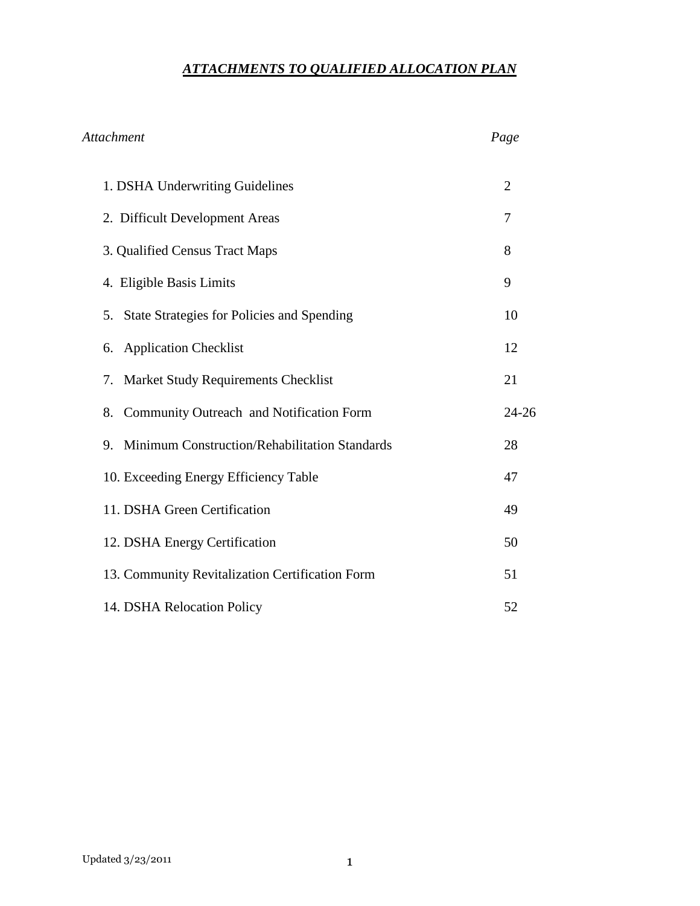# ***ATTACHMENTS TO QUALIFIED ALLOCATION PLAN***

| *Attachment* | *Page* |
| --- | --- |
| 1. DSHA Underwriting Guidelines | 2 |
| 2. Difficult Development Areas | 7 |
| 3. Qualified Census Tract Maps | 8 |
| 4. Eligible Basis Limits | 9 |
| 5. State Strategies for Policies and Spending | 10 |
| 6. Application Checklist | 12 |
| 7. Market Study Requirements Checklist | 21 |
| 8. Community Outreach and Notification Form | 24-26 |
| 9. Minimum Construction/Rehabilitation Standards | 28 |
| 10. Exceeding Energy Efficiency Table | 47 |
| 11. DSHA Green Certification | 49 |
| 12. DSHA Energy Certification | 50 |
| 13. Community Revitalization Certification Form | 51 |
| 14. DSHA Relocation Policy | 52 |

Updated 3/23/2011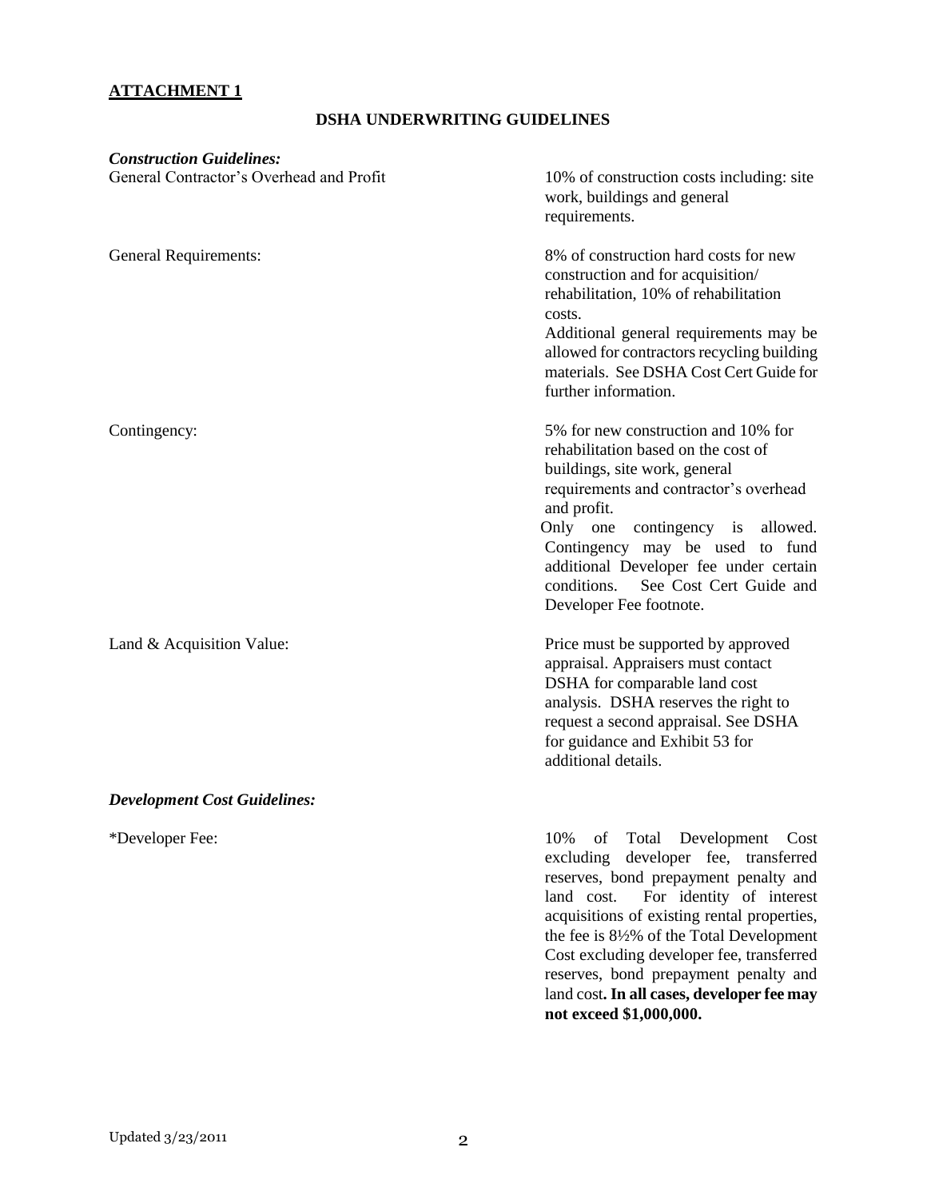**ATTACHMENT 1**

## DSHA UNDERWRITING GUIDELINES

***Construction Guidelines:***

| | |
|---|---|
| General Contractor's Overhead and Profit | 10% of construction costs including: site work, buildings and general requirements. |
| General Requirements: | 8% of construction hard costs for new construction and for acquisition/ rehabilitation, 10% of rehabilitation costs. Additional general requirements may be allowed for contractors recycling building materials. See DSHA Cost Cert Guide for further information. |
| Contingency: | 5% for new construction and 10% for rehabilitation based on the cost of buildings, site work, general requirements and contractor's overhead and profit. Only one contingency is allowed. Contingency may be used to fund additional Developer fee under certain conditions. See Cost Cert Guide and Developer Fee footnote. |
| Land & Acquisition Value: | Price must be supported by approved appraisal. Appraisers must contact DSHA for comparable land cost analysis. DSHA reserves the right to request a second appraisal. See DSHA for guidance and Exhibit 53 for additional details. |

***Development Cost Guidelines:***

| | |
|---|---|
| *Developer Fee: | 10% of Total Development Cost excluding developer fee, transferred reserves, bond prepayment penalty and land cost. For identity of interest acquisitions of existing rental properties, the fee is 8½% of the Total Development Cost excluding developer fee, transferred reserves, bond prepayment penalty and land cost**. In all cases, developer fee may not exceed $1,000,000.** |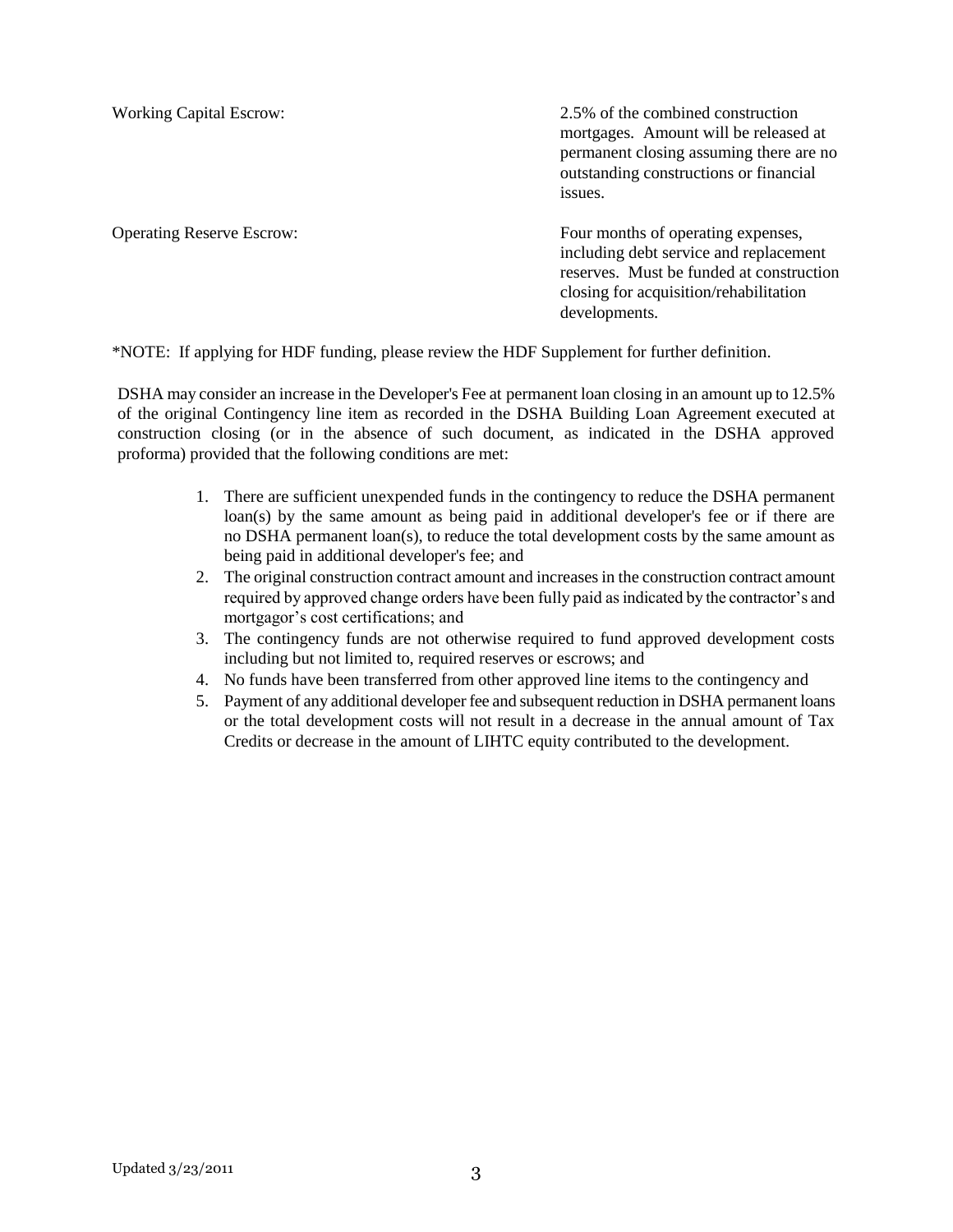| | |
|---|---|
| Working Capital Escrow: | 2.5% of the combined construction mortgages. Amount will be released at permanent closing assuming there are no outstanding constructions or financial issues. |
| Operating Reserve Escrow: | Four months of operating expenses, including debt service and replacement reserves. Must be funded at construction closing for acquisition/rehabilitation developments. |

*NOTE: If applying for HDF funding, please review the HDF Supplement for further definition.

DSHA may consider an increase in the Developer's Fee at permanent loan closing in an amount up to 12.5% of the original Contingency line item as recorded in the DSHA Building Loan Agreement executed at construction closing (or in the absence of such document, as indicated in the DSHA approved proforma) provided that the following conditions are met:

1. There are sufficient unexpended funds in the contingency to reduce the DSHA permanent loan(s) by the same amount as being paid in additional developer's fee or if there are no DSHA permanent loan(s), to reduce the total development costs by the same amount as being paid in additional developer's fee; and
2. The original construction contract amount and increases in the construction contract amount required by approved change orders have been fully paid as indicated by the contractor's and mortgagor's cost certifications; and
3. The contingency funds are not otherwise required to fund approved development costs including but not limited to, required reserves or escrows; and
4. No funds have been transferred from other approved line items to the contingency and
5. Payment of any additional developer fee and subsequent reduction in DSHA permanent loans or the total development costs will not result in a decrease in the annual amount of Tax Credits or decrease in the amount of LIHTC equity contributed to the development.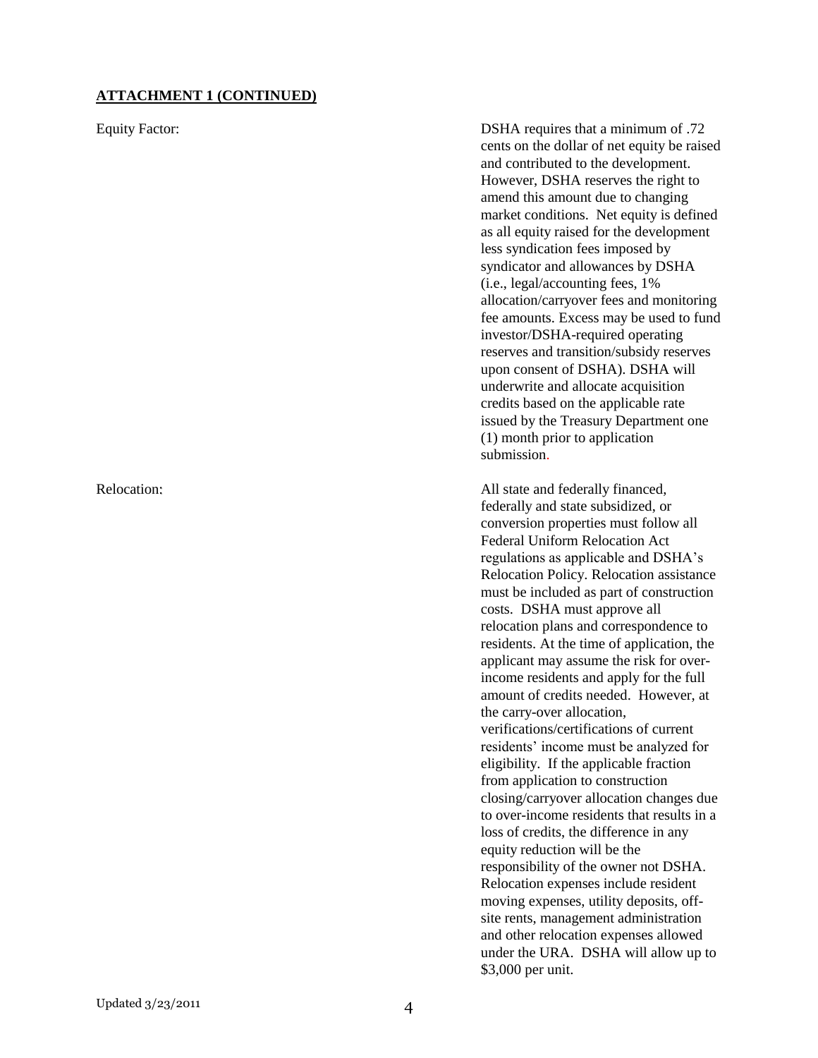**ATTACHMENT 1 (CONTINUED)**

Equity Factor: DSHA requires that a minimum of .72 cents on the dollar of net equity be raised and contributed to the development. However, DSHA reserves the right to amend this amount due to changing market conditions. Net equity is defined as all equity raised for the development less syndication fees imposed by syndicator and allowances by DSHA (i.e., legal/accounting fees, 1% allocation/carryover fees and monitoring fee amounts. Excess may be used to fund investor/DSHA-required operating reserves and transition/subsidy reserves upon consent of DSHA). DSHA will underwrite and allocate acquisition credits based on the applicable rate issued by the Treasury Department one (1) month prior to application submission.

Relocation: All state and federally financed, federally and state subsidized, or conversion properties must follow all Federal Uniform Relocation Act regulations as applicable and DSHA's Relocation Policy. Relocation assistance must be included as part of construction costs. DSHA must approve all relocation plans and correspondence to residents. At the time of application, the applicant may assume the risk for over-income residents and apply for the full amount of credits needed. However, at the carry-over allocation, verifications/certifications of current residents' income must be analyzed for eligibility. If the applicable fraction from application to construction closing/carryover allocation changes due to over-income residents that results in a loss of credits, the difference in any equity reduction will be the responsibility of the owner not DSHA. Relocation expenses include resident moving expenses, utility deposits, off-site rents, management administration and other relocation expenses allowed under the URA. DSHA will allow up to $3,000 per unit.

Updated 3/23/2011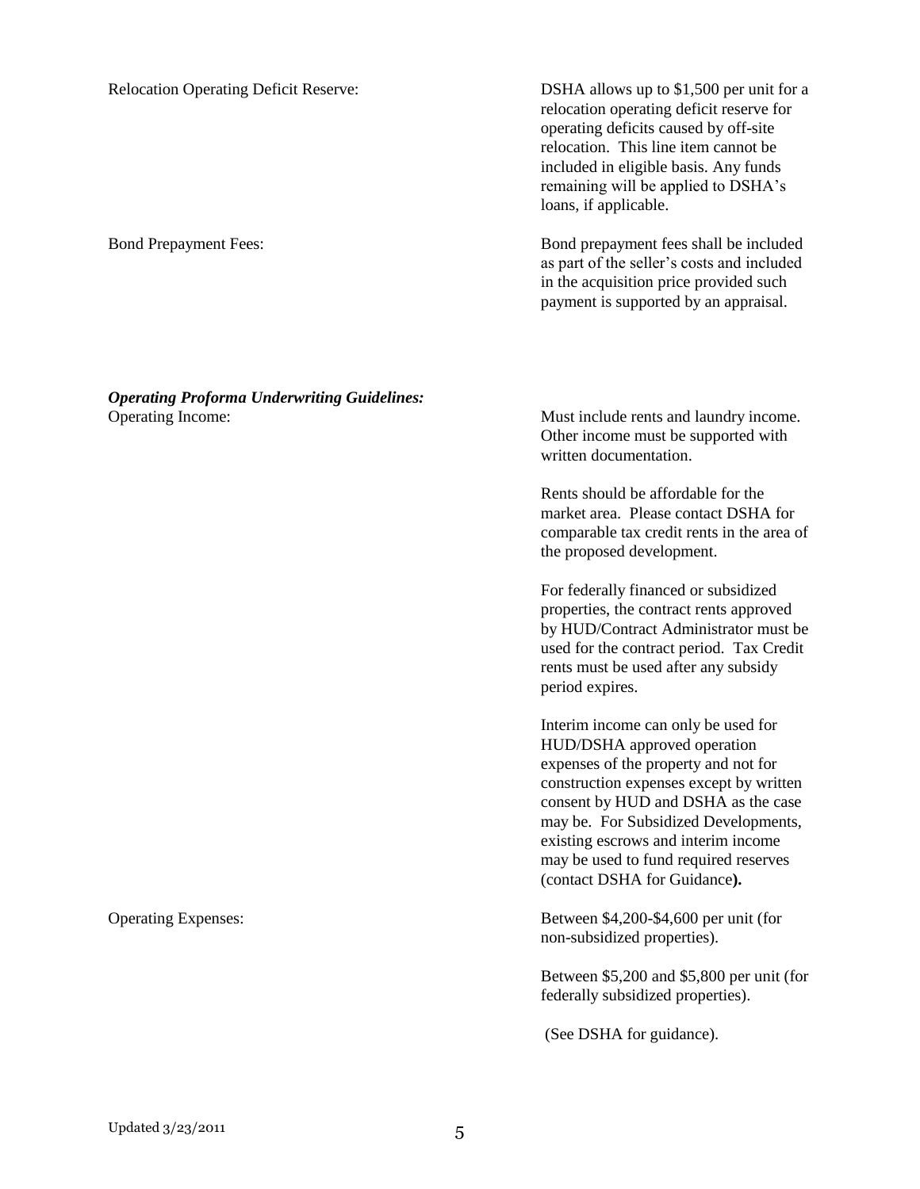Relocation Operating Deficit Reserve: DSHA allows up to $1,500 per unit for a relocation operating deficit reserve for operating deficits caused by off-site relocation. This line item cannot be included in eligible basis. Any funds remaining will be applied to DSHA's loans, if applicable.

Bond Prepayment Fees: Bond prepayment fees shall be included as part of the seller's costs and included in the acquisition price provided such payment is supported by an appraisal.

***Operating Proforma Underwriting Guidelines:***

Operating Income: Must include rents and laundry income. Other income must be supported with written documentation.

Rents should be affordable for the market area. Please contact DSHA for comparable tax credit rents in the area of the proposed development.

For federally financed or subsidized properties, the contract rents approved by HUD/Contract Administrator must be used for the contract period. Tax Credit rents must be used after any subsidy period expires.

Interim income can only be used for HUD/DSHA approved operation expenses of the property and not for construction expenses except by written consent by HUD and DSHA as the case may be. For Subsidized Developments, existing escrows and interim income may be used to fund required reserves (contact DSHA for Guidance**).**

Operating Expenses: Between $4,200-$4,600 per unit (for non-subsidized properties).

Between $5,200 and $5,800 per unit (for federally subsidized properties).

(See DSHA for guidance).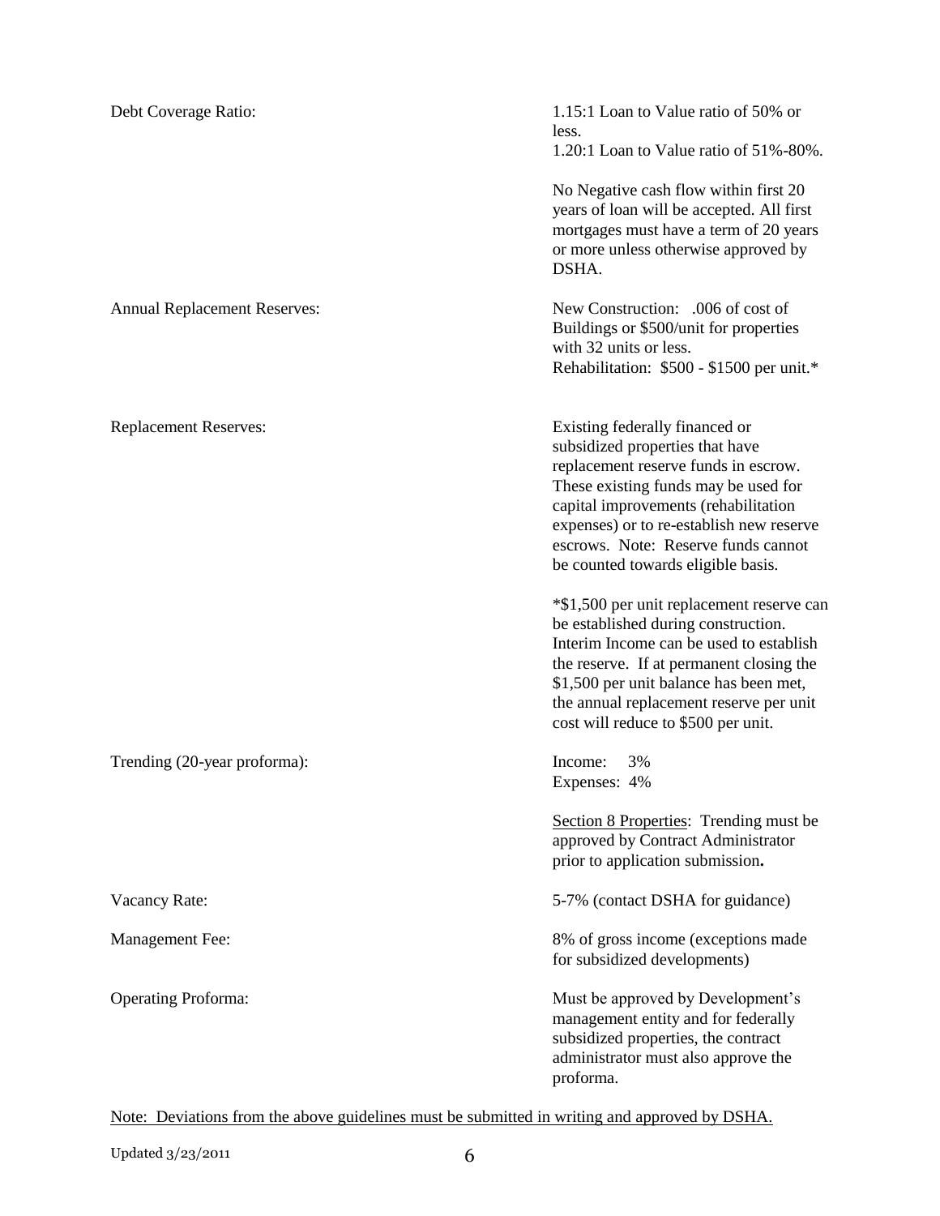| | |
|---|---|
| Debt Coverage Ratio: | 1.15:1 Loan to Value ratio of 50% or less.<br>1.20:1 Loan to Value ratio of 51%-80%.<br><br>No Negative cash flow within first 20 years of loan will be accepted. All first mortgages must have a term of 20 years or more unless otherwise approved by DSHA. |
| Annual Replacement Reserves: | New Construction: .006 of cost of Buildings or \$500/unit for properties with 32 units or less.<br>Rehabilitation: \$500 - \$1500 per unit.* |
| Replacement Reserves: | Existing federally financed or subsidized properties that have replacement reserve funds in escrow. These existing funds may be used for capital improvements (rehabilitation expenses) or to re-establish new reserve escrows. Note: Reserve funds cannot be counted towards eligible basis.<br><br>*\$1,500 per unit replacement reserve can be established during construction. Interim Income can be used to establish the reserve. If at permanent closing the \$1,500 per unit balance has been met, the annual replacement reserve per unit cost will reduce to \$500 per unit. |
| Trending (20-year proforma): | Income: 3%<br>Expenses: 4%<br><br><u>Section 8 Properties</u>: Trending must be approved by Contract Administrator prior to application submission**.** |
| Vacancy Rate: | 5-7% (contact DSHA for guidance) |
| Management Fee: | 8% of gross income (exceptions made for subsidized developments) |
| Operating Proforma: | Must be approved by Development's management entity and for federally subsidized properties, the contract administrator must also approve the proforma. |

<u>Note: Deviations from the above guidelines must be submitted in writing and approved by DSHA.</u>

Updated 3/23/2011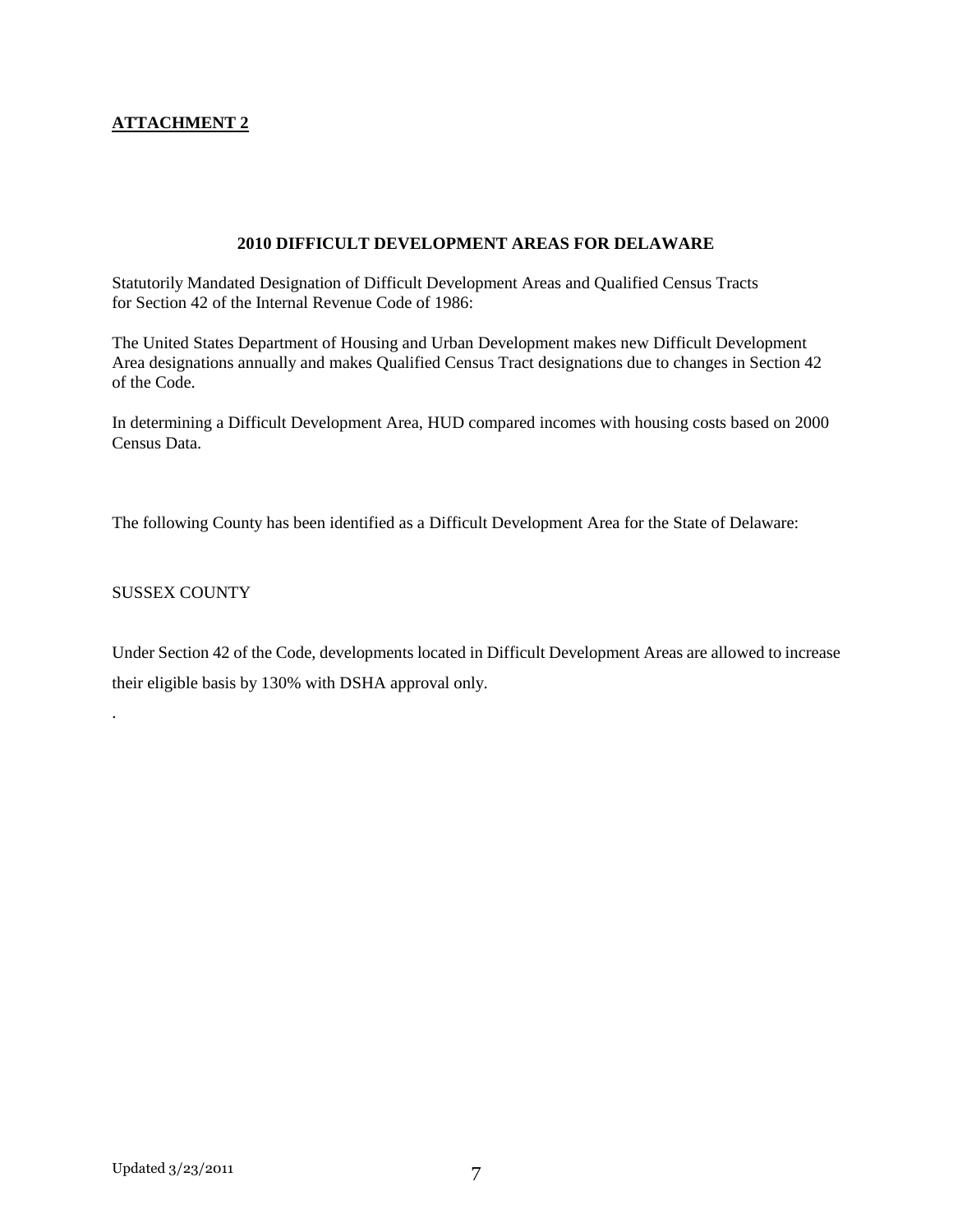**ATTACHMENT 2**

## 2010 DIFFICULT DEVELOPMENT AREAS FOR DELAWARE

Statutorily Mandated Designation of Difficult Development Areas and Qualified Census Tracts for Section 42 of the Internal Revenue Code of 1986:

The United States Department of Housing and Urban Development makes new Difficult Development Area designations annually and makes Qualified Census Tract designations due to changes in Section 42 of the Code.

In determining a Difficult Development Area, HUD compared incomes with housing costs based on 2000 Census Data.

The following County has been identified as a Difficult Development Area for the State of Delaware:

SUSSEX COUNTY

Under Section 42 of the Code, developments located in Difficult Development Areas are allowed to increase their eligible basis by 130% with DSHA approval only.

.

Updated 3/23/2011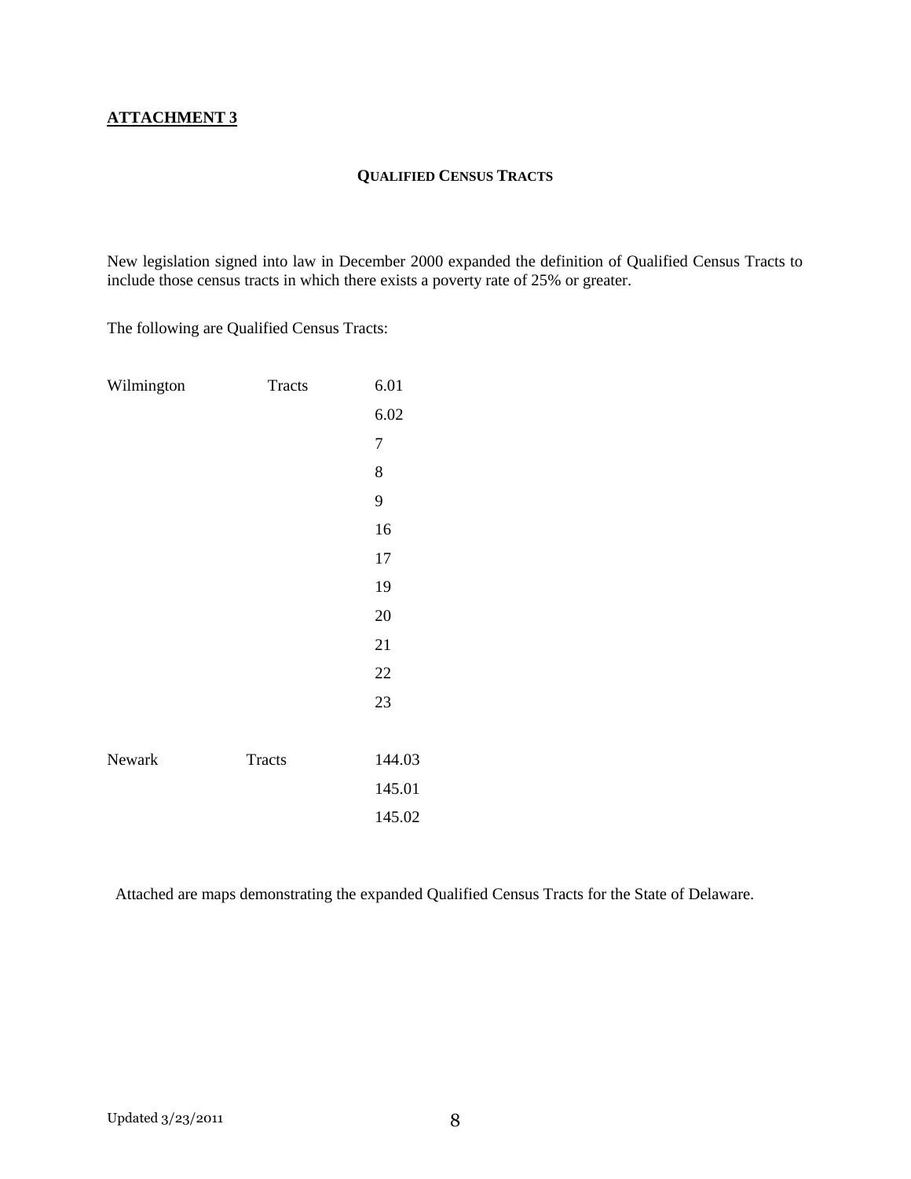**ATTACHMENT 3**

## QUALIFIED CENSUS TRACTS

New legislation signed into law in December 2000 expanded the definition of Qualified Census Tracts to include those census tracts in which there exists a poverty rate of 25% or greater.

The following are Qualified Census Tracts:

| | | |
|---|---|---|
| Wilmington | Tracts | 6.01 |
| | | 6.02 |
| | | 7 |
| | | 8 |
| | | 9 |
| | | 16 |
| | | 17 |
| | | 19 |
| | | 20 |
| | | 21 |
| | | 22 |
| | | 23 |
| | | |
| Newark | Tracts | 144.03 |
| | | 145.01 |
| | | 145.02 |

Attached are maps demonstrating the expanded Qualified Census Tracts for the State of Delaware.

Updated 3/23/2011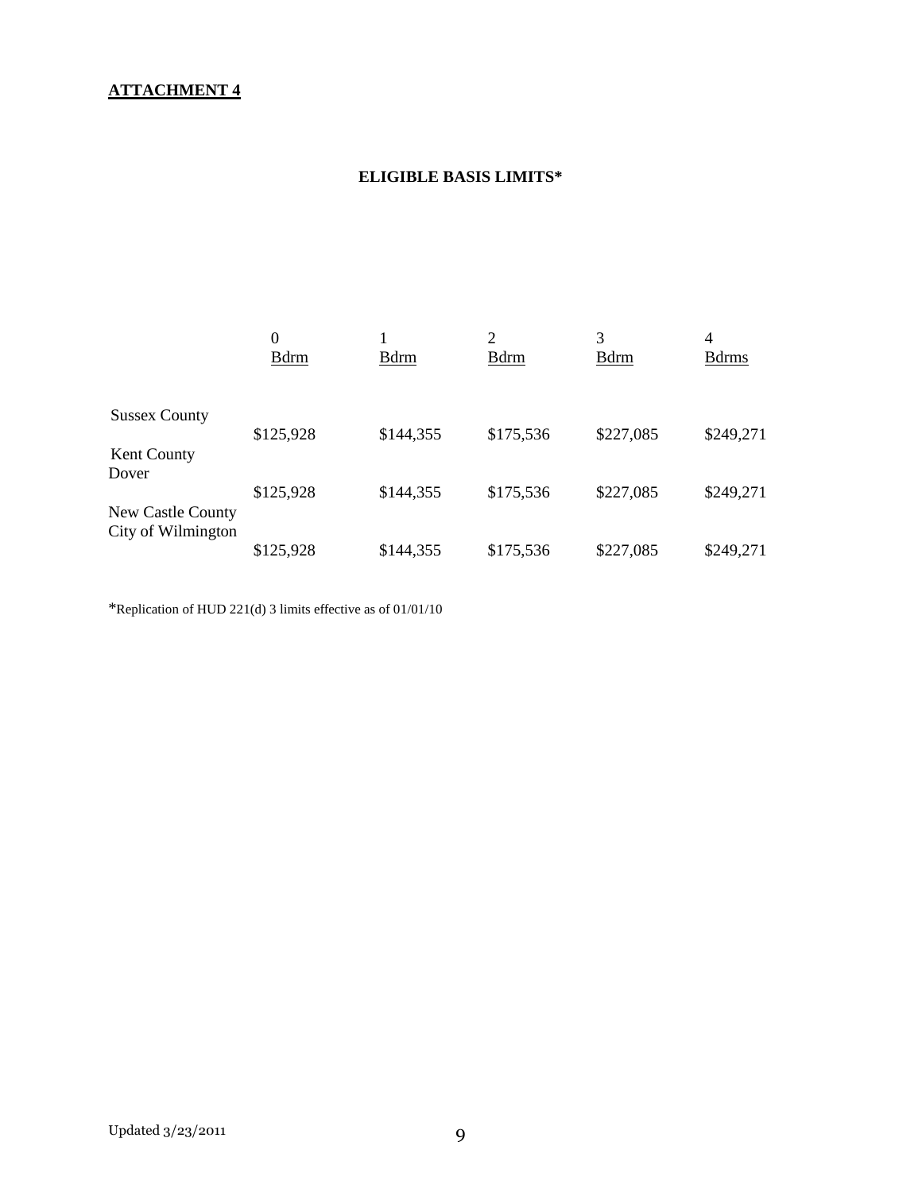**ATTACHMENT 4**

**ELIGIBLE BASIS LIMITS***

| | 0 Bdrm | 1 Bdrm | 2 Bdrm | 3 Bdrm | 4 Bdrms |
|---|---|---|---|---|---|
| Sussex County | $125,928 | $144,355 | $175,536 | $227,085 | $249,271 |
| Kent County Dover | $125,928 | $144,355 | $175,536 | $227,085 | $249,271 |
| New Castle County City of Wilmington | $125,928 | $144,355 | $175,536 | $227,085 | $249,271 |

*Replication of HUD 221(d) 3 limits effective as of 01/01/10

Updated 3/23/2011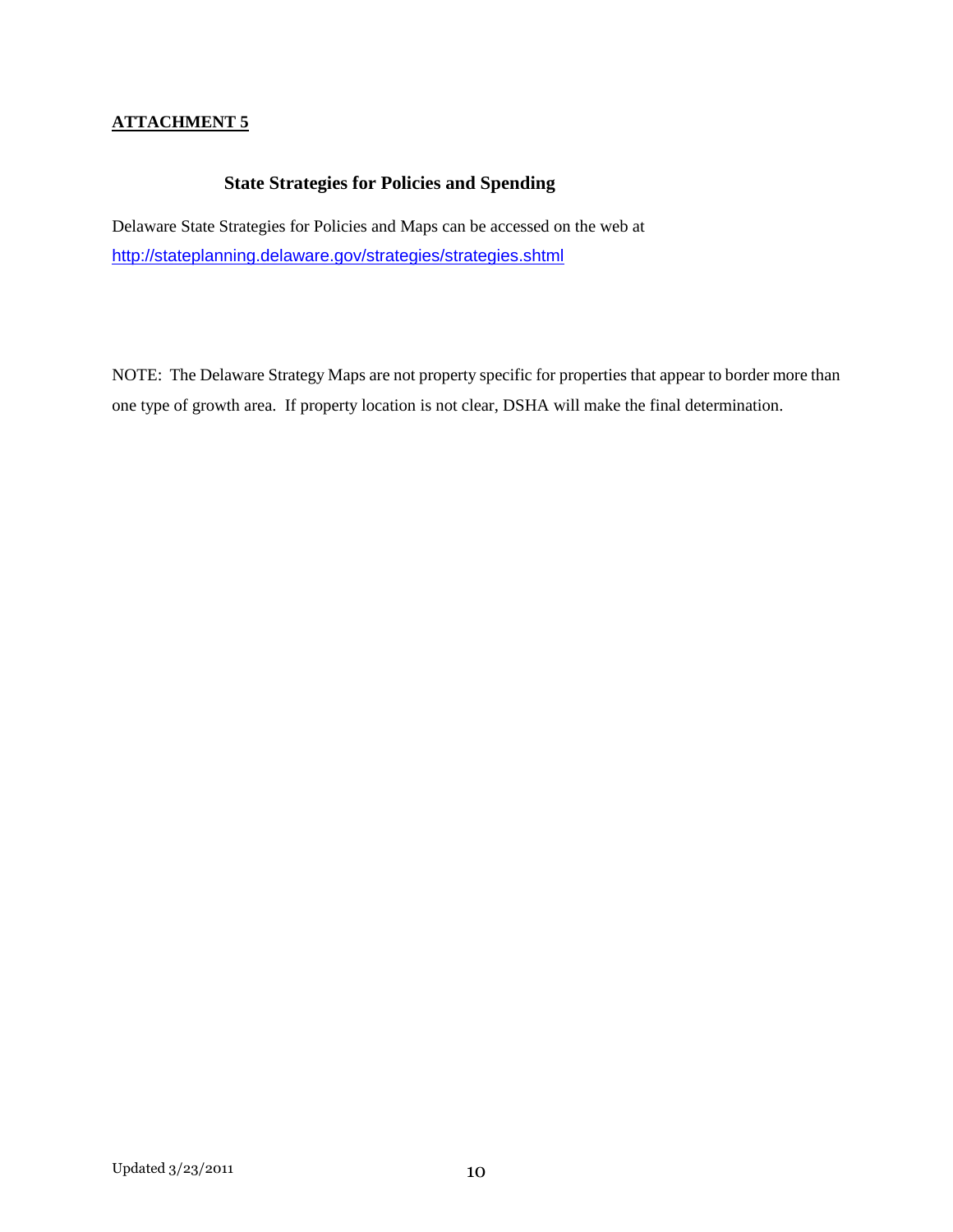**ATTACHMENT 5**

## State Strategies for Policies and Spending

Delaware State Strategies for Policies and Maps can be accessed on the web at http://stateplanning.delaware.gov/strategies/strategies.shtml

NOTE: The Delaware Strategy Maps are not property specific for properties that appear to border more than one type of growth area. If property location is not clear, DSHA will make the final determination.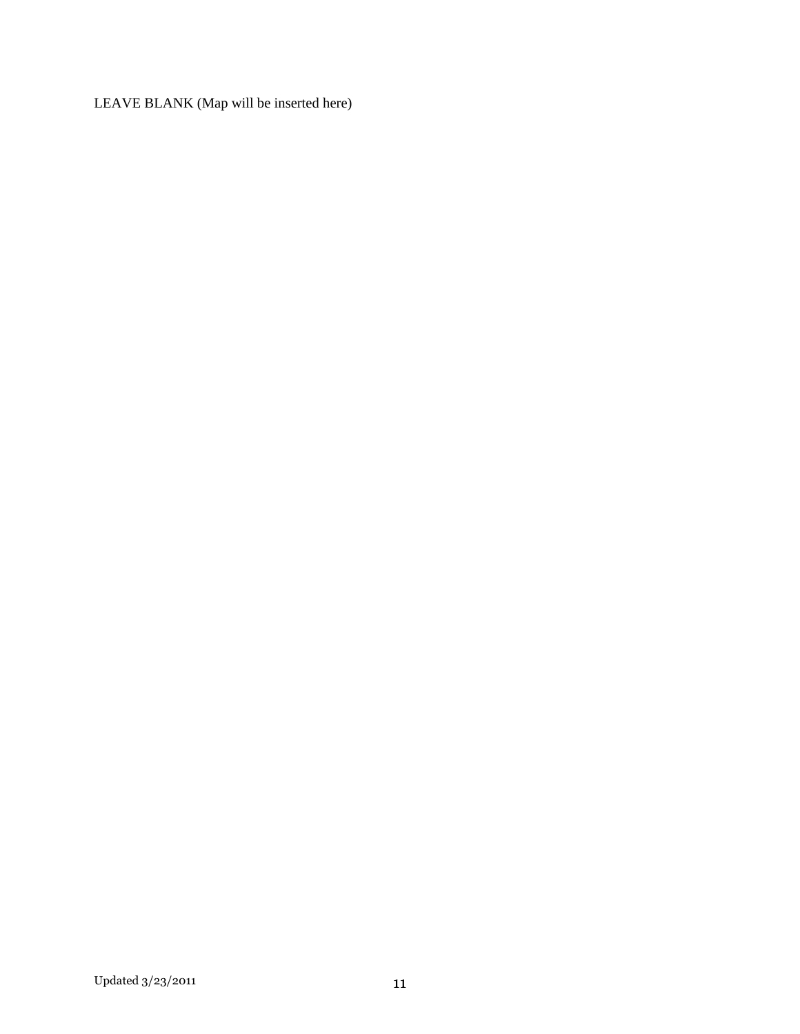LEAVE BLANK (Map will be inserted here)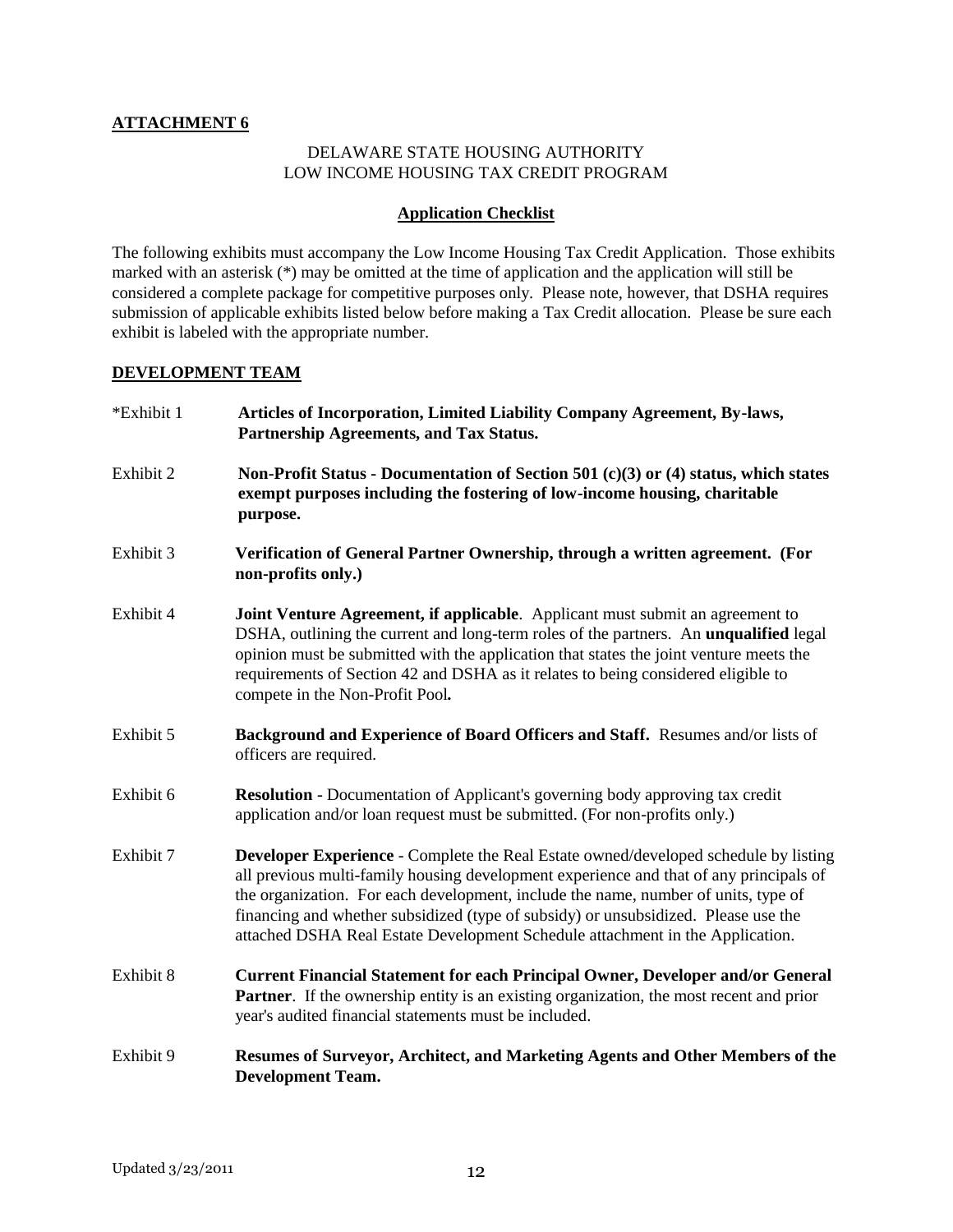**ATTACHMENT 6**

DELAWARE STATE HOUSING AUTHORITY
LOW INCOME HOUSING TAX CREDIT PROGRAM

**Application Checklist**

The following exhibits must accompany the Low Income Housing Tax Credit Application. Those exhibits marked with an asterisk (*) may be omitted at the time of application and the application will still be considered a complete package for competitive purposes only. Please note, however, that DSHA requires submission of applicable exhibits listed below before making a Tax Credit allocation. Please be sure each exhibit is labeled with the appropriate number.

**DEVELOPMENT TEAM**

*Exhibit 1 — **Articles of Incorporation, Limited Liability Company Agreement, By-laws, Partnership Agreements, and Tax Status.**

Exhibit 2 — **Non-Profit Status - Documentation of Section 501 (c)(3) or (4) status, which states exempt purposes including the fostering of low-income housing, charitable purpose.**

Exhibit 3 — **Verification of General Partner Ownership, through a written agreement. (For non-profits only.)**

Exhibit 4 — **Joint Venture Agreement, if applicable**. Applicant must submit an agreement to DSHA, outlining the current and long-term roles of the partners. An **unqualified** legal opinion must be submitted with the application that states the joint venture meets the requirements of Section 42 and DSHA as it relates to being considered eligible to compete in the Non-Profit Pool**.**

Exhibit 5 — **Background and Experience of Board Officers and Staff.** Resumes and/or lists of officers are required.

Exhibit 6 — **Resolution** - Documentation of Applicant's governing body approving tax credit application and/or loan request must be submitted. (For non-profits only.)

Exhibit 7 — **Developer Experience** - Complete the Real Estate owned/developed schedule by listing all previous multi-family housing development experience and that of any principals of the organization. For each development, include the name, number of units, type of financing and whether subsidized (type of subsidy) or unsubsidized. Please use the attached DSHA Real Estate Development Schedule attachment in the Application.

Exhibit 8 — **Current Financial Statement for each Principal Owner, Developer and/or General Partner**. If the ownership entity is an existing organization, the most recent and prior year's audited financial statements must be included.

Exhibit 9 — **Resumes of Surveyor, Architect, and Marketing Agents and Other Members of the Development Team.**

Updated 3/23/2011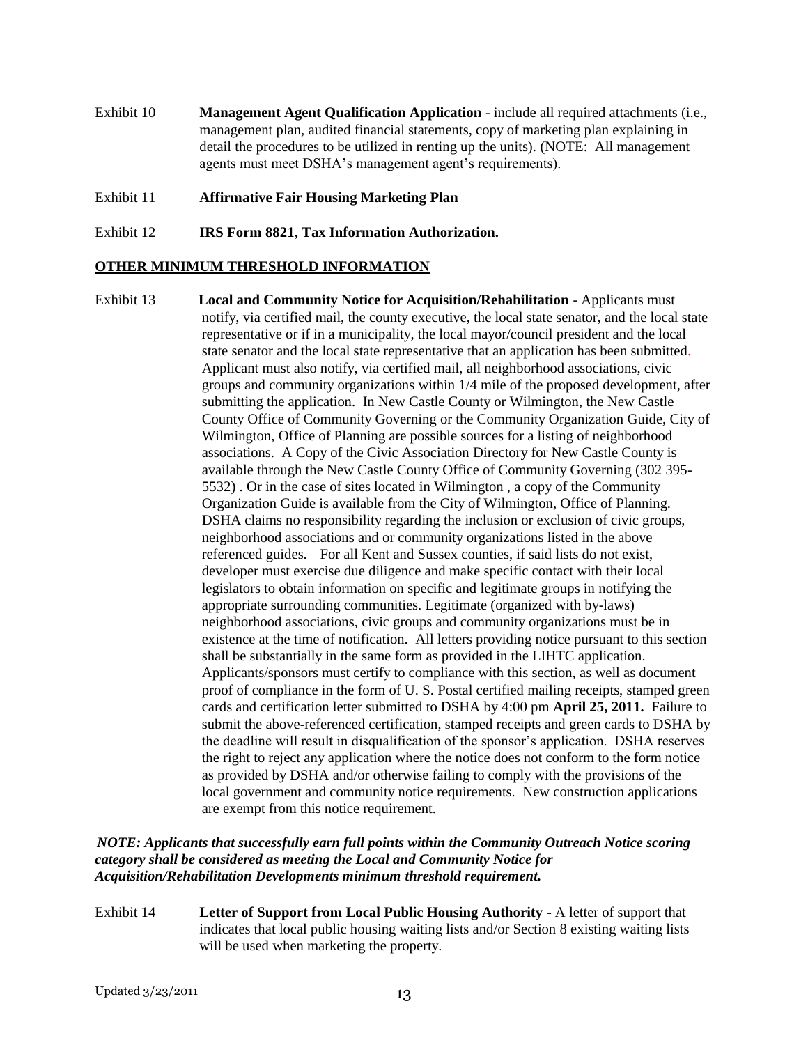Exhibit 10 **Management Agent Qualification Application** - include all required attachments (i.e., management plan, audited financial statements, copy of marketing plan explaining in detail the procedures to be utilized in renting up the units). (NOTE: All management agents must meet DSHA's management agent's requirements).

Exhibit 11 **Affirmative Fair Housing Marketing Plan**

Exhibit 12 **IRS Form 8821, Tax Information Authorization.**

**OTHER MINIMUM THRESHOLD INFORMATION**

Exhibit 13 **Local and Community Notice for Acquisition/Rehabilitation** - Applicants must notify, via certified mail, the county executive, the local state senator, and the local state representative or if in a municipality, the local mayor/council president and the local state senator and the local state representative that an application has been submitted. Applicant must also notify, via certified mail, all neighborhood associations, civic groups and community organizations within 1/4 mile of the proposed development, after submitting the application. In New Castle County or Wilmington, the New Castle County Office of Community Governing or the Community Organization Guide, City of Wilmington, Office of Planning are possible sources for a listing of neighborhood associations. A Copy of the Civic Association Directory for New Castle County is available through the New Castle County Office of Community Governing (302 395-5532) . Or in the case of sites located in Wilmington , a copy of the Community Organization Guide is available from the City of Wilmington, Office of Planning. DSHA claims no responsibility regarding the inclusion or exclusion of civic groups, neighborhood associations and or community organizations listed in the above referenced guides. For all Kent and Sussex counties, if said lists do not exist, developer must exercise due diligence and make specific contact with their local legislators to obtain information on specific and legitimate groups in notifying the appropriate surrounding communities. Legitimate (organized with by-laws) neighborhood associations, civic groups and community organizations must be in existence at the time of notification. All letters providing notice pursuant to this section shall be substantially in the same form as provided in the LIHTC application. Applicants/sponsors must certify to compliance with this section, as well as document proof of compliance in the form of U. S. Postal certified mailing receipts, stamped green cards and certification letter submitted to DSHA by 4:00 pm **April 25, 2011.** Failure to submit the above-referenced certification, stamped receipts and green cards to DSHA by the deadline will result in disqualification of the sponsor's application. DSHA reserves the right to reject any application where the notice does not conform to the form notice as provided by DSHA and/or otherwise failing to comply with the provisions of the local government and community notice requirements. New construction applications are exempt from this notice requirement.

***NOTE: Applicants that successfully earn full points within the Community Outreach Notice scoring category shall be considered as meeting the Local and Community Notice for Acquisition/Rehabilitation Developments minimum threshold requirement.***

Exhibit 14 **Letter of Support from Local Public Housing Authority** - A letter of support that indicates that local public housing waiting lists and/or Section 8 existing waiting lists will be used when marketing the property.

Updated 3/23/2011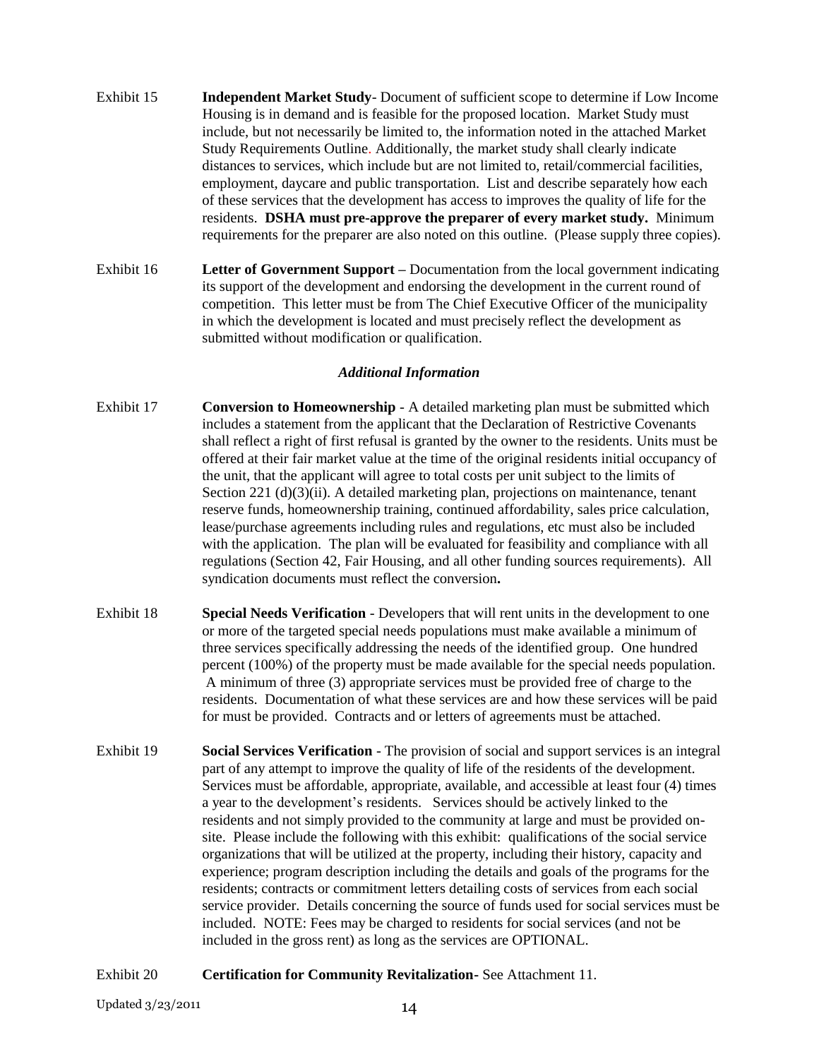Exhibit 15 **Independent Market Study**- Document of sufficient scope to determine if Low Income Housing is in demand and is feasible for the proposed location. Market Study must include, but not necessarily be limited to, the information noted in the attached Market Study Requirements Outline. Additionally, the market study shall clearly indicate distances to services, which include but are not limited to, retail/commercial facilities, employment, daycare and public transportation. List and describe separately how each of these services that the development has access to improves the quality of life for the residents. **DSHA must pre-approve the preparer of every market study.** Minimum requirements for the preparer are also noted on this outline. (Please supply three copies).

Exhibit 16 **Letter of Government Support –** Documentation from the local government indicating its support of the development and endorsing the development in the current round of competition. This letter must be from The Chief Executive Officer of the municipality in which the development is located and must precisely reflect the development as submitted without modification or qualification.

***Additional Information***

Exhibit 17 **Conversion to Homeownership** - A detailed marketing plan must be submitted which includes a statement from the applicant that the Declaration of Restrictive Covenants shall reflect a right of first refusal is granted by the owner to the residents. Units must be offered at their fair market value at the time of the original residents initial occupancy of the unit, that the applicant will agree to total costs per unit subject to the limits of Section 221 (d)(3)(ii). A detailed marketing plan, projections on maintenance, tenant reserve funds, homeownership training, continued affordability, sales price calculation, lease/purchase agreements including rules and regulations, etc must also be included with the application. The plan will be evaluated for feasibility and compliance with all regulations (Section 42, Fair Housing, and all other funding sources requirements). All syndication documents must reflect the conversion**.**

Exhibit 18 **Special Needs Verification** - Developers that will rent units in the development to one or more of the targeted special needs populations must make available a minimum of three services specifically addressing the needs of the identified group. One hundred percent (100%) of the property must be made available for the special needs population. A minimum of three (3) appropriate services must be provided free of charge to the residents. Documentation of what these services are and how these services will be paid for must be provided. Contracts and or letters of agreements must be attached.

Exhibit 19 **Social Services Verification** - The provision of social and support services is an integral part of any attempt to improve the quality of life of the residents of the development. Services must be affordable, appropriate, available, and accessible at least four (4) times a year to the development's residents. Services should be actively linked to the residents and not simply provided to the community at large and must be provided on-site. Please include the following with this exhibit: qualifications of the social service organizations that will be utilized at the property, including their history, capacity and experience; program description including the details and goals of the programs for the residents; contracts or commitment letters detailing costs of services from each social service provider. Details concerning the source of funds used for social services must be included. NOTE: Fees may be charged to residents for social services (and not be included in the gross rent) as long as the services are OPTIONAL.

Exhibit 20 **Certification for Community Revitalization**- See Attachment 11.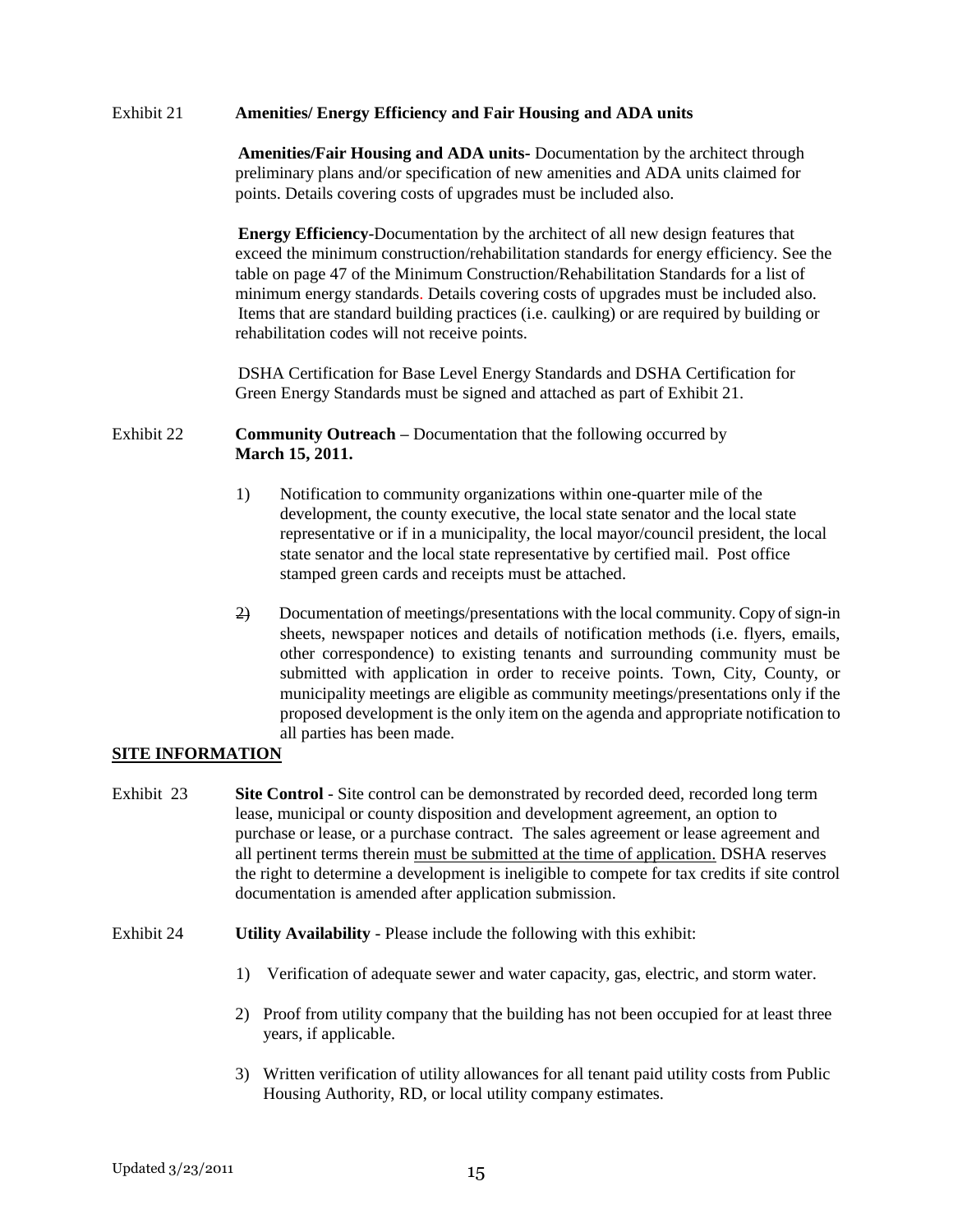Exhibit 21 **Amenities/ Energy Efficiency and Fair Housing and ADA units**

**Amenities/Fair Housing and ADA units**- Documentation by the architect through preliminary plans and/or specification of new amenities and ADA units claimed for points. Details covering costs of upgrades must be included also.

**Energy Efficiency**-Documentation by the architect of all new design features that exceed the minimum construction/rehabilitation standards for energy efficiency. See the table on page 47 of the Minimum Construction/Rehabilitation Standards for a list of minimum energy standards. Details covering costs of upgrades must be included also. Items that are standard building practices (i.e. caulking) or are required by building or rehabilitation codes will not receive points.

DSHA Certification for Base Level Energy Standards and DSHA Certification for Green Energy Standards must be signed and attached as part of Exhibit 21.

Exhibit 22 **Community Outreach –** Documentation that the following occurred by **March 15, 2011.**

1) Notification to community organizations within one-quarter mile of the development, the county executive, the local state senator and the local state representative or if in a municipality, the local mayor/council president, the local state senator and the local state representative by certified mail. Post office stamped green cards and receipts must be attached.

2) Documentation of meetings/presentations with the local community. Copy of sign-in sheets, newspaper notices and details of notification methods (i.e. flyers, emails, other correspondence) to existing tenants and surrounding community must be submitted with application in order to receive points. Town, City, County, or municipality meetings are eligible as community meetings/presentations only if the proposed development is the only item on the agenda and appropriate notification to all parties has been made.

## SITE INFORMATION

Exhibit 23 **Site Control** - Site control can be demonstrated by recorded deed, recorded long term lease, municipal or county disposition and development agreement, an option to purchase or lease, or a purchase contract. The sales agreement or lease agreement and all pertinent terms therein must be submitted at the time of application. DSHA reserves the right to determine a development is ineligible to compete for tax credits if site control documentation is amended after application submission.

Exhibit 24 **Utility Availability** - Please include the following with this exhibit:

1) Verification of adequate sewer and water capacity, gas, electric, and storm water.

2) Proof from utility company that the building has not been occupied for at least three years, if applicable.

3) Written verification of utility allowances for all tenant paid utility costs from Public Housing Authority, RD, or local utility company estimates.

Updated 3/23/2011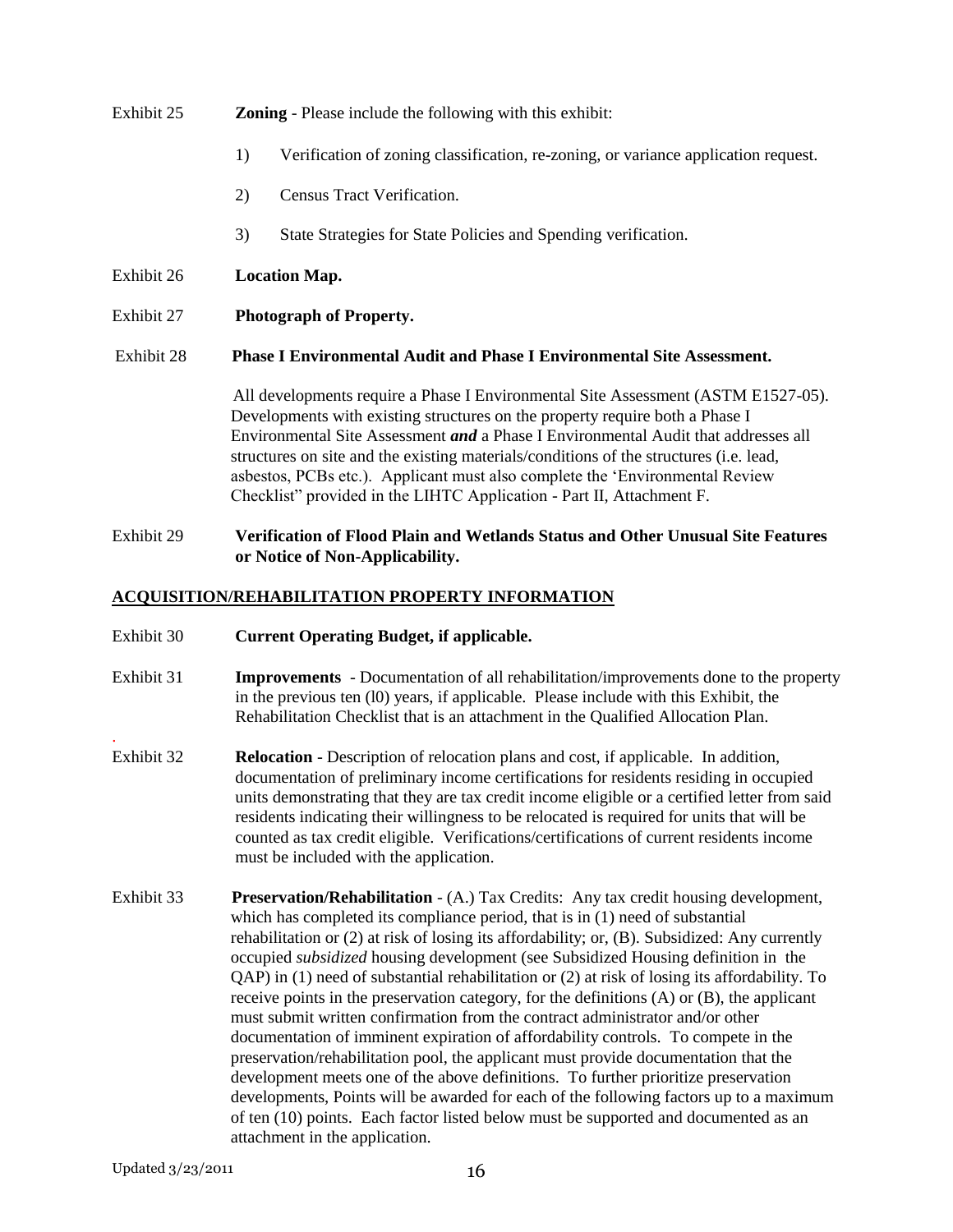Exhibit 25 **Zoning** - Please include the following with this exhibit:

1) Verification of zoning classification, re-zoning, or variance application request.

2) Census Tract Verification.

3) State Strategies for State Policies and Spending verification.

Exhibit 26 **Location Map.**

Exhibit 27 **Photograph of Property.**

Exhibit 28 **Phase I Environmental Audit and Phase I Environmental Site Assessment.**

All developments require a Phase I Environmental Site Assessment (ASTM E1527-05). Developments with existing structures on the property require both a Phase I Environmental Site Assessment ***and*** a Phase I Environmental Audit that addresses all structures on site and the existing materials/conditions of the structures (i.e. lead, asbestos, PCBs etc.). Applicant must also complete the 'Environmental Review Checklist" provided in the LIHTC Application - Part II, Attachment F.

Exhibit 29 **Verification of Flood Plain and Wetlands Status and Other Unusual Site Features or Notice of Non-Applicability.**

## ACQUISITION/REHABILITATION PROPERTY INFORMATION

Exhibit 30 **Current Operating Budget, if applicable.**

Exhibit 31 **Improvements** - Documentation of all rehabilitation/improvements done to the property in the previous ten (l0) years, if applicable. Please include with this Exhibit, the Rehabilitation Checklist that is an attachment in the Qualified Allocation Plan.

Exhibit 32 **Relocation** - Description of relocation plans and cost, if applicable. In addition, documentation of preliminary income certifications for residents residing in occupied units demonstrating that they are tax credit income eligible or a certified letter from said residents indicating their willingness to be relocated is required for units that will be counted as tax credit eligible. Verifications/certifications of current residents income must be included with the application.

Exhibit 33 **Preservation/Rehabilitation** - (A.) Tax Credits: Any tax credit housing development, which has completed its compliance period, that is in (1) need of substantial rehabilitation or (2) at risk of losing its affordability; or, (B). Subsidized: Any currently occupied *subsidized* housing development (see Subsidized Housing definition in the QAP) in (1) need of substantial rehabilitation or (2) at risk of losing its affordability. To receive points in the preservation category, for the definitions (A) or (B), the applicant must submit written confirmation from the contract administrator and/or other documentation of imminent expiration of affordability controls. To compete in the preservation/rehabilitation pool, the applicant must provide documentation that the development meets one of the above definitions. To further prioritize preservation developments, Points will be awarded for each of the following factors up to a maximum of ten (10) points. Each factor listed below must be supported and documented as an attachment in the application.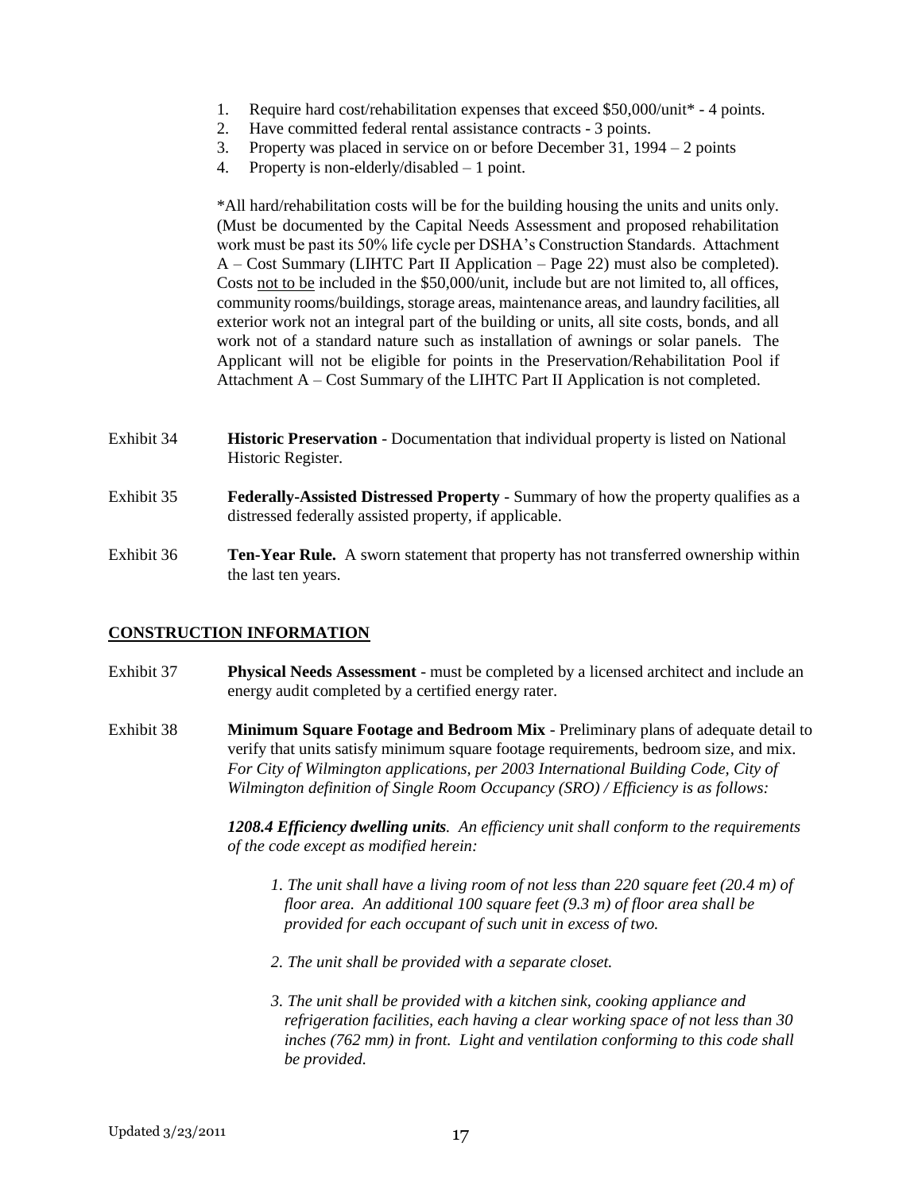1. Require hard cost/rehabilitation expenses that exceed $50,000/unit* - 4 points.
2. Have committed federal rental assistance contracts - 3 points.
3. Property was placed in service on or before December 31, 1994 – 2 points
4. Property is non-elderly/disabled – 1 point.

*All hard/rehabilitation costs will be for the building housing the units and units only. (Must be documented by the Capital Needs Assessment and proposed rehabilitation work must be past its 50% life cycle per DSHA's Construction Standards. Attachment A – Cost Summary (LIHTC Part II Application – Page 22) must also be completed). Costs not to be included in the $50,000/unit, include but are not limited to, all offices, community rooms/buildings, storage areas, maintenance areas, and laundry facilities, all exterior work not an integral part of the building or units, all site costs, bonds, and all work not of a standard nature such as installation of awnings or solar panels. The Applicant will not be eligible for points in the Preservation/Rehabilitation Pool if Attachment A – Cost Summary of the LIHTC Part II Application is not completed.

Exhibit 34 **Historic Preservation** - Documentation that individual property is listed on National Historic Register.

Exhibit 35 **Federally-Assisted Distressed Property** - Summary of how the property qualifies as a distressed federally assisted property, if applicable.

Exhibit 36 **Ten-Year Rule.** A sworn statement that property has not transferred ownership within the last ten years.

## CONSTRUCTION INFORMATION

Exhibit 37 **Physical Needs Assessment** - must be completed by a licensed architect and include an energy audit completed by a certified energy rater.

Exhibit 38 **Minimum Square Footage and Bedroom Mix** - Preliminary plans of adequate detail to verify that units satisfy minimum square footage requirements, bedroom size, and mix. *For City of Wilmington applications, per 2003 International Building Code, City of Wilmington definition of Single Room Occupancy (SRO) / Efficiency is as follows:*

***1208.4 Efficiency dwelling units**. An efficiency unit shall conform to the requirements of the code except as modified herein:*

*1. The unit shall have a living room of not less than 220 square feet (20.4 m) of floor area. An additional 100 square feet (9.3 m) of floor area shall be provided for each occupant of such unit in excess of two.*

*2. The unit shall be provided with a separate closet.*

*3. The unit shall be provided with a kitchen sink, cooking appliance and refrigeration facilities, each having a clear working space of not less than 30 inches (762 mm) in front. Light and ventilation conforming to this code shall be provided.*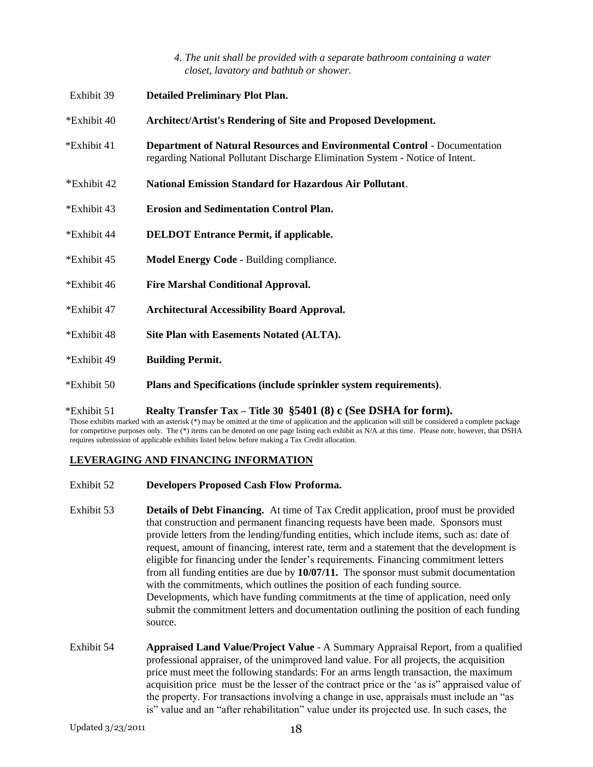*4. The unit shall be provided with a separate bathroom containing a water closet, lavatory and bathtub or shower.*

Exhibit 39 **Detailed Preliminary Plot Plan.**

*Exhibit 40 **Architect/Artist's Rendering of Site and Proposed Development.**

*Exhibit 41 **Department of Natural Resources and Environmental Control** - Documentation regarding National Pollutant Discharge Elimination System - Notice of Intent.

*Exhibit 42 **National Emission Standard for Hazardous Air Pollutant**.

*Exhibit 43 **Erosion and Sedimentation Control Plan.**

*Exhibit 44 **DELDOT Entrance Permit, if applicable.**

*Exhibit 45 **Model Energy Code** - Building compliance.

*Exhibit 46 **Fire Marshal Conditional Approval.**

*Exhibit 47 **Architectural Accessibility Board Approval.**

*Exhibit 48 **Site Plan with Easements Notated (ALTA).**

*Exhibit 49 **Building Permit.**

*Exhibit 50 **Plans and Specifications (include sprinkler system requirements)**.

*Exhibit 51 **Realty Transfer Tax – Title 30 §5401 (8) c (See DSHA for form).**

Those exhibits marked with an asterisk (*) may be omitted at the time of application and the application will still be considered a complete package for competitive purposes only. The (*) items can be denoted on one page listing each exhibit as N/A at this time. Please note, however, that DSHA requires submission of applicable exhibits listed below before making a Tax Credit allocation.

## LEVERAGING AND FINANCING INFORMATION

Exhibit 52 **Developers Proposed Cash Flow Proforma.**

Exhibit 53 **Details of Debt Financing.** At time of Tax Credit application, proof must be provided that construction and permanent financing requests have been made. Sponsors must provide letters from the lending/funding entities, which include items, such as: date of request, amount of financing, interest rate, term and a statement that the development is eligible for financing under the lender's requirements. Financing commitment letters from all funding entities are due by **10/07/11.** The sponsor must submit documentation with the commitments, which outlines the position of each funding source. Developments, which have funding commitments at the time of application, need only submit the commitment letters and documentation outlining the position of each funding source.

Exhibit 54 **Appraised Land Value/Project Value** - A Summary Appraisal Report, from a qualified professional appraiser, of the unimproved land value. For all projects, the acquisition price must meet the following standards: For an arms length transaction, the maximum acquisition price must be the lesser of the contract price or the 'as is" appraised value of the property. For transactions involving a change in use, appraisals must include an "as is" value and an "after rehabilitation" value under its projected use. In such cases, the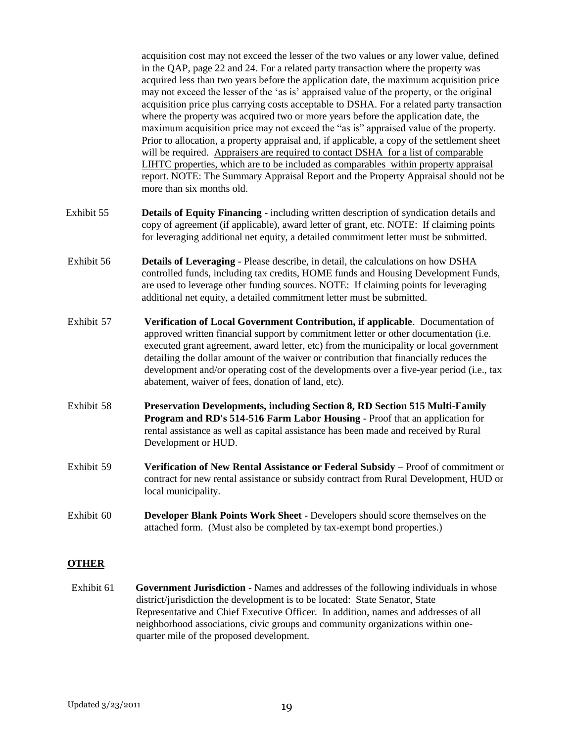acquisition cost may not exceed the lesser of the two values or any lower value, defined in the QAP, page 22 and 24. For a related party transaction where the property was acquired less than two years before the application date, the maximum acquisition price may not exceed the lesser of the 'as is' appraised value of the property, or the original acquisition price plus carrying costs acceptable to DSHA. For a related party transaction where the property was acquired two or more years before the application date, the maximum acquisition price may not exceed the "as is" appraised value of the property. Prior to allocation, a property appraisal and, if applicable, a copy of the settlement sheet will be required. <u>Appraisers are required to contact DSHA for a list of comparable LIHTC properties, which are to be included as comparables within property appraisal report.</u> NOTE: The Summary Appraisal Report and the Property Appraisal should not be more than six months old.

Exhibit 55 **Details of Equity Financing** - including written description of syndication details and copy of agreement (if applicable), award letter of grant, etc. NOTE: If claiming points for leveraging additional net equity, a detailed commitment letter must be submitted.

Exhibit 56 **Details of Leveraging** - Please describe, in detail, the calculations on how DSHA controlled funds, including tax credits, HOME funds and Housing Development Funds, are used to leverage other funding sources. NOTE: If claiming points for leveraging additional net equity, a detailed commitment letter must be submitted.

Exhibit 57 **Verification of Local Government Contribution, if applicable**. Documentation of approved written financial support by commitment letter or other documentation (i.e. executed grant agreement, award letter, etc) from the municipality or local government detailing the dollar amount of the waiver or contribution that financially reduces the development and/or operating cost of the developments over a five-year period (i.e., tax abatement, waiver of fees, donation of land, etc).

Exhibit 58 **Preservation Developments, including Section 8, RD Section 515 Multi-Family Program and RD's 514-516 Farm Labor Housing** - Proof that an application for rental assistance as well as capital assistance has been made and received by Rural Development or HUD.

Exhibit 59 **Verification of New Rental Assistance or Federal Subsidy** – Proof of commitment or contract for new rental assistance or subsidy contract from Rural Development, HUD or local municipality.

Exhibit 60 **Developer Blank Points Work Sheet** - Developers should score themselves on the attached form. (Must also be completed by tax-exempt bond properties.)

## <u>OTHER</u>

Exhibit 61 **Government Jurisdiction** - Names and addresses of the following individuals in whose district/jurisdiction the development is to be located: State Senator, State Representative and Chief Executive Officer. In addition, names and addresses of all neighborhood associations, civic groups and community organizations within one-quarter mile of the proposed development.

Updated 3/23/2011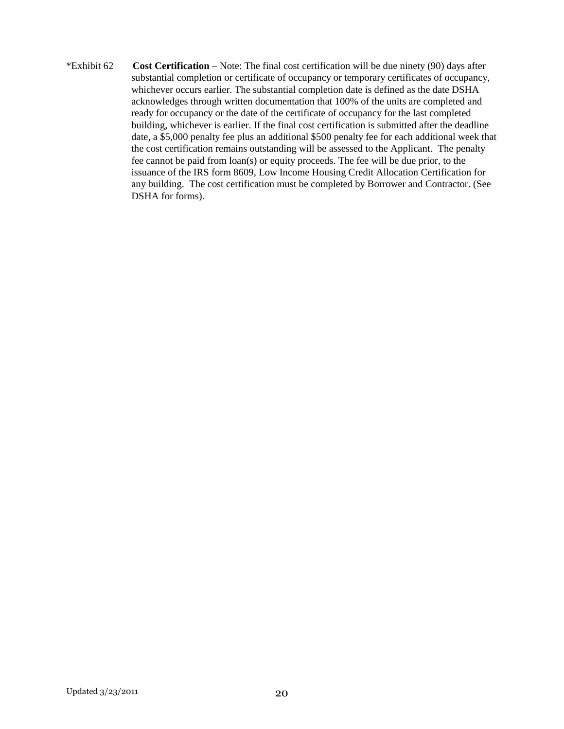*Exhibit 62 **Cost Certification –** Note: The final cost certification will be due ninety (90) days after substantial completion or certificate of occupancy or temporary certificates of occupancy, whichever occurs earlier. The substantial completion date is defined as the date DSHA acknowledges through written documentation that 100% of the units are completed and ready for occupancy or the date of the certificate of occupancy for the last completed building, whichever is earlier. If the final cost certification is submitted after the deadline date, a $5,000 penalty fee plus an additional $500 penalty fee for each additional week that the cost certification remains outstanding will be assessed to the Applicant. The penalty fee cannot be paid from loan(s) or equity proceeds. The fee will be due prior, to the issuance of the IRS form 8609, Low Income Housing Credit Allocation Certification for any-building. The cost certification must be completed by Borrower and Contractor. (See DSHA for forms).

Updated 3/23/2011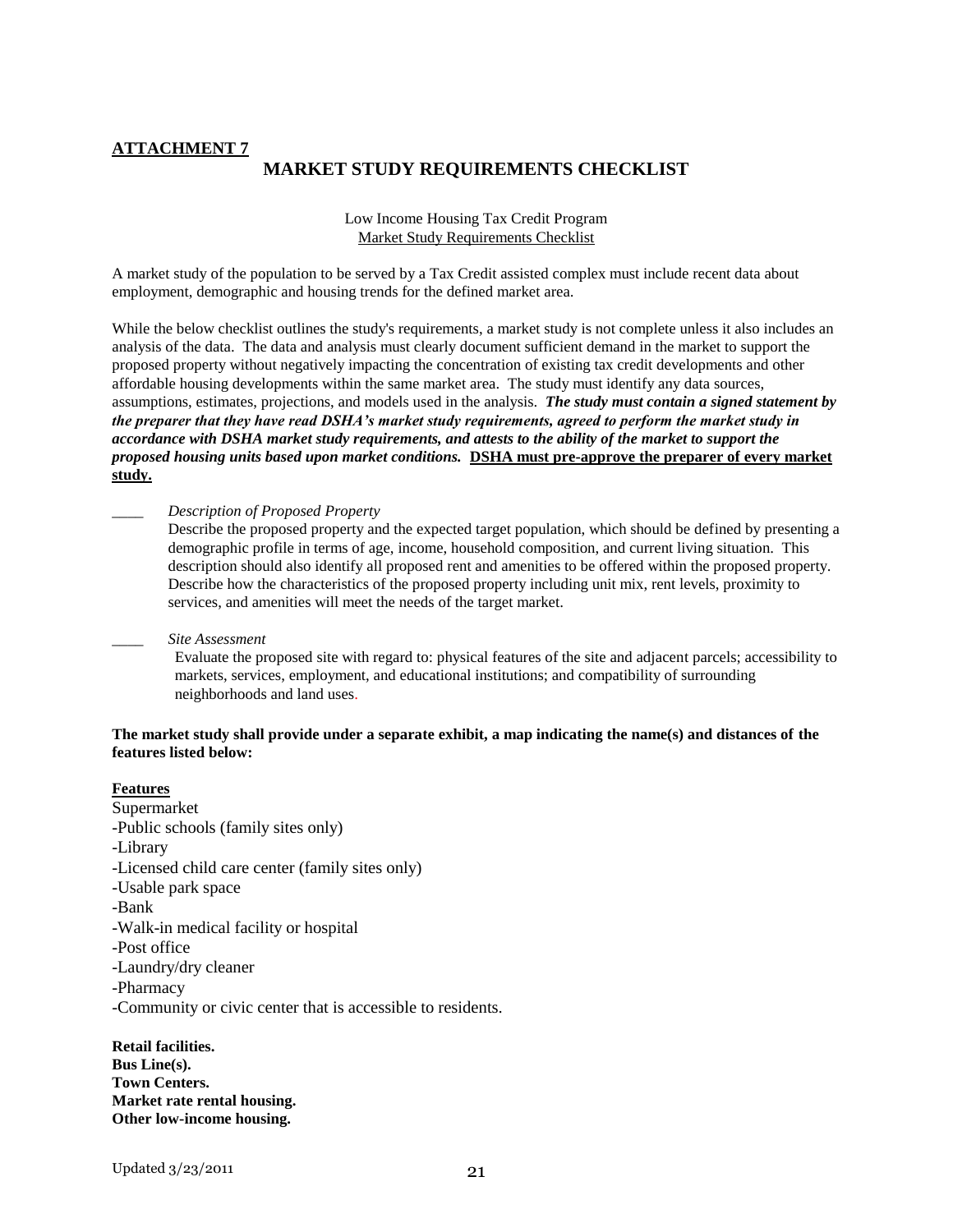**ATTACHMENT 7**

# MARKET STUDY REQUIREMENTS CHECKLIST

Low Income Housing Tax Credit Program
Market Study Requirements Checklist

A market study of the population to be served by a Tax Credit assisted complex must include recent data about employment, demographic and housing trends for the defined market area.

While the below checklist outlines the study's requirements, a market study is not complete unless it also includes an analysis of the data. The data and analysis must clearly document sufficient demand in the market to support the proposed property without negatively impacting the concentration of existing tax credit developments and other affordable housing developments within the same market area. The study must identify any data sources, assumptions, estimates, projections, and models used in the analysis. ***The study must contain a signed statement by the preparer that they have read DSHA's market study requirements, agreed to perform the market study in accordance with DSHA market study requirements, and attests to the ability of the market to support the proposed housing units based upon market conditions.*** **DSHA must pre-approve the preparer of every market study.**

____ *Description of Proposed Property*
Describe the proposed property and the expected target population, which should be defined by presenting a demographic profile in terms of age, income, household composition, and current living situation. This description should also identify all proposed rent and amenities to be offered within the proposed property. Describe how the characteristics of the proposed property including unit mix, rent levels, proximity to services, and amenities will meet the needs of the target market.

____ *Site Assessment*
Evaluate the proposed site with regard to: physical features of the site and adjacent parcels; accessibility to markets, services, employment, and educational institutions; and compatibility of surrounding neighborhoods and land uses.

**The market study shall provide under a separate exhibit, a map indicating the name(s) and distances of the features listed below:**

**Features**

Supermarket
-Public schools (family sites only)
-Library
-Licensed child care center (family sites only)
-Usable park space
-Bank
-Walk-in medical facility or hospital
-Post office
-Laundry/dry cleaner
-Pharmacy
-Community or civic center that is accessible to residents.

**Retail facilities.**
**Bus Line(s).**
**Town Centers.**
**Market rate rental housing.**
**Other low-income housing.**

Updated 3/23/2011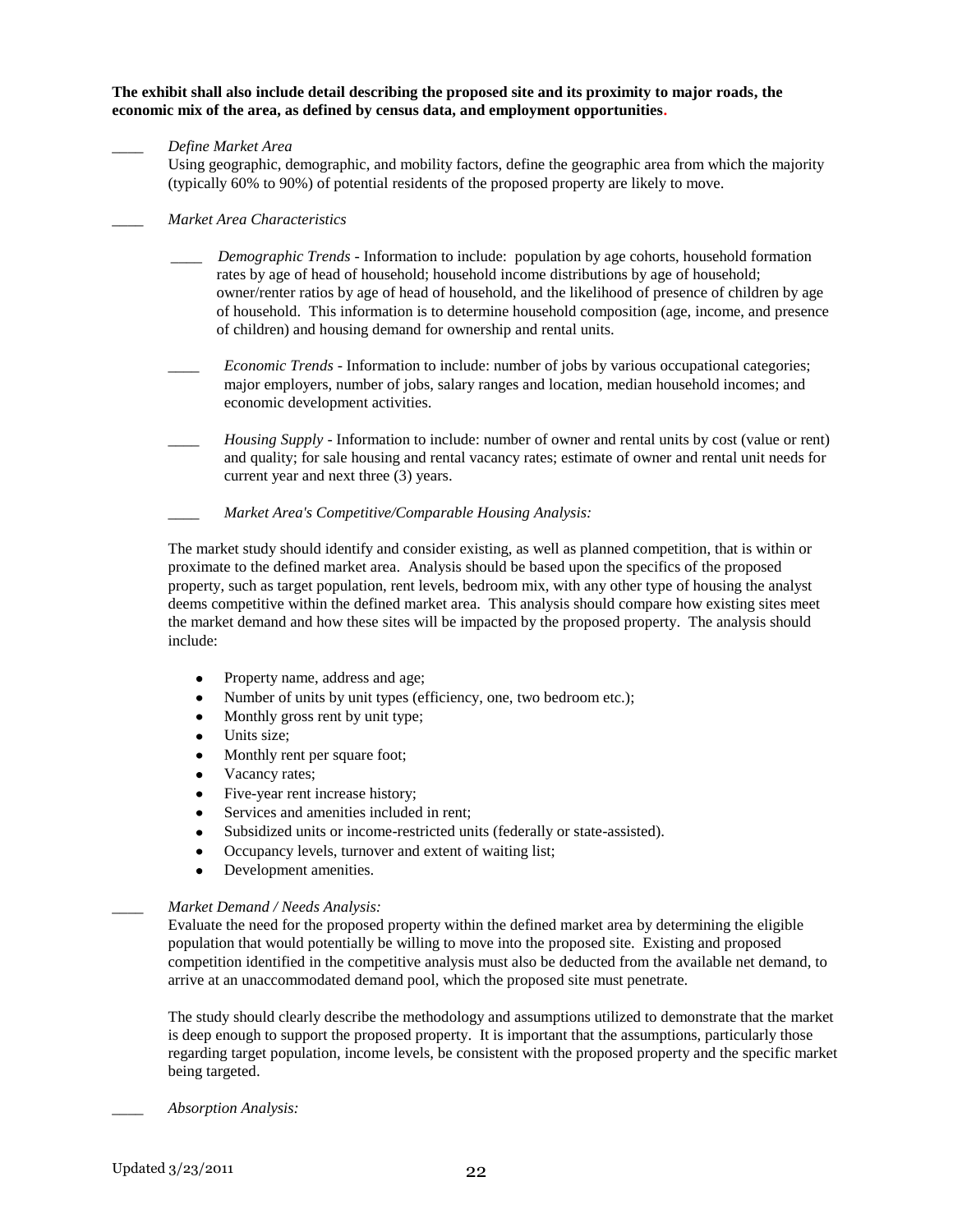**The exhibit shall also include detail describing the proposed site and its proximity to major roads, the economic mix of the area, as defined by census data, and employment opportunities.**

____ *Define Market Area*

Using geographic, demographic, and mobility factors, define the geographic area from which the majority (typically 60% to 90%) of potential residents of the proposed property are likely to move.

____ *Market Area Characteristics*

____ *Demographic Trends* - Information to include: population by age cohorts, household formation rates by age of head of household; household income distributions by age of household; owner/renter ratios by age of head of household, and the likelihood of presence of children by age of household. This information is to determine household composition (age, income, and presence of children) and housing demand for ownership and rental units.

____ *Economic Trends* - Information to include: number of jobs by various occupational categories; major employers, number of jobs, salary ranges and location, median household incomes; and economic development activities.

____ *Housing Supply* - Information to include: number of owner and rental units by cost (value or rent) and quality; for sale housing and rental vacancy rates; estimate of owner and rental unit needs for current year and next three (3) years.

____ *Market Area's Competitive/Comparable Housing Analysis:*

The market study should identify and consider existing, as well as planned competition, that is within or proximate to the defined market area. Analysis should be based upon the specifics of the proposed property, such as target population, rent levels, bedroom mix, with any other type of housing the analyst deems competitive within the defined market area. This analysis should compare how existing sites meet the market demand and how these sites will be impacted by the proposed property. The analysis should include:

- Property name, address and age;
- Number of units by unit types (efficiency, one, two bedroom etc.);
- Monthly gross rent by unit type;
- Units size;
- Monthly rent per square foot;
- Vacancy rates;
- Five-year rent increase history;
- Services and amenities included in rent;
- Subsidized units or income-restricted units (federally or state-assisted).
- Occupancy levels, turnover and extent of waiting list;
- Development amenities.

____ *Market Demand / Needs Analysis:*

Evaluate the need for the proposed property within the defined market area by determining the eligible population that would potentially be willing to move into the proposed site. Existing and proposed competition identified in the competitive analysis must also be deducted from the available net demand, to arrive at an unaccommodated demand pool, which the proposed site must penetrate.

The study should clearly describe the methodology and assumptions utilized to demonstrate that the market is deep enough to support the proposed property. It is important that the assumptions, particularly those regarding target population, income levels, be consistent with the proposed property and the specific market being targeted.

____ *Absorption Analysis:*

Updated 3/23/2011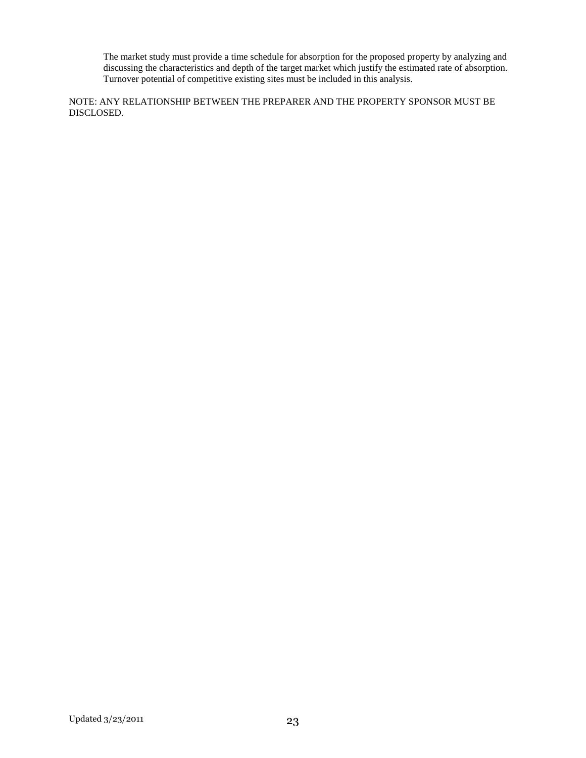The market study must provide a time schedule for absorption for the proposed property by analyzing and discussing the characteristics and depth of the target market which justify the estimated rate of absorption. Turnover potential of competitive existing sites must be included in this analysis.

NOTE: ANY RELATIONSHIP BETWEEN THE PREPARER AND THE PROPERTY SPONSOR MUST BE DISCLOSED.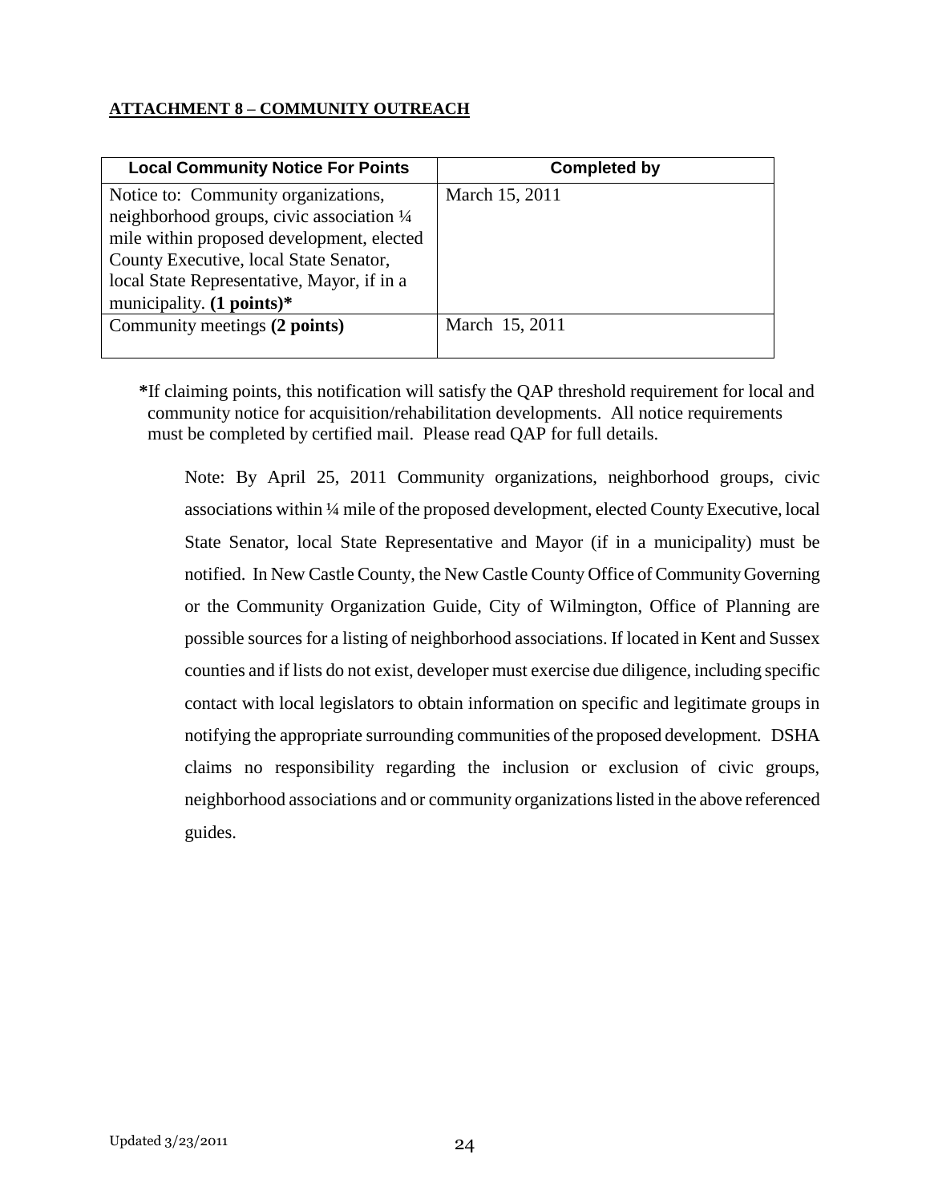**ATTACHMENT 8 – COMMUNITY OUTREACH**

| Local Community Notice For Points | Completed by |
| --- | --- |
| Notice to: Community organizations, neighborhood groups, civic association ¼ mile within proposed development, elected County Executive, local State Senator, local State Representative, Mayor, if in a municipality. **(1 points)*** | March 15, 2011 |
| Community meetings **(2 points)** | March 15, 2011 |

***** If claiming points, this notification will satisfy the QAP threshold requirement for local and community notice for acquisition/rehabilitation developments. All notice requirements must be completed by certified mail. Please read QAP for full details.

Note: By April 25, 2011 Community organizations, neighborhood groups, civic associations within ¼ mile of the proposed development, elected County Executive, local State Senator, local State Representative and Mayor (if in a municipality) must be notified. In New Castle County, the New Castle County Office of Community Governing or the Community Organization Guide, City of Wilmington, Office of Planning are possible sources for a listing of neighborhood associations. If located in Kent and Sussex counties and if lists do not exist, developer must exercise due diligence, including specific contact with local legislators to obtain information on specific and legitimate groups in notifying the appropriate surrounding communities of the proposed development. DSHA claims no responsibility regarding the inclusion or exclusion of civic groups, neighborhood associations and or community organizations listed in the above referenced guides.

Updated 3/23/2011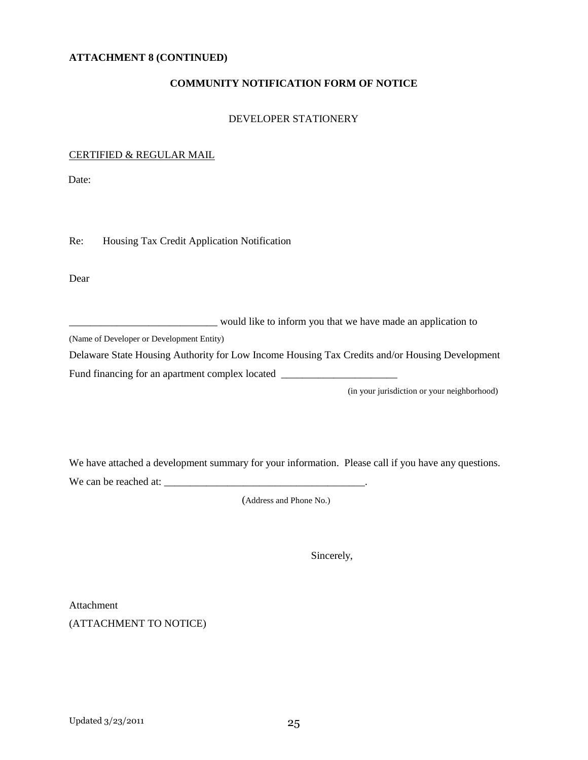**ATTACHMENT 8 (CONTINUED)**

**COMMUNITY NOTIFICATION FORM OF NOTICE**

DEVELOPER STATIONERY

<u>CERTIFIED & REGULAR MAIL</u>

Date:

Re: Housing Tax Credit Application Notification

Dear

____________________________ would like to inform you that we have made an application to
(Name of Developer or Development Entity)
Delaware State Housing Authority for Low Income Housing Tax Credits and/or Housing Development Fund financing for an apartment complex located ______________________
(in your jurisdiction or your neighborhood)

We have attached a development summary for your information. Please call if you have any questions. We can be reached at: ______________________________________.
(Address and Phone No.)

Sincerely,

Attachment
(ATTACHMENT TO NOTICE)

Updated 3/23/2011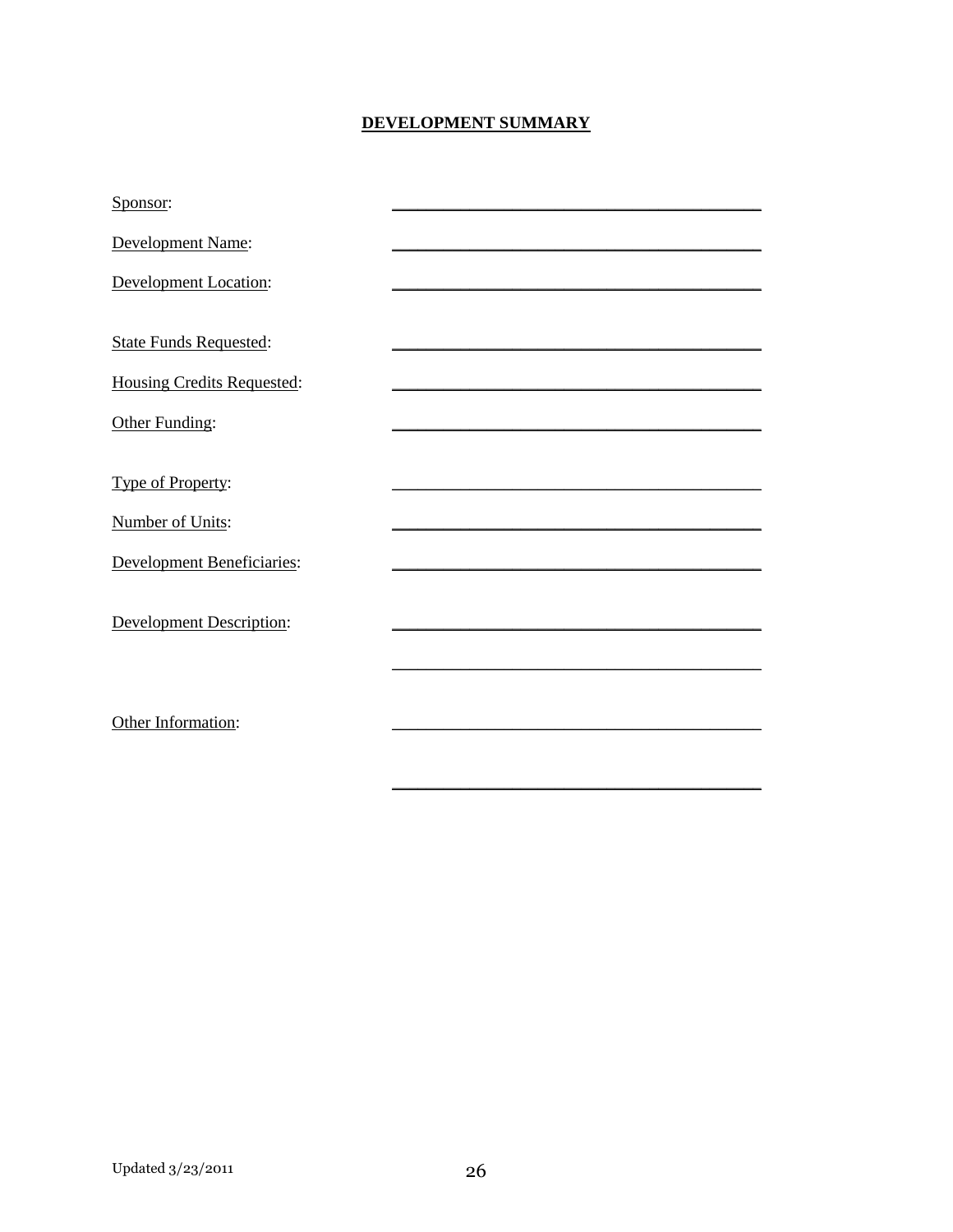## DEVELOPMENT SUMMARY

Sponsor: ___________________________________________

Development Name: ___________________________________________

Development Location: ___________________________________________

State Funds Requested: ___________________________________________

Housing Credits Requested: ___________________________________________

Other Funding: ___________________________________________

Type of Property: ___________________________________________

Number of Units: ___________________________________________

Development Beneficiaries: ___________________________________________

Development Description: ___________________________________________

___________________________________________

Other Information: ___________________________________________

___________________________________________

Updated 3/23/2011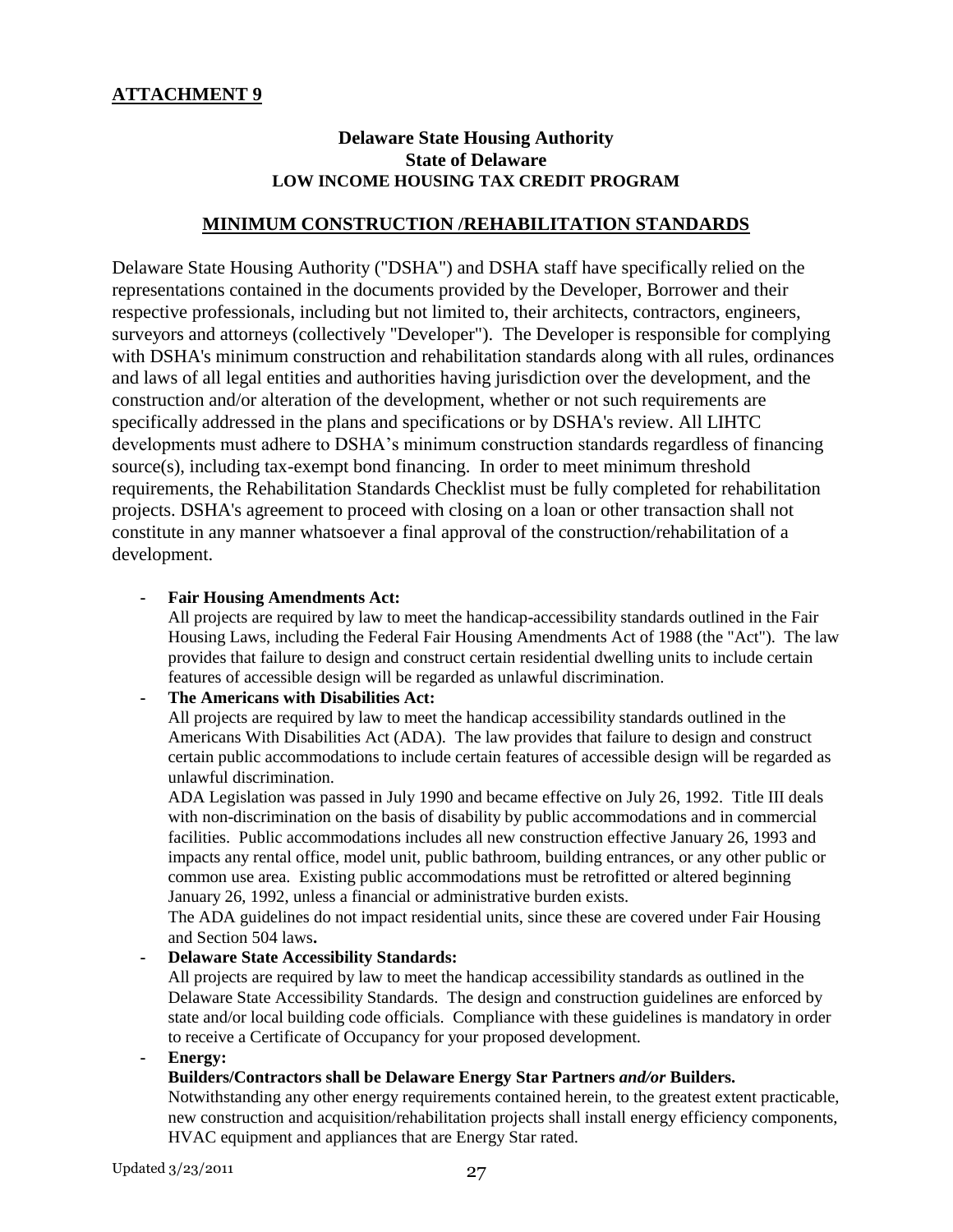**ATTACHMENT 9**

**Delaware State Housing Authority**
**State of Delaware**
**LOW INCOME HOUSING TAX CREDIT PROGRAM**

**MINIMUM CONSTRUCTION /REHABILITATION STANDARDS**

Delaware State Housing Authority ("DSHA") and DSHA staff have specifically relied on the representations contained in the documents provided by the Developer, Borrower and their respective professionals, including but not limited to, their architects, contractors, engineers, surveyors and attorneys (collectively "Developer"). The Developer is responsible for complying with DSHA's minimum construction and rehabilitation standards along with all rules, ordinances and laws of all legal entities and authorities having jurisdiction over the development, and the construction and/or alteration of the development, whether or not such requirements are specifically addressed in the plans and specifications or by DSHA's review. All LIHTC developments must adhere to DSHA's minimum construction standards regardless of financing source(s), including tax-exempt bond financing. In order to meet minimum threshold requirements, the Rehabilitation Standards Checklist must be fully completed for rehabilitation projects. DSHA's agreement to proceed with closing on a loan or other transaction shall not constitute in any manner whatsoever a final approval of the construction/rehabilitation of a development.

- **Fair Housing Amendments Act:**
  All projects are required by law to meet the handicap-accessibility standards outlined in the Fair Housing Laws, including the Federal Fair Housing Amendments Act of 1988 (the "Act"). The law provides that failure to design and construct certain residential dwelling units to include certain features of accessible design will be regarded as unlawful discrimination.
- **The Americans with Disabilities Act:**
  All projects are required by law to meet the handicap accessibility standards outlined in the Americans With Disabilities Act (ADA). The law provides that failure to design and construct certain public accommodations to include certain features of accessible design will be regarded as unlawful discrimination.
  ADA Legislation was passed in July 1990 and became effective on July 26, 1992. Title III deals with non-discrimination on the basis of disability by public accommodations and in commercial facilities. Public accommodations includes all new construction effective January 26, 1993 and impacts any rental office, model unit, public bathroom, building entrances, or any other public or common use area. Existing public accommodations must be retrofitted or altered beginning January 26, 1992, unless a financial or administrative burden exists.
  The ADA guidelines do not impact residential units, since these are covered under Fair Housing and Section 504 laws**.**
- **Delaware State Accessibility Standards:**
  All projects are required by law to meet the handicap accessibility standards as outlined in the Delaware State Accessibility Standards. The design and construction guidelines are enforced by state and/or local building code officials. Compliance with these guidelines is mandatory in order to receive a Certificate of Occupancy for your proposed development.
- **Energy:**
  **Builders/Contractors shall be Delaware Energy Star Partners *and/or* Builders.**
  Notwithstanding any other energy requirements contained herein, to the greatest extent practicable, new construction and acquisition/rehabilitation projects shall install energy efficiency components, HVAC equipment and appliances that are Energy Star rated.

Updated 3/23/2011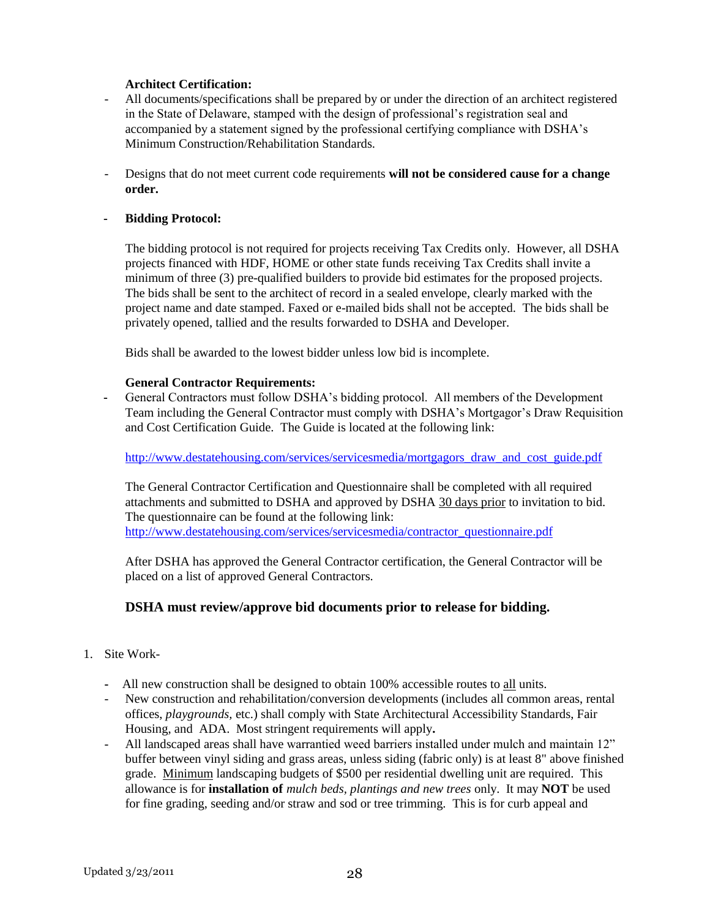**Architect Certification:**

- All documents/specifications shall be prepared by or under the direction of an architect registered in the State of Delaware, stamped with the design of professional's registration seal and accompanied by a statement signed by the professional certifying compliance with DSHA's Minimum Construction/Rehabilitation Standards.

- Designs that do not meet current code requirements **will not be considered cause for a change order.**

- **Bidding Protocol:**

  The bidding protocol is not required for projects receiving Tax Credits only. However, all DSHA projects financed with HDF, HOME or other state funds receiving Tax Credits shall invite a minimum of three (3) pre-qualified builders to provide bid estimates for the proposed projects. The bids shall be sent to the architect of record in a sealed envelope, clearly marked with the project name and date stamped. Faxed or e-mailed bids shall not be accepted. The bids shall be privately opened, tallied and the results forwarded to DSHA and Developer.

  Bids shall be awarded to the lowest bidder unless low bid is incomplete.

**General Contractor Requirements:**

- General Contractors must follow DSHA's bidding protocol. All members of the Development Team including the General Contractor must comply with DSHA's Mortgagor's Draw Requisition and Cost Certification Guide. The Guide is located at the following link:

  http://www.destatehousing.com/services/servicesmedia/mortgagors_draw_and_cost_guide.pdf

  The General Contractor Certification and Questionnaire shall be completed with all required attachments and submitted to DSHA and approved by DSHA 30 days prior to invitation to bid. The questionnaire can be found at the following link:
  http://www.destatehousing.com/services/servicesmedia/contractor_questionnaire.pdf

  After DSHA has approved the General Contractor certification, the General Contractor will be placed on a list of approved General Contractors.

**DSHA must review/approve bid documents prior to release for bidding.**

1. Site Work-

   - All new construction shall be designed to obtain 100% accessible routes to all units.
   - New construction and rehabilitation/conversion developments (includes all common areas, rental offices, *playgrounds,* etc.) shall comply with State Architectural Accessibility Standards, Fair Housing, and ADA. Most stringent requirements will apply**.**
   - All landscaped areas shall have warrantied weed barriers installed under mulch and maintain 12" buffer between vinyl siding and grass areas, unless siding (fabric only) is at least 8" above finished grade. Minimum landscaping budgets of $500 per residential dwelling unit are required. This allowance is for **installation of** *mulch beds, plantings and new trees* only. It may **NOT** be used for fine grading, seeding and/or straw and sod or tree trimming. This is for curb appeal and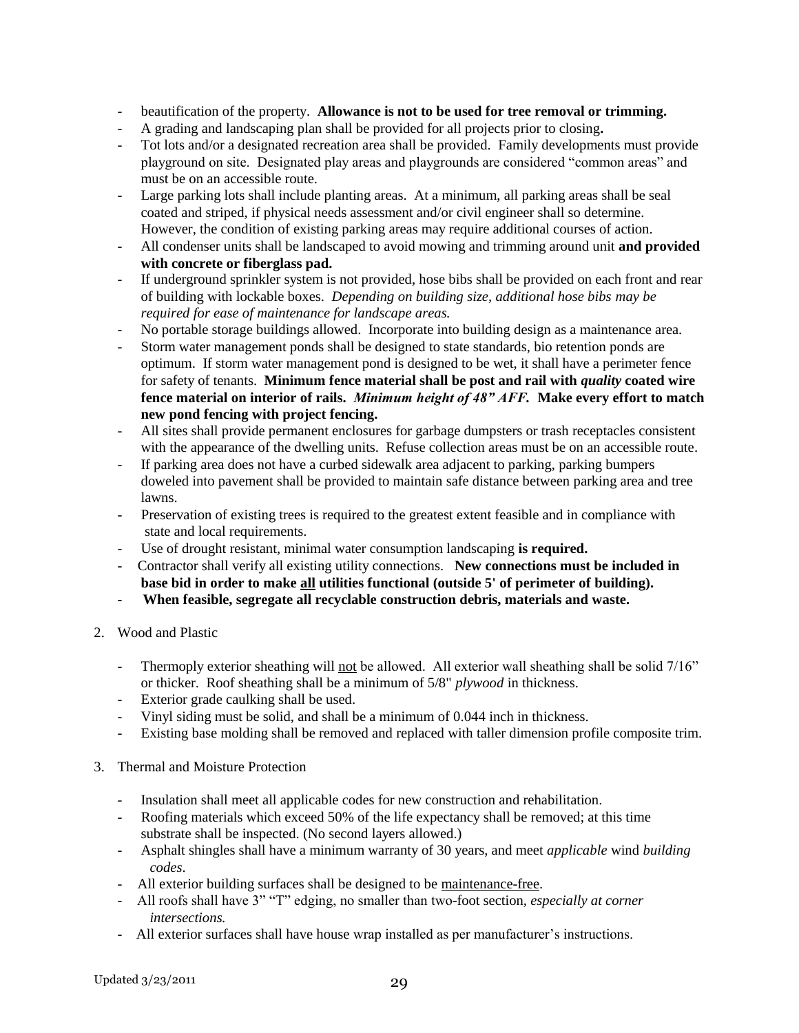- beautification of the property. **Allowance is not to be used for tree removal or trimming.**
- A grading and landscaping plan shall be provided for all projects prior to closing**.**
- Tot lots and/or a designated recreation area shall be provided. Family developments must provide playground on site. Designated play areas and playgrounds are considered "common areas" and must be on an accessible route.
- Large parking lots shall include planting areas. At a minimum, all parking areas shall be seal coated and striped, if physical needs assessment and/or civil engineer shall so determine. However, the condition of existing parking areas may require additional courses of action.
- All condenser units shall be landscaped to avoid mowing and trimming around unit **and provided with concrete or fiberglass pad.**
- If underground sprinkler system is not provided, hose bibs shall be provided on each front and rear of building with lockable boxes. *Depending on building size, additional hose bibs may be required for ease of maintenance for landscape areas.*
- No portable storage buildings allowed. Incorporate into building design as a maintenance area.
- Storm water management ponds shall be designed to state standards, bio retention ponds are optimum. If storm water management pond is designed to be wet, it shall have a perimeter fence for safety of tenants. **Minimum fence material shall be post and rail with *quality* coated wire fence material on interior of rails. *Minimum height of 48" AFF.* Make every effort to match new pond fencing with project fencing.**
- All sites shall provide permanent enclosures for garbage dumpsters or trash receptacles consistent with the appearance of the dwelling units. Refuse collection areas must be on an accessible route.
- If parking area does not have a curbed sidewalk area adjacent to parking, parking bumpers doweled into pavement shall be provided to maintain safe distance between parking area and tree lawns.
- Preservation of existing trees is required to the greatest extent feasible and in compliance with state and local requirements.
- Use of drought resistant, minimal water consumption landscaping **is required.**
- Contractor shall verify all existing utility connections. **New connections must be included in base bid in order to make <u>all</u> utilities functional (outside 5' of perimeter of building).**
- **When feasible, segregate all recyclable construction debris, materials and waste.**

2. Wood and Plastic

   - Thermoply exterior sheathing will <u>not</u> be allowed. All exterior wall sheathing shall be solid 7/16" or thicker. Roof sheathing shall be a minimum of 5/8" *plywood* in thickness.
   - Exterior grade caulking shall be used.
   - Vinyl siding must be solid, and shall be a minimum of 0.044 inch in thickness.
   - Existing base molding shall be removed and replaced with taller dimension profile composite trim.

3. Thermal and Moisture Protection

   - Insulation shall meet all applicable codes for new construction and rehabilitation.
   - Roofing materials which exceed 50% of the life expectancy shall be removed; at this time substrate shall be inspected. (No second layers allowed.)
   - Asphalt shingles shall have a minimum warranty of 30 years, and meet *applicable* wind *building codes*.
   - All exterior building surfaces shall be designed to be <u>maintenance-free</u>.
   - All roofs shall have 3" "T" edging, no smaller than two-foot section, *especially at corner intersections.*
   - All exterior surfaces shall have house wrap installed as per manufacturer's instructions.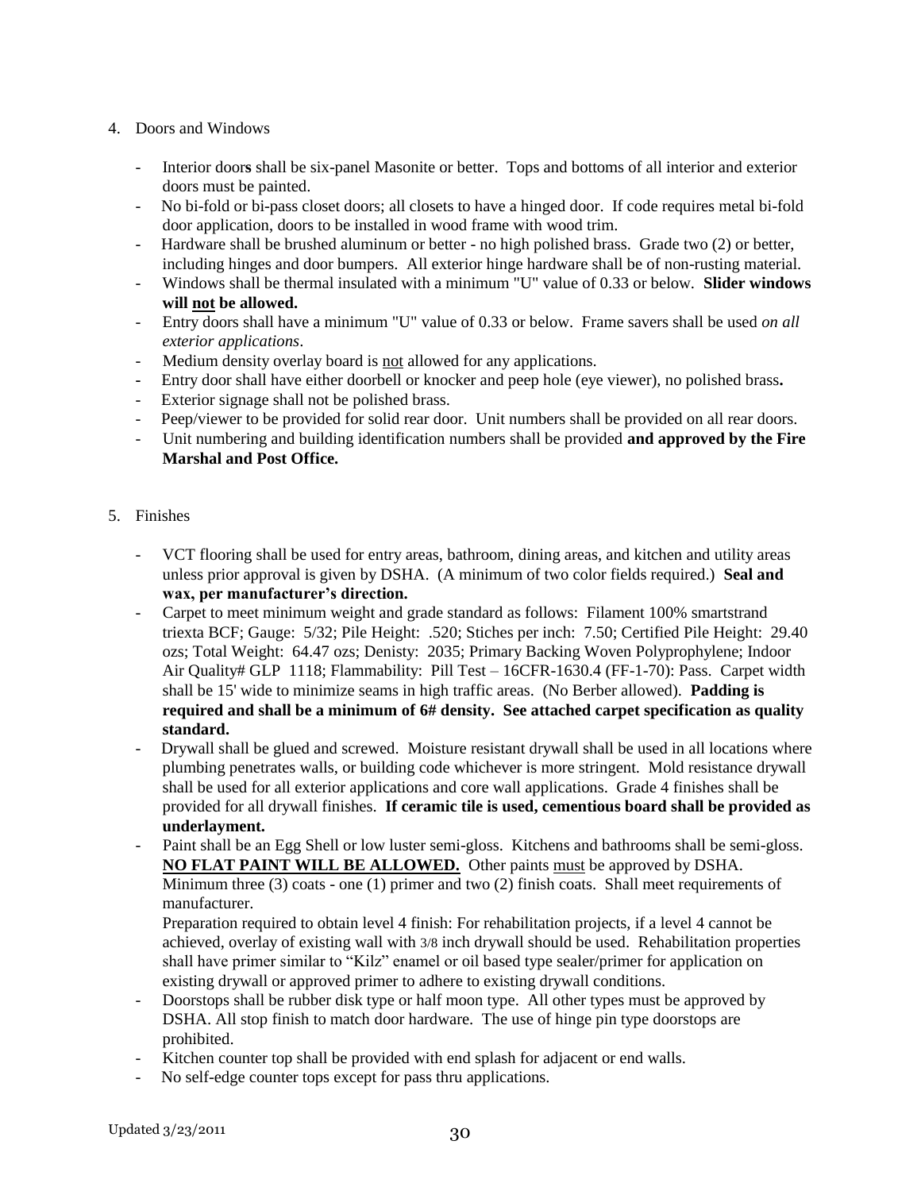4. Doors and Windows

   - Interior doors shall be six-panel Masonite or better. Tops and bottoms of all interior and exterior doors must be painted.
   - No bi-fold or bi-pass closet doors; all closets to have a hinged door. If code requires metal bi-fold door application, doors to be installed in wood frame with wood trim.
   - Hardware shall be brushed aluminum or better - no high polished brass. Grade two (2) or better, including hinges and door bumpers. All exterior hinge hardware shall be of non-rusting material.
   - Windows shall be thermal insulated with a minimum "U" value of 0.33 or below. **Slider windows will <u>not</u> be allowed.**
   - Entry doors shall have a minimum "U" value of 0.33 or below. Frame savers shall be used *on all exterior applications*.
   - Medium density overlay board is <u>not</u> allowed for any applications.
   - Entry door shall have either doorbell or knocker and peep hole (eye viewer), no polished brass**.**
   - Exterior signage shall not be polished brass.
   - Peep/viewer to be provided for solid rear door. Unit numbers shall be provided on all rear doors.
   - Unit numbering and building identification numbers shall be provided **and approved by the Fire Marshal and Post Office.**

5. Finishes

   - VCT flooring shall be used for entry areas, bathroom, dining areas, and kitchen and utility areas unless prior approval is given by DSHA. (A minimum of two color fields required.) **Seal and wax, per manufacturer's direction.**
   - Carpet to meet minimum weight and grade standard as follows: Filament 100% smartstrand triexta BCF; Gauge: 5/32; Pile Height: .520; Stiches per inch: 7.50; Certified Pile Height: 29.40 ozs; Total Weight: 64.47 ozs; Denisty: 2035; Primary Backing Woven Polyprophylene; Indoor Air Quality# GLP 1118; Flammability: Pill Test – 16CFR-1630.4 (FF-1-70): Pass. Carpet width shall be 15' wide to minimize seams in high traffic areas. (No Berber allowed). **Padding is required and shall be a minimum of 6# density. See attached carpet specification as quality standard.**
   - Drywall shall be glued and screwed. Moisture resistant drywall shall be used in all locations where plumbing penetrates walls, or building code whichever is more stringent. Mold resistance drywall shall be used for all exterior applications and core wall applications. Grade 4 finishes shall be provided for all drywall finishes. **If ceramic tile is used, cementious board shall be provided as underlayment.**
   - Paint shall be an Egg Shell or low luster semi-gloss. Kitchens and bathrooms shall be semi-gloss. **<u>NO FLAT PAINT WILL BE ALLOWED.</u>** Other paints <u>must</u> be approved by DSHA. Minimum three (3) coats - one (1) primer and two (2) finish coats. Shall meet requirements of manufacturer.

     Preparation required to obtain level 4 finish: For rehabilitation projects, if a level 4 cannot be achieved, overlay of existing wall with 3/8 inch drywall should be used. Rehabilitation properties shall have primer similar to "Kilz" enamel or oil based type sealer/primer for application on existing drywall or approved primer to adhere to existing drywall conditions.
   - Doorstops shall be rubber disk type or half moon type. All other types must be approved by DSHA. All stop finish to match door hardware. The use of hinge pin type doorstops are prohibited.
   - Kitchen counter top shall be provided with end splash for adjacent or end walls.
   - No self-edge counter tops except for pass thru applications.

Updated 3/23/2011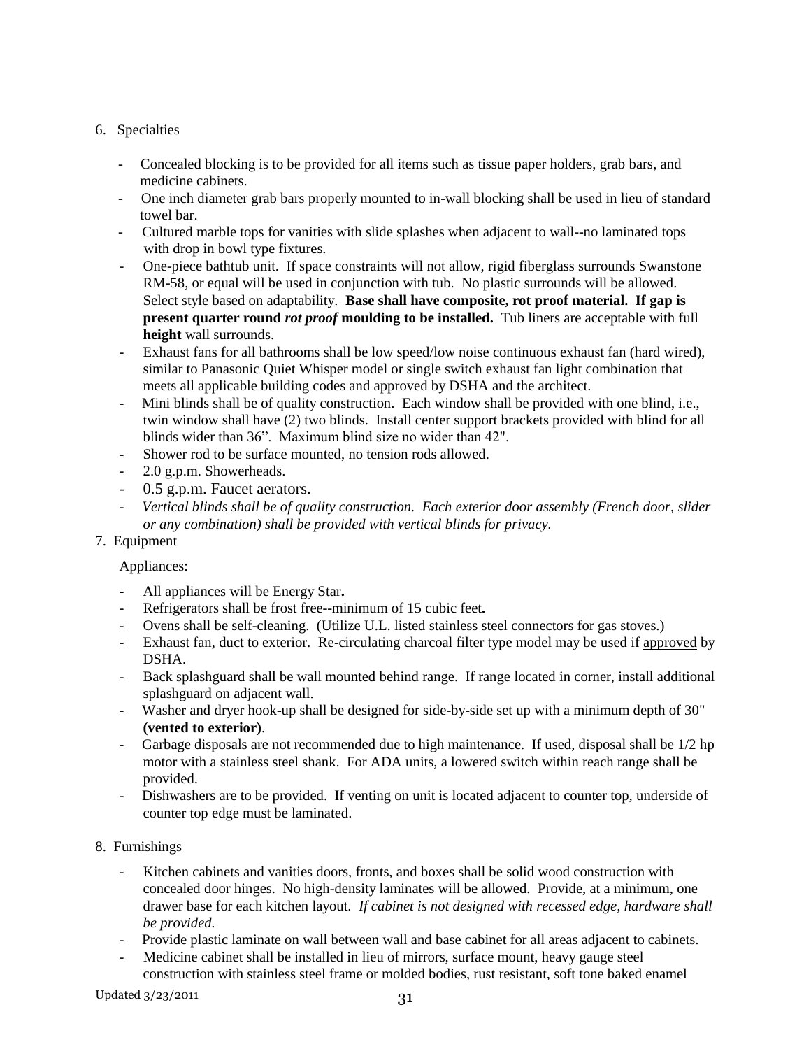6. Specialties

   - Concealed blocking is to be provided for all items such as tissue paper holders, grab bars, and medicine cabinets.
   - One inch diameter grab bars properly mounted to in-wall blocking shall be used in lieu of standard towel bar.
   - Cultured marble tops for vanities with slide splashes when adjacent to wall--no laminated tops with drop in bowl type fixtures.
   - One-piece bathtub unit. If space constraints will not allow, rigid fiberglass surrounds Swanstone RM-58, or equal will be used in conjunction with tub. No plastic surrounds will be allowed. Select style based on adaptability. **Base shall have composite, rot proof material. If gap is present quarter round *rot proof* moulding to be installed.** Tub liners are acceptable with full **height** wall surrounds.
   - Exhaust fans for all bathrooms shall be low speed/low noise <u>continuous</u> exhaust fan (hard wired), similar to Panasonic Quiet Whisper model or single switch exhaust fan light combination that meets all applicable building codes and approved by DSHA and the architect.
   - Mini blinds shall be of quality construction. Each window shall be provided with one blind, i.e., twin window shall have (2) two blinds. Install center support brackets provided with blind for all blinds wider than 36". Maximum blind size no wider than 42".
   - Shower rod to be surface mounted, no tension rods allowed.
   - 2.0 g.p.m. Showerheads.
   - 0.5 g.p.m. Faucet aerators.
   - *Vertical blinds shall be of quality construction. Each exterior door assembly (French door, slider or any combination) shall be provided with vertical blinds for privacy.*

7. Equipment

   Appliances:

   - All appliances will be Energy Star**.**
   - Refrigerators shall be frost free--minimum of 15 cubic feet**.**
   - Ovens shall be self-cleaning. (Utilize U.L. listed stainless steel connectors for gas stoves.)
   - Exhaust fan, duct to exterior. Re-circulating charcoal filter type model may be used if <u>approved</u> by DSHA.
   - Back splashguard shall be wall mounted behind range. If range located in corner, install additional splashguard on adjacent wall.
   - Washer and dryer hook-up shall be designed for side-by-side set up with a minimum depth of 30" **(vented to exterior)**.
   - Garbage disposals are not recommended due to high maintenance. If used, disposal shall be 1/2 hp motor with a stainless steel shank. For ADA units, a lowered switch within reach range shall be provided.
   - Dishwashers are to be provided. If venting on unit is located adjacent to counter top, underside of counter top edge must be laminated.

8. Furnishings

   - Kitchen cabinets and vanities doors, fronts, and boxes shall be solid wood construction with concealed door hinges. No high-density laminates will be allowed. Provide, at a minimum, one drawer base for each kitchen layout. *If cabinet is not designed with recessed edge, hardware shall be provided.*
   - Provide plastic laminate on wall between wall and base cabinet for all areas adjacent to cabinets.
   - Medicine cabinet shall be installed in lieu of mirrors, surface mount, heavy gauge steel construction with stainless steel frame or molded bodies, rust resistant, soft tone baked enamel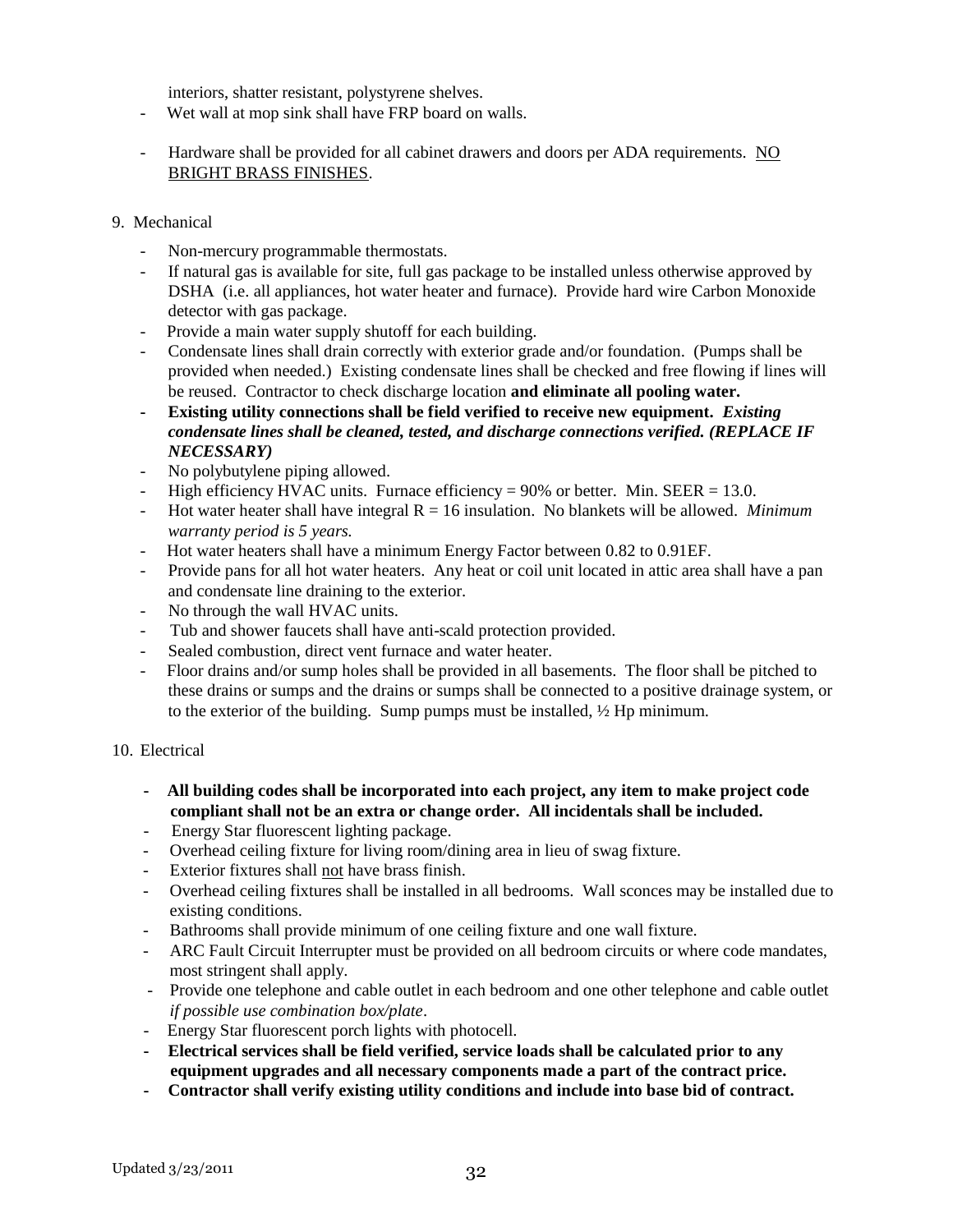interiors, shatter resistant, polystyrene shelves.

- Wet wall at mop sink shall have FRP board on walls.
- Hardware shall be provided for all cabinet drawers and doors per ADA requirements. NO BRIGHT BRASS FINISHES.

9. Mechanical

- Non-mercury programmable thermostats.
- If natural gas is available for site, full gas package to be installed unless otherwise approved by DSHA (i.e. all appliances, hot water heater and furnace). Provide hard wire Carbon Monoxide detector with gas package.
- Provide a main water supply shutoff for each building.
- Condensate lines shall drain correctly with exterior grade and/or foundation. (Pumps shall be provided when needed.) Existing condensate lines shall be checked and free flowing if lines will be reused. Contractor to check discharge location **and eliminate all pooling water.**
- **Existing utility connections shall be field verified to receive new equipment.** ***Existing condensate lines shall be cleaned, tested, and discharge connections verified. (REPLACE IF NECESSARY)***
- No polybutylene piping allowed.
- High efficiency HVAC units. Furnace efficiency = 90% or better. Min. SEER = 13.0.
- Hot water heater shall have integral R = 16 insulation. No blankets will be allowed. *Minimum warranty period is 5 years.*
- Hot water heaters shall have a minimum Energy Factor between 0.82 to 0.91EF.
- Provide pans for all hot water heaters. Any heat or coil unit located in attic area shall have a pan and condensate line draining to the exterior.
- No through the wall HVAC units.
- Tub and shower faucets shall have anti-scald protection provided.
- Sealed combustion, direct vent furnace and water heater.
- Floor drains and/or sump holes shall be provided in all basements. The floor shall be pitched to these drains or sumps and the drains or sumps shall be connected to a positive drainage system, or to the exterior of the building. Sump pumps must be installed, ½ Hp minimum.

10. Electrical

- **All building codes shall be incorporated into each project, any item to make project code compliant shall not be an extra or change order. All incidentals shall be included.**
- Energy Star fluorescent lighting package.
- Overhead ceiling fixture for living room/dining area in lieu of swag fixture.
- Exterior fixtures shall not have brass finish.
- Overhead ceiling fixtures shall be installed in all bedrooms. Wall sconces may be installed due to existing conditions.
- Bathrooms shall provide minimum of one ceiling fixture and one wall fixture.
- ARC Fault Circuit Interrupter must be provided on all bedroom circuits or where code mandates, most stringent shall apply.
- Provide one telephone and cable outlet in each bedroom and one other telephone and cable outlet *if possible use combination box/plate*.
- Energy Star fluorescent porch lights with photocell.
- **Electrical services shall be field verified, service loads shall be calculated prior to any equipment upgrades and all necessary components made a part of the contract price.**
- **Contractor shall verify existing utility conditions and include into base bid of contract.**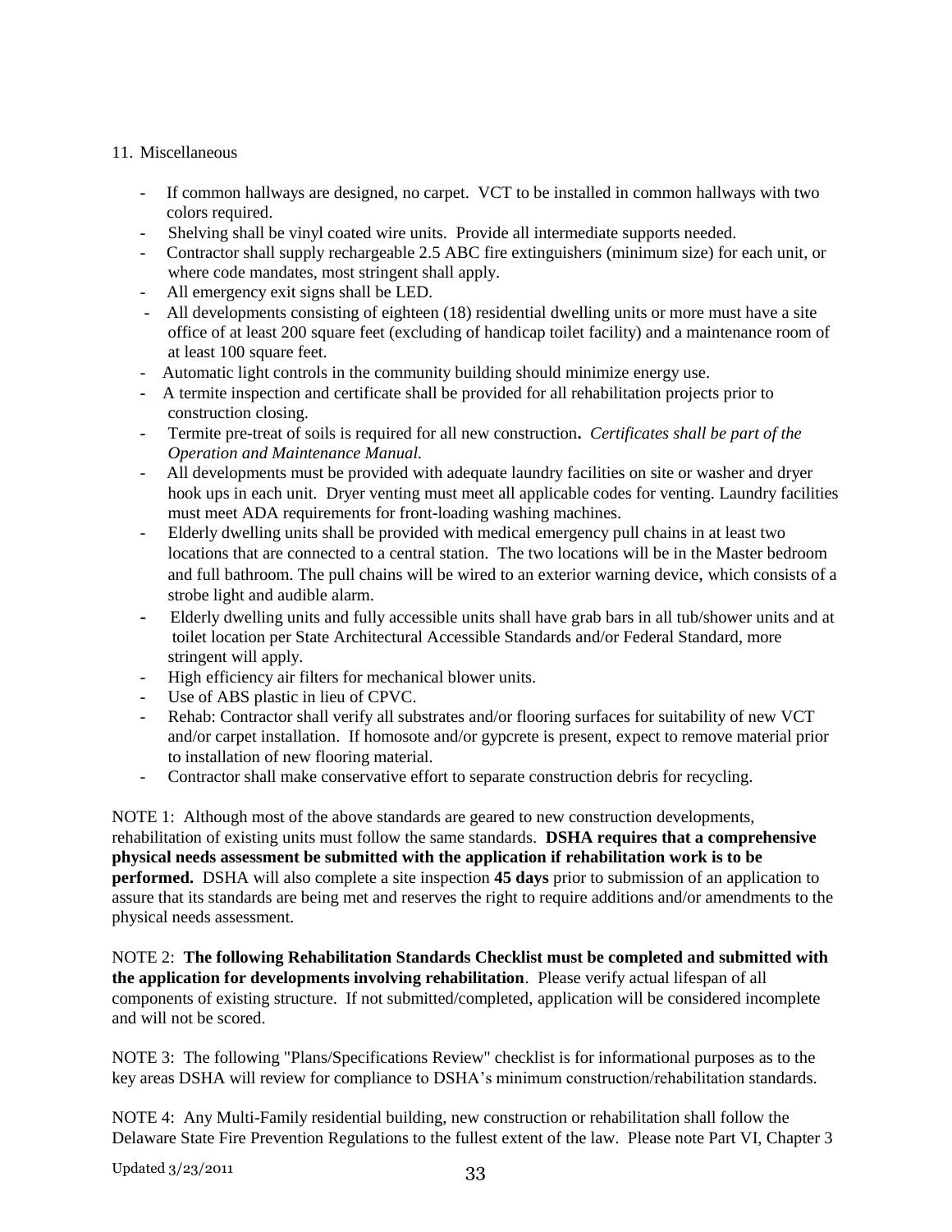11. Miscellaneous

- If common hallways are designed, no carpet. VCT to be installed in common hallways with two colors required.
- Shelving shall be vinyl coated wire units. Provide all intermediate supports needed.
- Contractor shall supply rechargeable 2.5 ABC fire extinguishers (minimum size) for each unit, or where code mandates, most stringent shall apply.
- All emergency exit signs shall be LED.
- All developments consisting of eighteen (18) residential dwelling units or more must have a site office of at least 200 square feet (excluding of handicap toilet facility) and a maintenance room of at least 100 square feet.
- Automatic light controls in the community building should minimize energy use.
- A termite inspection and certificate shall be provided for all rehabilitation projects prior to construction closing.
- Termite pre-treat of soils is required for all new construction**.** *Certificates shall be part of the Operation and Maintenance Manual.*
- All developments must be provided with adequate laundry facilities on site or washer and dryer hook ups in each unit. Dryer venting must meet all applicable codes for venting. Laundry facilities must meet ADA requirements for front-loading washing machines.
- Elderly dwelling units shall be provided with medical emergency pull chains in at least two locations that are connected to a central station. The two locations will be in the Master bedroom and full bathroom. The pull chains will be wired to an exterior warning device, which consists of a strobe light and audible alarm.
- Elderly dwelling units and fully accessible units shall have grab bars in all tub/shower units and at toilet location per State Architectural Accessible Standards and/or Federal Standard, more stringent will apply.
- High efficiency air filters for mechanical blower units.
- Use of ABS plastic in lieu of CPVC.
- Rehab: Contractor shall verify all substrates and/or flooring surfaces for suitability of new VCT and/or carpet installation. If homosote and/or gypcrete is present, expect to remove material prior to installation of new flooring material.
- Contractor shall make conservative effort to separate construction debris for recycling.

NOTE 1: Although most of the above standards are geared to new construction developments, rehabilitation of existing units must follow the same standards. **DSHA requires that a comprehensive physical needs assessment be submitted with the application if rehabilitation work is to be performed.** DSHA will also complete a site inspection **45 days** prior to submission of an application to assure that its standards are being met and reserves the right to require additions and/or amendments to the physical needs assessment.

NOTE 2: **The following Rehabilitation Standards Checklist must be completed and submitted with the application for developments involving rehabilitation**. Please verify actual lifespan of all components of existing structure. If not submitted/completed, application will be considered incomplete and will not be scored.

NOTE 3: The following "Plans/Specifications Review" checklist is for informational purposes as to the key areas DSHA will review for compliance to DSHA's minimum construction/rehabilitation standards.

NOTE 4: Any Multi-Family residential building, new construction or rehabilitation shall follow the Delaware State Fire Prevention Regulations to the fullest extent of the law. Please note Part VI, Chapter 3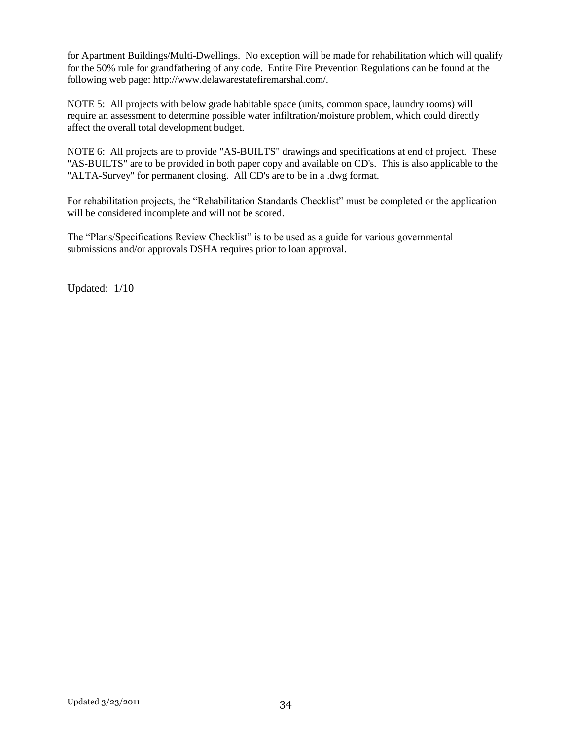for Apartment Buildings/Multi-Dwellings. No exception will be made for rehabilitation which will qualify for the 50% rule for grandfathering of any code. Entire Fire Prevention Regulations can be found at the following web page: http://www.delawarestatefiremarshal.com/.

NOTE 5: All projects with below grade habitable space (units, common space, laundry rooms) will require an assessment to determine possible water infiltration/moisture problem, which could directly affect the overall total development budget.

NOTE 6: All projects are to provide "AS-BUILTS" drawings and specifications at end of project. These "AS-BUILTS" are to be provided in both paper copy and available on CD's. This is also applicable to the "ALTA-Survey" for permanent closing. All CD's are to be in a .dwg format.

For rehabilitation projects, the "Rehabilitation Standards Checklist" must be completed or the application will be considered incomplete and will not be scored.

The "Plans/Specifications Review Checklist" is to be used as a guide for various governmental submissions and/or approvals DSHA requires prior to loan approval.

Updated: 1/10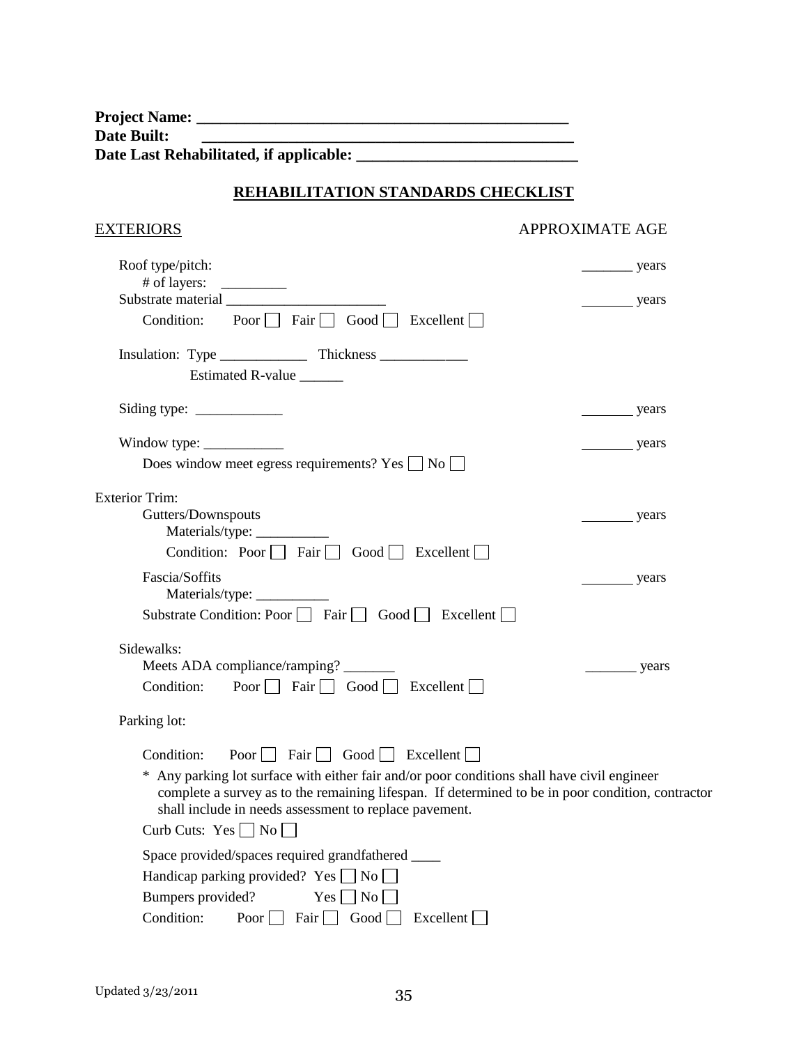**Project Name: ________________________________________________**
**Date Built: ________________________________________________**
**Date Last Rehabilitated, if applicable: ___________________________**

## REHABILITATION STANDARDS CHECKLIST

EXTERIORS APPROXIMATE AGE

Roof type/pitch: _______ years
# of layers: _________
Substrate material ______________________ _______ years
Condition: Poor ☐ Fair ☐ Good ☐ Excellent ☐

Insulation: Type ____________ Thickness ____________
Estimated R-value ______

Siding type: ____________ _______ years

Window type: ___________ _______ years
Does window meet egress requirements? Yes ☐ No ☐

Exterior Trim:
Gutters/Downspouts _______ years
Materials/type: __________
Condition: Poor ☐ Fair ☐ Good ☐ Excellent ☐

Fascia/Soffits _______ years
Materials/type: __________
Substrate Condition: Poor ☐ Fair ☐ Good ☐ Excellent ☐

Sidewalks:
Meets ADA compliance/ramping? _______ _______ years
Condition: Poor ☐ Fair ☐ Good ☐ Excellent ☐

Parking lot:

Condition: Poor ☐ Fair ☐ Good ☐ Excellent ☐

* Any parking lot surface with either fair and/or poor conditions shall have civil engineer complete a survey as to the remaining lifespan. If determined to be in poor condition, contractor shall include in needs assessment to replace pavement.

Curb Cuts: Yes ☐ No ☐

Space provided/spaces required grandfathered ____
Handicap parking provided? Yes ☐ No ☐
Bumpers provided? Yes ☐ No ☐
Condition: Poor ☐ Fair ☐ Good ☐ Excellent ☐

Updated 3/23/2011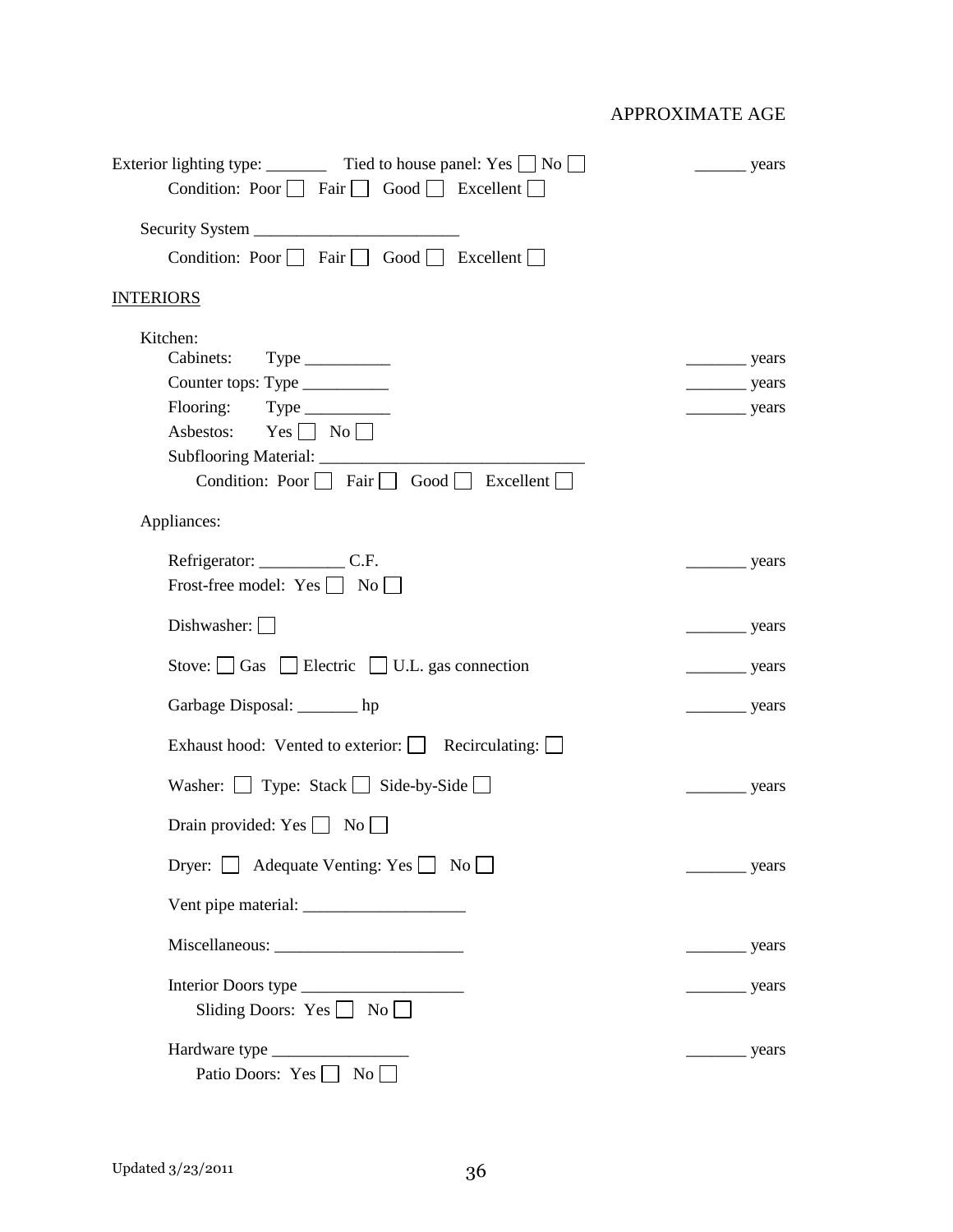APPROXIMATE AGE

Exterior lighting type: _______ Tied to house panel: Yes ☐ No ☐ ______ years
Condition: Poor ☐ Fair ☐ Good ☐ Excellent ☐

Security System ________________________
Condition: Poor ☐ Fair ☐ Good ☐ Excellent ☐

## INTERIORS

Kitchen:

Cabinets: Type __________ _______ years

Counter tops: Type __________ _______ years

Flooring: Type __________ _______ years

Asbestos: Yes ☐ No ☐

Subflooring Material: ______________________________

Condition: Poor ☐ Fair ☐ Good ☐ Excellent ☐

Appliances:

Refrigerator: __________ C.F. _______ years
Frost-free model: Yes ☐ No ☐

Dishwasher: ☐ _______ years

Stove: ☐ Gas ☐ Electric ☐ U.L. gas connection _______ years

Garbage Disposal: _______ hp _______ years

Exhaust hood: Vented to exterior: ☐ Recirculating: ☐

Washer: ☐ Type: Stack ☐ Side-by-Side ☐ _______ years

Drain provided: Yes ☐ No ☐

Dryer: ☐ Adequate Venting: Yes ☐ No ☐ _______ years

Vent pipe material: ___________________

Miscellaneous: ______________________ _______ years

Interior Doors type ___________________ _______ years
Sliding Doors: Yes ☐ No ☐

Hardware type ________________ _______ years
Patio Doors: Yes ☐ No ☐

Updated 3/23/2011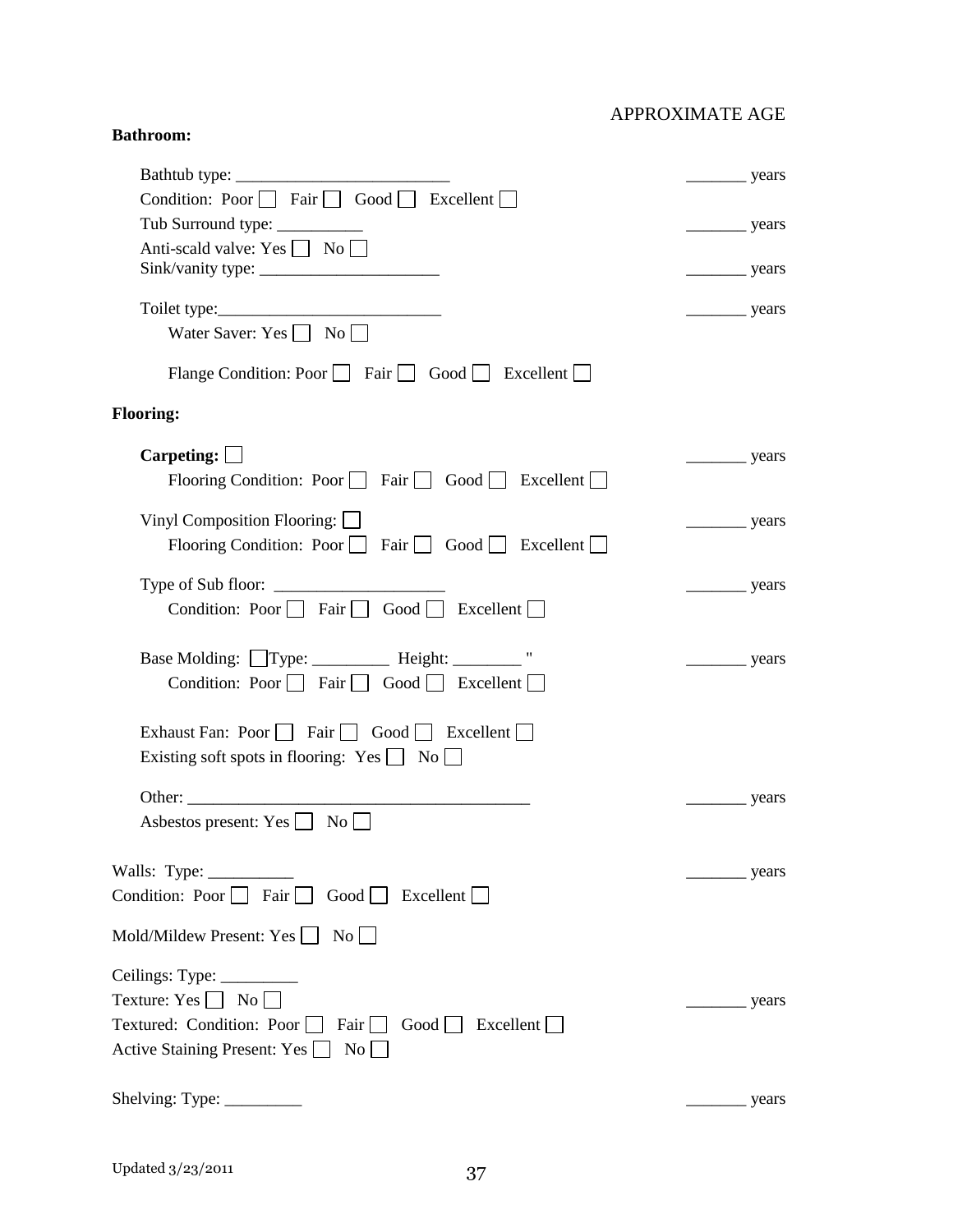APPROXIMATE AGE

**Bathroom:**

Bathtub type: _________________________ _______ years

Condition: Poor ☐ Fair ☐ Good ☐ Excellent ☐

Tub Surround type: __________ _______ years

Anti-scald valve: Yes ☐ No ☐

Sink/vanity type: _____________________ _______ years

Toilet type:__________________________ _______ years

Water Saver: Yes ☐ No ☐

Flange Condition: Poor ☐ Fair ☐ Good ☐ Excellent ☐

**Flooring:**

**Carpeting:** ☐ _______ years

Flooring Condition: Poor ☐ Fair ☐ Good ☐ Excellent ☐

Vinyl Composition Flooring: ☐ _______ years

Flooring Condition: Poor ☐ Fair ☐ Good ☐ Excellent ☐

Type of Sub floor: ____________________ _______ years

Condition: Poor ☐ Fair ☐ Good ☐ Excellent ☐

Base Molding: ☐Type: _________ Height: ________ " _______ years

Condition: Poor ☐ Fair ☐ Good ☐ Excellent ☐

Exhaust Fan: Poor ☐ Fair ☐ Good ☐ Excellent ☐

Existing soft spots in flooring: Yes ☐ No ☐

Other: _________________________________________ _______ years

Asbestos present: Yes ☐ No ☐

Walls: Type: __________ _______ years

Condition: Poor ☐ Fair ☐ Good ☐ Excellent ☐

Mold/Mildew Present: Yes ☐ No ☐

Ceilings: Type: _________

Texture: Yes ☐ No ☐ _______ years

Textured: Condition: Poor ☐ Fair ☐ Good ☐ Excellent ☐

Active Staining Present: Yes ☐ No ☐

Shelving: Type: _________ _______ years

Updated 3/23/2011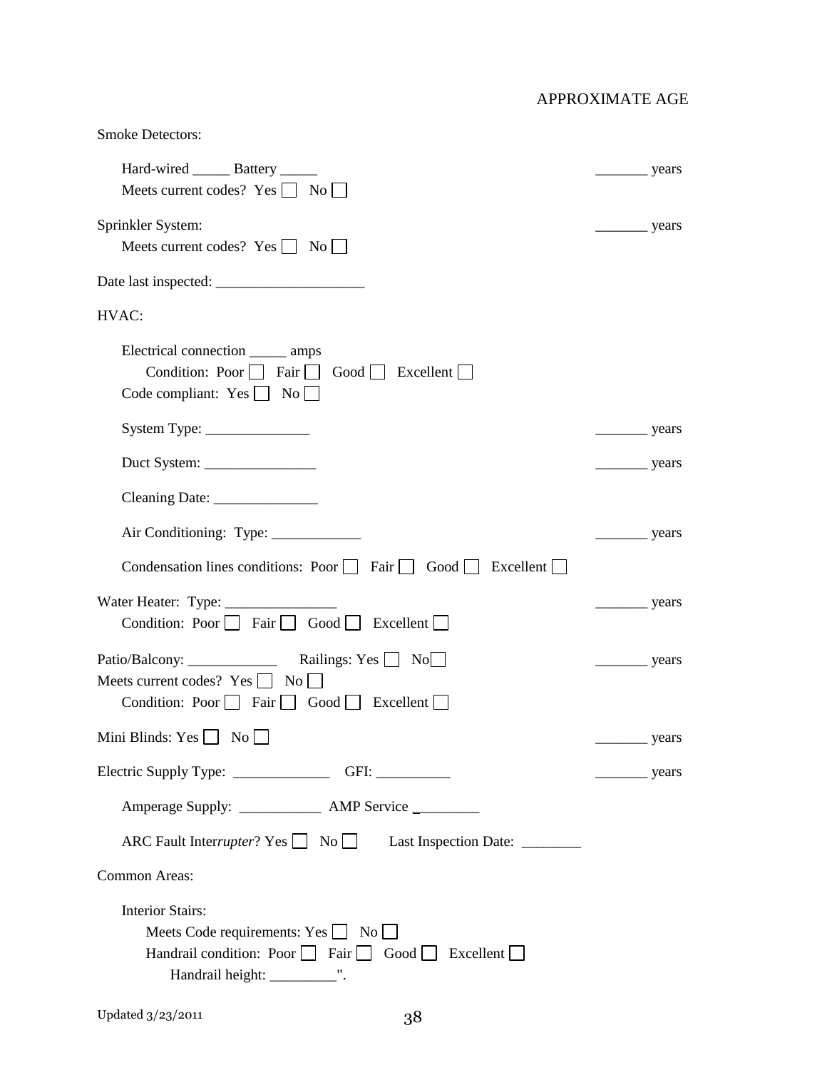APPROXIMATE AGE

Smoke Detectors:

Hard-wired _____ Battery _____ _______ years
Meets current codes? Yes ☐ No ☐

Sprinkler System: _______ years
Meets current codes? Yes ☐ No ☐

Date last inspected: ____________________

HVAC:

Electrical connection _____ amps
Condition: Poor ☐ Fair ☐ Good ☐ Excellent ☐
Code compliant: Yes ☐ No ☐

System Type: ______________ _______ years

Duct System: _______________ _______ years

Cleaning Date: ______________

Air Conditioning: Type: ____________ _______ years

Condensation lines conditions: Poor ☐ Fair ☐ Good ☐ Excellent ☐

Water Heater: Type: _______________ _______ years
Condition: Poor ☐ Fair ☐ Good ☐ Excellent ☐

Patio/Balcony: ____________ Railings: Yes ☐ No ☐ _______ years
Meets current codes? Yes ☐ No ☐
Condition: Poor ☐ Fair ☐ Good ☐ Excellent ☐

Mini Blinds: Yes ☐ No ☐ _______ years

Electric Supply Type: _____________ GFI: __________ _______ years

Amperage Supply: ___________ AMP Service _________

ARC Fault Inter*rupter*? Yes ☐ No ☐ Last Inspection Date: ________

Common Areas:

Interior Stairs:
Meets Code requirements: Yes ☐ No ☐
Handrail condition: Poor ☐ Fair ☐ Good ☐ Excellent ☐
Handrail height: _________".

Updated 3/23/2011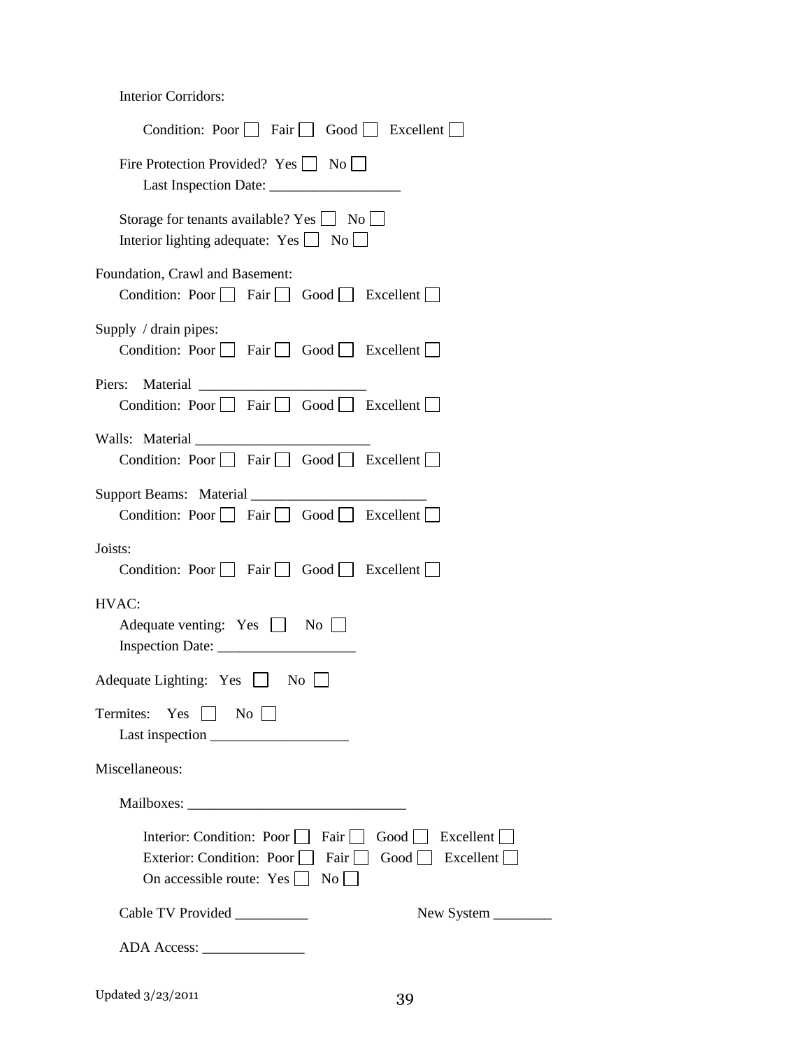Interior Corridors:

Condition: Poor ☐ Fair ☐ Good ☐ Excellent ☐

Fire Protection Provided? Yes ☐ No ☐
Last Inspection Date: __________________

Storage for tenants available? Yes ☐ No ☐
Interior lighting adequate: Yes ☐ No ☐

Foundation, Crawl and Basement:
Condition: Poor ☐ Fair ☐ Good ☐ Excellent ☐

Supply / drain pipes:
Condition: Poor ☐ Fair ☐ Good ☐ Excellent ☐

Piers: Material _______________________
Condition: Poor ☐ Fair ☐ Good ☐ Excellent ☐

Walls: Material ________________________
Condition: Poor ☐ Fair ☐ Good ☐ Excellent ☐

Support Beams: Material ________________________
Condition: Poor ☐ Fair ☐ Good ☐ Excellent ☐

Joists:
Condition: Poor ☐ Fair ☐ Good ☐ Excellent ☐

HVAC:
Adequate venting: Yes ☐ No ☐
Inspection Date: ___________________

Adequate Lighting: Yes ☐ No ☐

Termites: Yes ☐ No ☐
Last inspection ___________________

Miscellaneous:

Mailboxes: ______________________________

Interior: Condition: Poor ☐ Fair ☐ Good ☐ Excellent ☐
Exterior: Condition: Poor ☐ Fair ☐ Good ☐ Excellent ☐
On accessible route: Yes ☐ No ☐

Cable TV Provided __________ New System ________

ADA Access: ______________

Updated 3/23/2011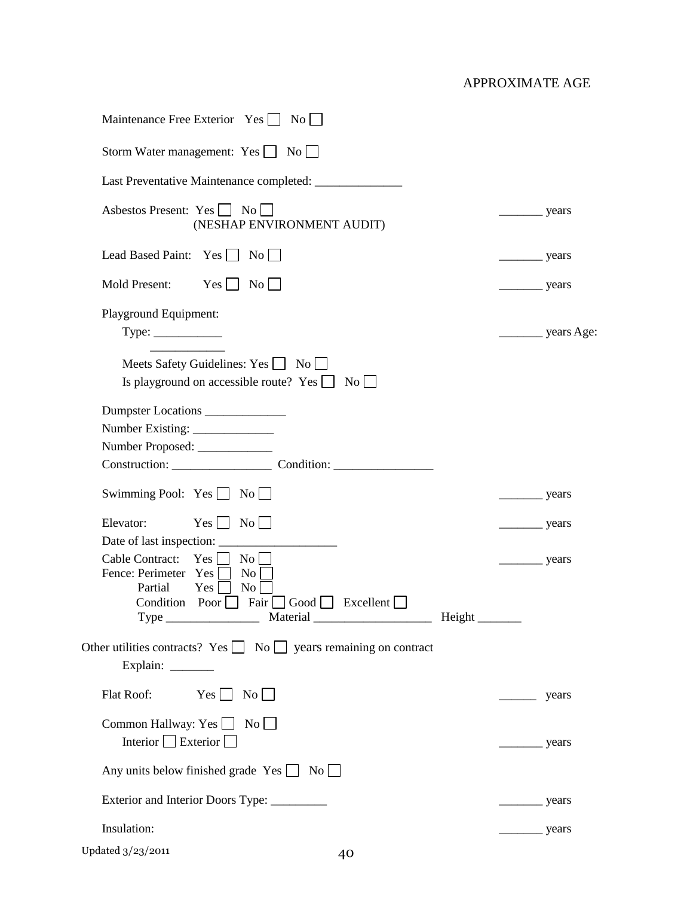APPROXIMATE AGE

Maintenance Free Exterior Yes ☐ No ☐

Storm Water management: Yes ☐ No ☐

Last Preventative Maintenance completed: ______________

Asbestos Present: Yes ☐ No ☐ _______ years
(NESHAP ENVIRONMENT AUDIT)

Lead Based Paint: Yes ☐ No ☐ _______ years

Mold Present: Yes ☐ No ☐ _______ years

Playground Equipment:
Type: ___________ _______ years Age:
____________

Meets Safety Guidelines: Yes ☐ No ☐
Is playground on accessible route? Yes ☐ No ☐

Dumpster Locations _____________
Number Existing: _____________
Number Proposed: ____________
Construction: ________________ Condition: ________________

Swimming Pool: Yes ☐ No ☐ _______ years

Elevator: Yes ☐ No ☐ _______ years
Date of last inspection: ___________________
Cable Contract: Yes ☐ No ☐ _______ years
Fence: Perimeter Yes ☐ No ☐
Partial Yes ☐ No ☐
Condition Poor ☐ Fair ☐ Good ☐ Excellent ☐
Type ________________ Material ___________________ Height _______

Other utilities contracts? Yes ☐ No ☐ years remaining on contract
Explain: _______

Flat Roof: Yes ☐ No ☐ ______ years

Common Hallway: Yes ☐ No ☐
Interior ☐ Exterior ☐ _______ years

Any units below finished grade Yes ☐ No ☐

Exterior and Interior Doors Type: _________ _______ years

Insulation: _______ years

Updated 3/23/2011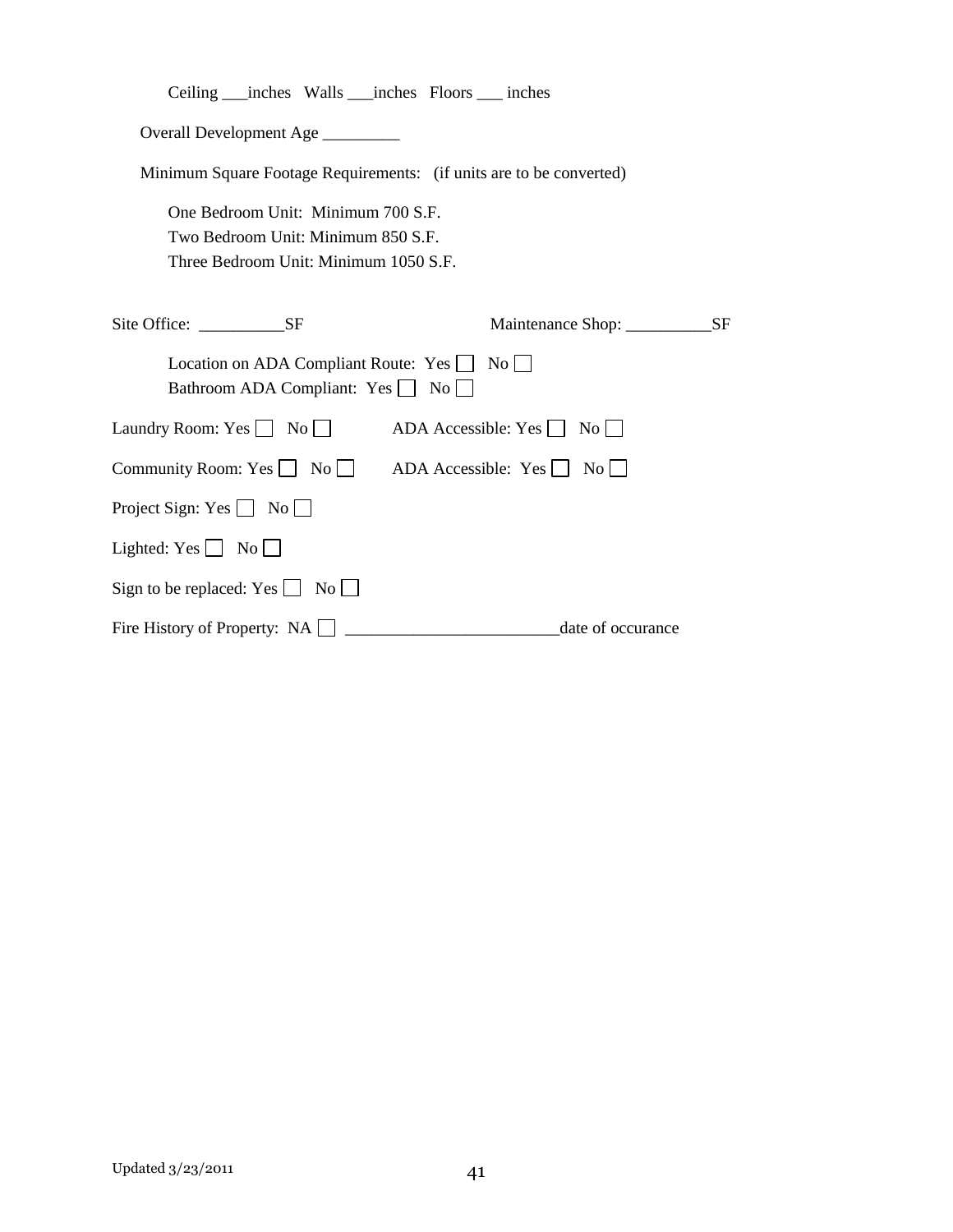Ceiling ___inches   Walls ___inches   Floors ___ inches

Overall Development Age _________

Minimum Square Footage Requirements:   (if units are to be converted)

One Bedroom Unit:  Minimum 700 S.F.
Two Bedroom Unit: Minimum 850 S.F.
Three Bedroom Unit: Minimum 1050 S.F.

Site Office:  __________SF                                    Maintenance Shop: __________SF

Location on ADA Compliant Route:  Yes ☐   No ☐
Bathroom ADA Compliant:  Yes ☐   No ☐

Laundry Room: Yes ☐   No ☐          ADA Accessible: Yes ☐   No ☐

Community Room: Yes ☐   No ☐       ADA Accessible:  Yes ☐   No ☐

Project Sign: Yes ☐   No ☐

Lighted: Yes ☐   No ☐

Sign to be replaced: Yes ☐   No ☐

Fire History of Property:  NA ☐  _________________________date of occurance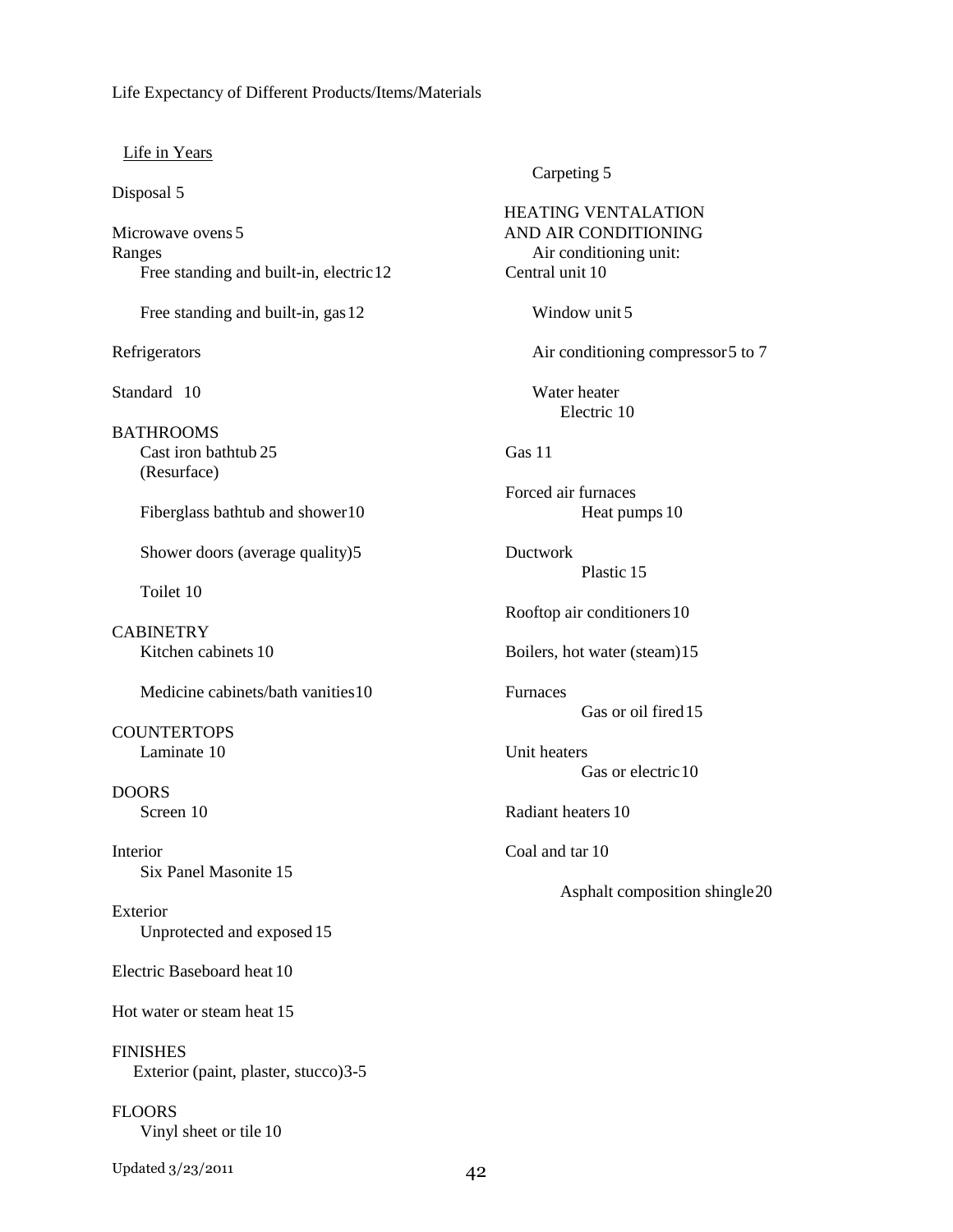Life Expectancy of Different Products/Items/Materials

Life in Years

Disposal 5

Microwave ovens 5

Ranges

Free standing and built-in, electric 12

Free standing and built-in, gas 12

Refrigerators

Standard 10

BATHROOMS

Cast iron bathtub 25
(Resurface)

Fiberglass bathtub and shower 10

Shower doors (average quality) 5

Toilet 10

CABINETRY

Kitchen cabinets 10

Medicine cabinets/bath vanities 10

COUNTERTOPS

Laminate 10

DOORS

Screen 10

Interior

Six Panel Masonite 15

Exterior

Unprotected and exposed 15

Electric Baseboard heat 10

Hot water or steam heat 15

FINISHES

Exterior (paint, plaster, stucco) 3-5

FLOORS

Vinyl sheet or tile 10

Carpeting 5

HEATING VENTALATION AND AIR CONDITIONING

Air conditioning unit:

Central unit 10

Window unit 5

Air conditioning compressor 5 to 7

Water heater

Electric 10

Gas 11

Forced air furnaces

Heat pumps 10

Ductwork

Plastic 15

Rooftop air conditioners 10

Boilers, hot water (steam) 15

Furnaces

Gas or oil fired 15

Unit heaters

Gas or electric 10

Radiant heaters 10

Coal and tar 10

Asphalt composition shingle 20

Updated 3/23/2011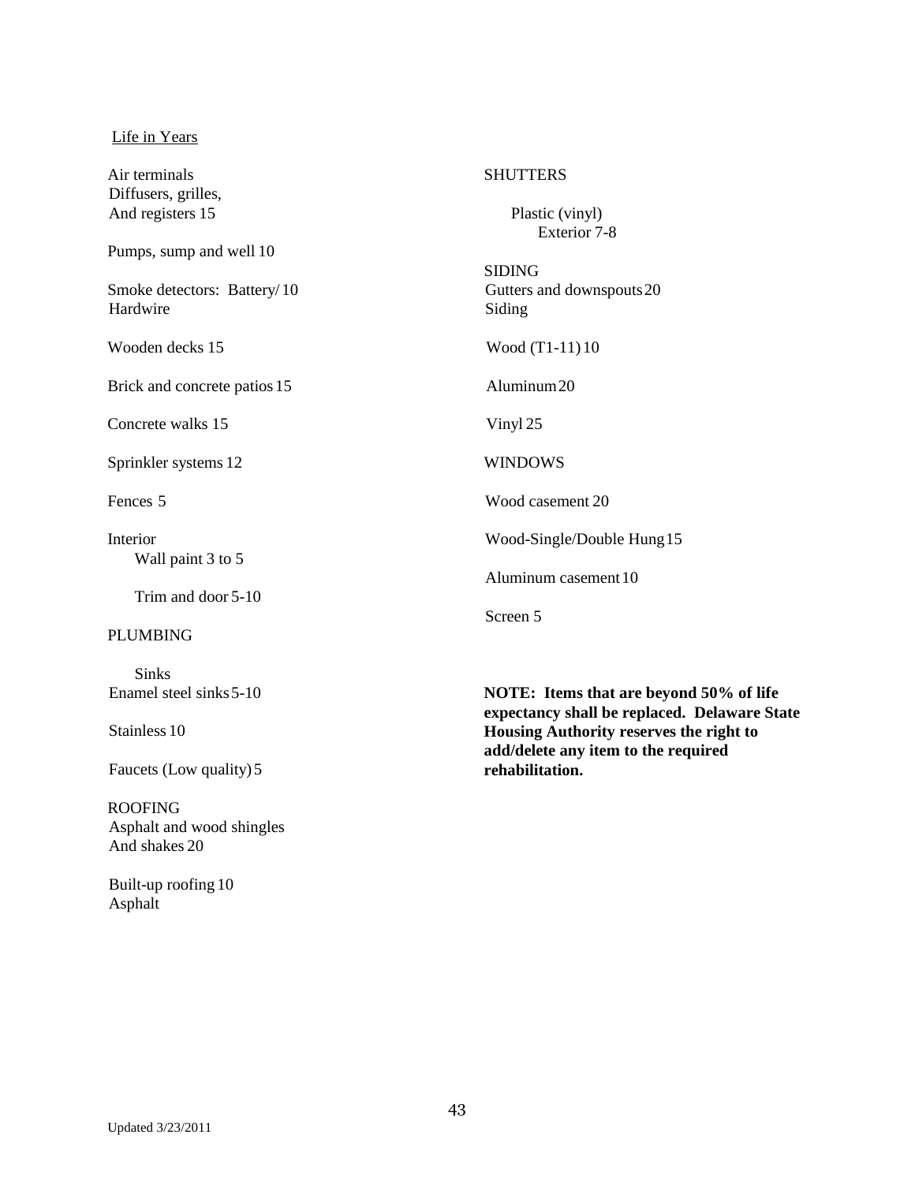Life in Years

Air terminals
Diffusers, grilles,
And registers 15

Pumps, sump and well 10

Smoke detectors: Battery/ 10
Hardwire

Wooden decks 15

Brick and concrete patios 15

Concrete walks 15

Sprinkler systems 12

Fences 5

Interior
Wall paint 3 to 5

Trim and door 5-10

PLUMBING

Sinks
Enamel steel sinks 5-10

Stainless 10

Faucets (Low quality) 5

ROOFING
Asphalt and wood shingles
And shakes 20

Built-up roofing 10
Asphalt

SHUTTERS

Plastic (vinyl)
Exterior 7-8

SIDING
Gutters and downspouts 20
Siding

Wood (T1-11) 10

Aluminum 20

Vinyl 25

WINDOWS

Wood casement 20

Wood-Single/Double Hung 15

Aluminum casement 10

Screen 5

**NOTE: Items that are beyond 50% of life expectancy shall be replaced. Delaware State Housing Authority reserves the right to add/delete any item to the required rehabilitation.**

Updated 3/23/2011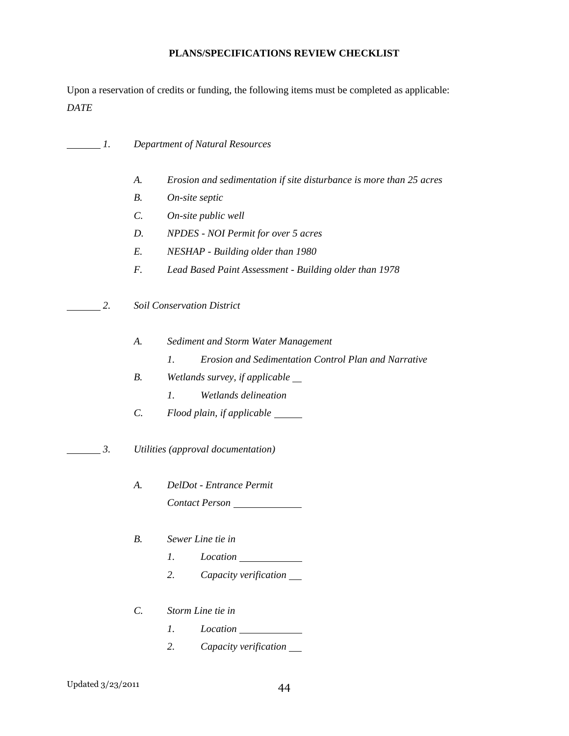**PLANS/SPECIFICATIONS REVIEW CHECKLIST**

Upon a reservation of credits or funding, the following items must be completed as applicable:

*DATE*

______ *1. Department of Natural Resources*

- *A. Erosion and sedimentation if site disturbance is more than 25 acres*
- *B. On-site septic*
- *C. On-site public well*
- *D. NPDES - NOI Permit for over 5 acres*
- *E. NESHAP - Building older than 1980*
- *F. Lead Based Paint Assessment - Building older than 1978*

______ *2. Soil Conservation District*

- *A. Sediment and Storm Water Management*
  - *1. Erosion and Sedimentation Control Plan and Narrative*
- *B. Wetlands survey, if applicable* ___
  - *1. Wetlands delineation*
- *C. Flood plain, if applicable* ______

______ *3. Utilities (approval documentation)*

- *A. DelDot - Entrance Permit*
  *Contact Person* ______________

- *B. Sewer Line tie in*
  - *1. Location* _____________
  - *2. Capacity verification* ___

- *C. Storm Line tie in*
  - *1. Location* _____________
  - *2. Capacity verification* ___

Updated 3/23/2011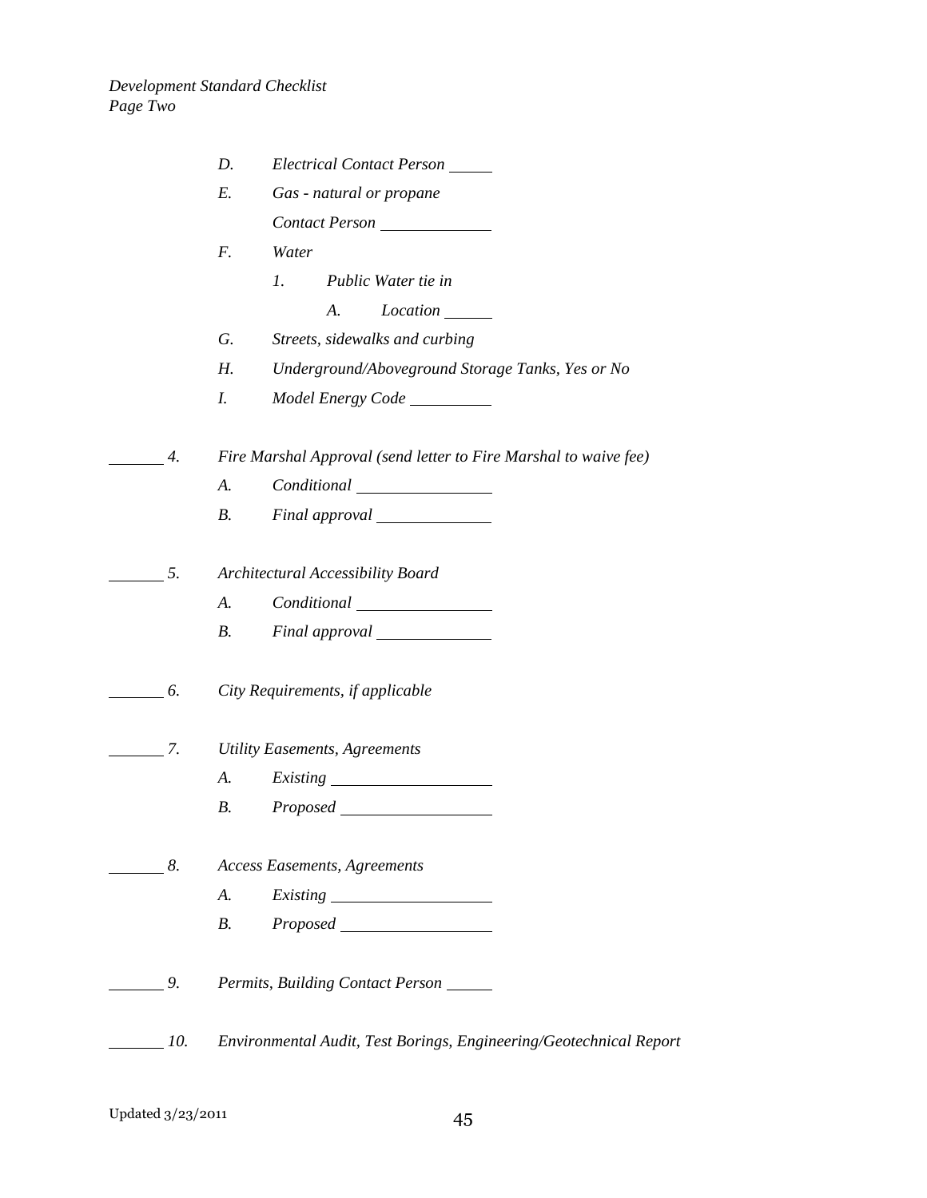*Development Standard Checklist*
*Page Two*

*D. Electrical Contact Person ______*

*E. Gas - natural or propane*

*Contact Person ______________*

*F. Water*

*1. Public Water tie in*

*A. Location ______*

*G. Streets, sidewalks and curbing*

*H. Underground/Aboveground Storage Tanks, Yes or No*

*I. Model Energy Code ___________*

_______ *4. Fire Marshal Approval (send letter to Fire Marshal to waive fee)*

*A. Conditional _________________*

*B. Final approval ______________*

_______ *5. Architectural Accessibility Board*

*A. Conditional _________________*

*B. Final approval ______________*

_______ *6. City Requirements, if applicable*

_______ *7. Utility Easements, Agreements*

*A. Existing ____________________*

*B. Proposed ___________________*

_______ *8. Access Easements, Agreements*

*A. Existing ____________________*

*B. Proposed ___________________*

_______ *9. Permits, Building Contact Person ______*

_______ *10. Environmental Audit, Test Borings, Engineering/Geotechnical Report*

Updated 3/23/2011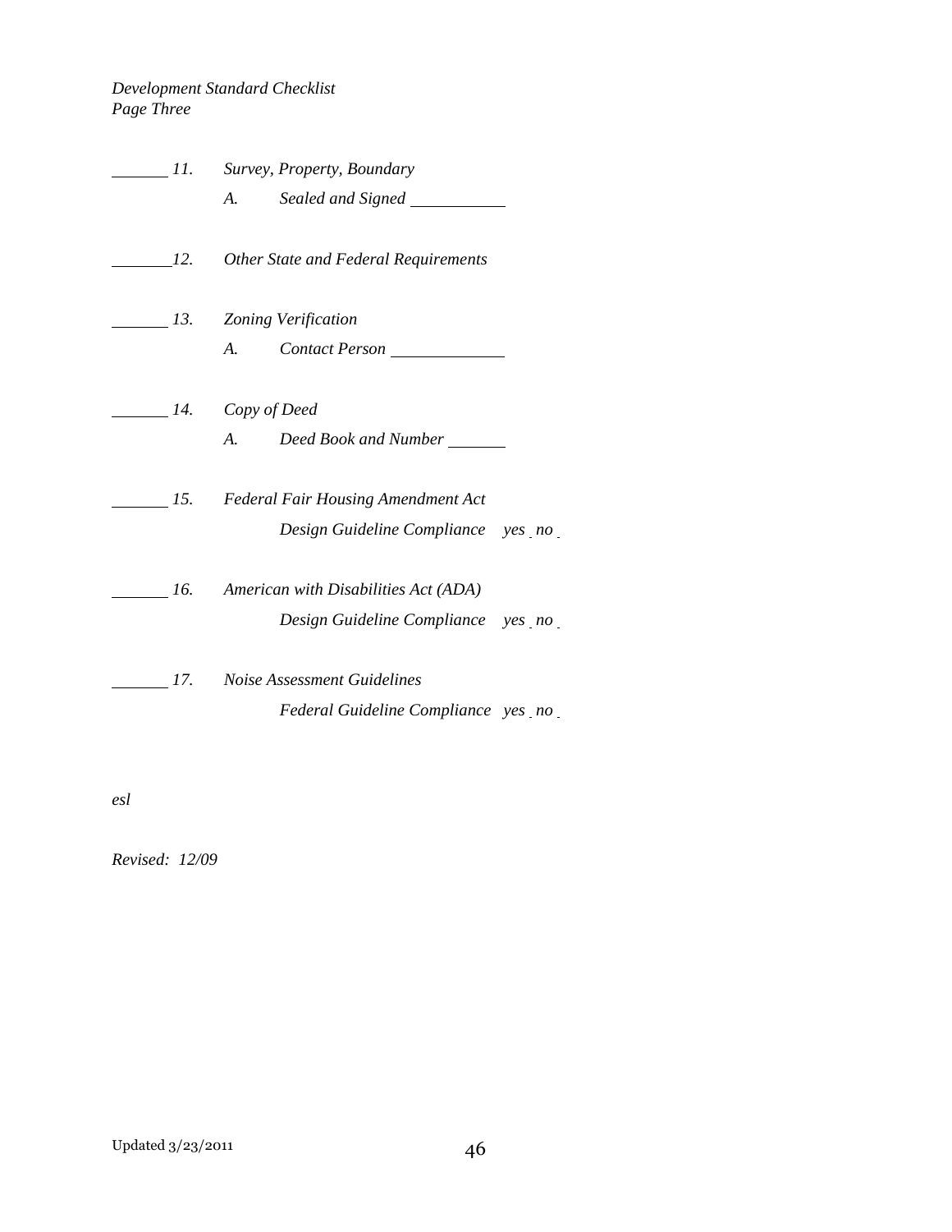*Development Standard Checklist*
*Page Three*

_______ *11. Survey, Property, Boundary*

*A. Sealed and Signed* ___________

_______ *12. Other State and Federal Requirements*

_______ *13. Zoning Verification*

*A. Contact Person* _____________

_______ *14. Copy of Deed*

*A. Deed Book and Number* _______

_______ *15. Federal Fair Housing Amendment Act*

*Design Guideline Compliance yes _ no _*

_______ *16. American with Disabilities Act (ADA)*

*Design Guideline Compliance yes _ no _*

_______ *17. Noise Assessment Guidelines*

*Federal Guideline Compliance yes _ no _*

*esl*

*Revised: 12/09*

Updated 3/23/2011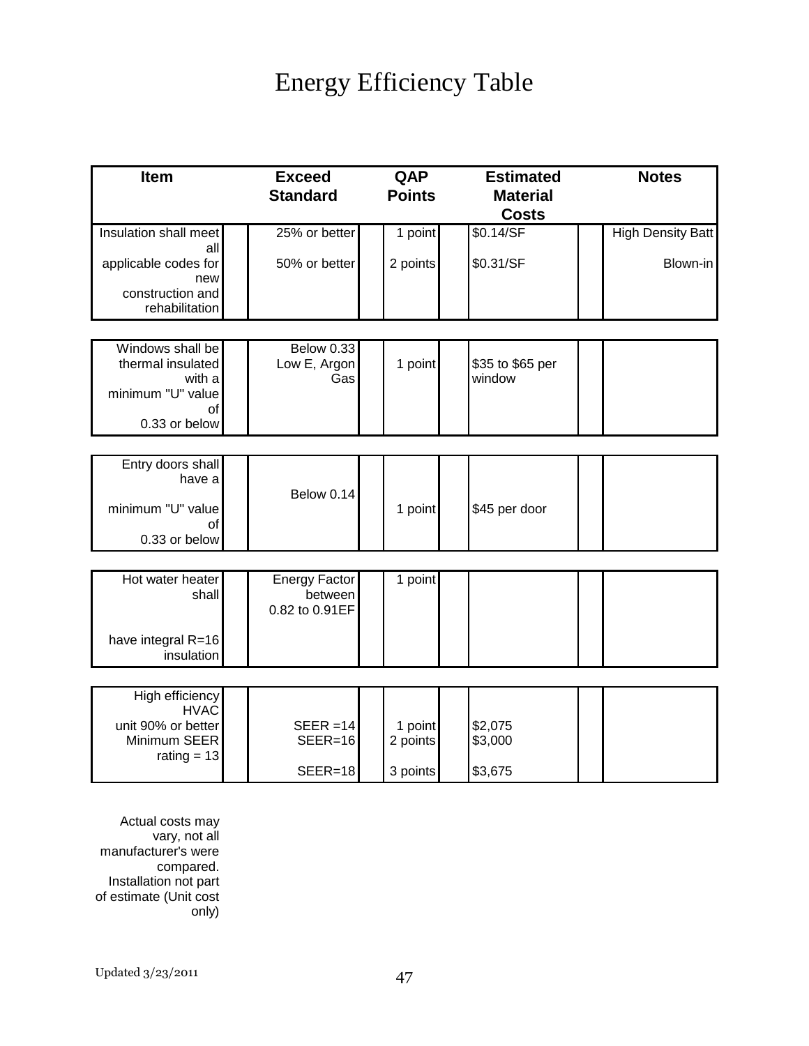# Energy Efficiency Table

| Item | Exceed Standard | QAP Points | Estimated Material Costs | Notes |
|---|---|---|---|---|
| Insulation shall meet all applicable codes for new construction and rehabilitation | 25% or better | 1 point | $0.14/SF | High Density Batt |
| | 50% or better | 2 points | $0.31/SF | Blown-in |
| Windows shall be thermal insulated with a minimum "U" value of 0.33 or below | Below 0.33 Low E, Argon Gas | 1 point | $35 to $65 per window | |
| Entry doors shall have a minimum "U" value of 0.33 or below | Below 0.14 | 1 point | $45 per door | |
| Hot water heater shall have integral R=16 insulation | Energy Factor between 0.82 to 0.91EF | 1 point | | |
| High efficiency HVAC unit 90% or better Minimum SEER rating = 13 | SEER =14 | 1 point | $2,075 | |
| | SEER=16 | 2 points | $3,000 | |
| | SEER=18 | 3 points | $3,675 | |

Actual costs may vary, not all manufacturer's were compared. Installation not part of estimate (Unit cost only)

Updated 3/23/2011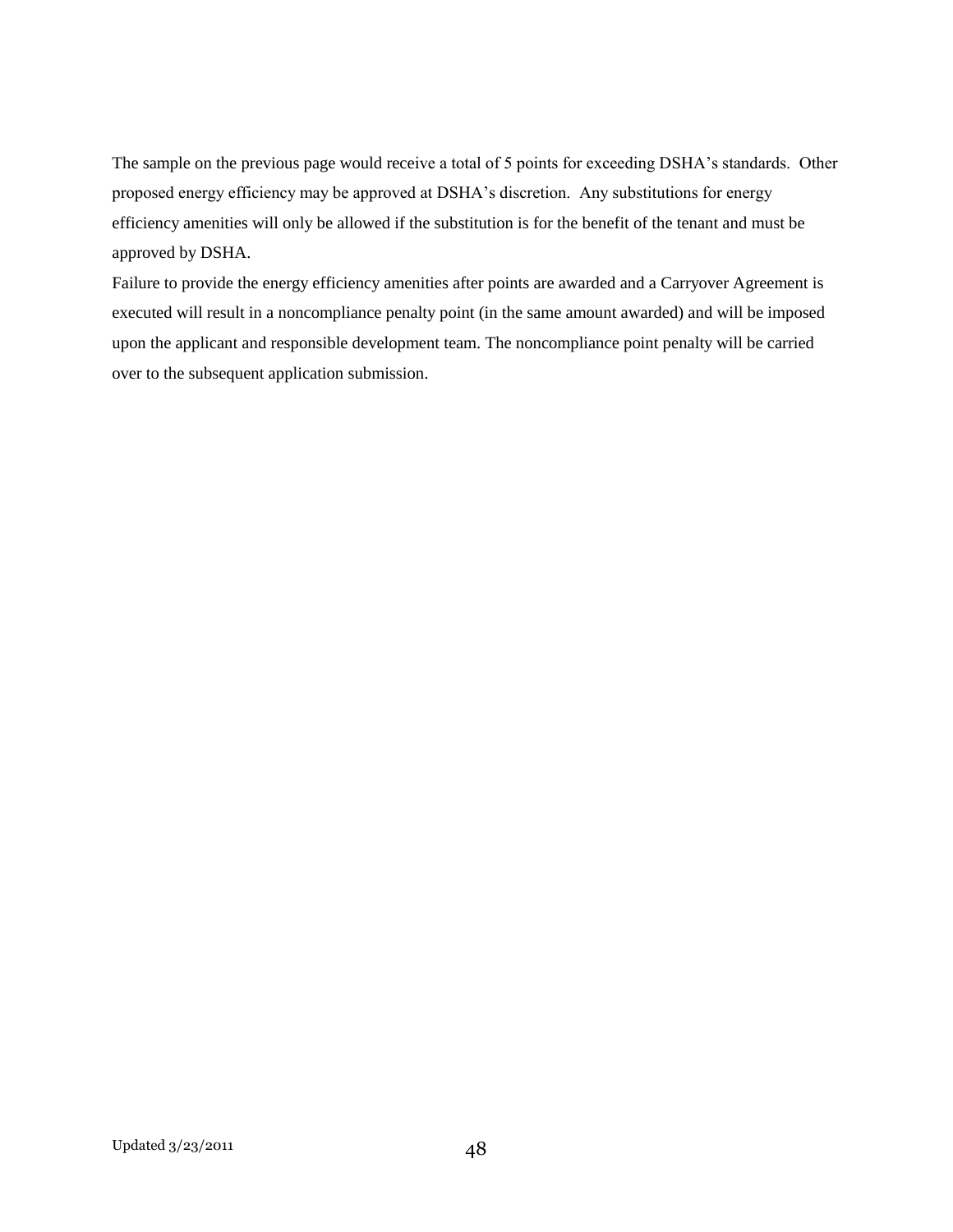The sample on the previous page would receive a total of 5 points for exceeding DSHA's standards. Other proposed energy efficiency may be approved at DSHA's discretion. Any substitutions for energy efficiency amenities will only be allowed if the substitution is for the benefit of the tenant and must be approved by DSHA.

Failure to provide the energy efficiency amenities after points are awarded and a Carryover Agreement is executed will result in a noncompliance penalty point (in the same amount awarded) and will be imposed upon the applicant and responsible development team. The noncompliance point penalty will be carried over to the subsequent application submission.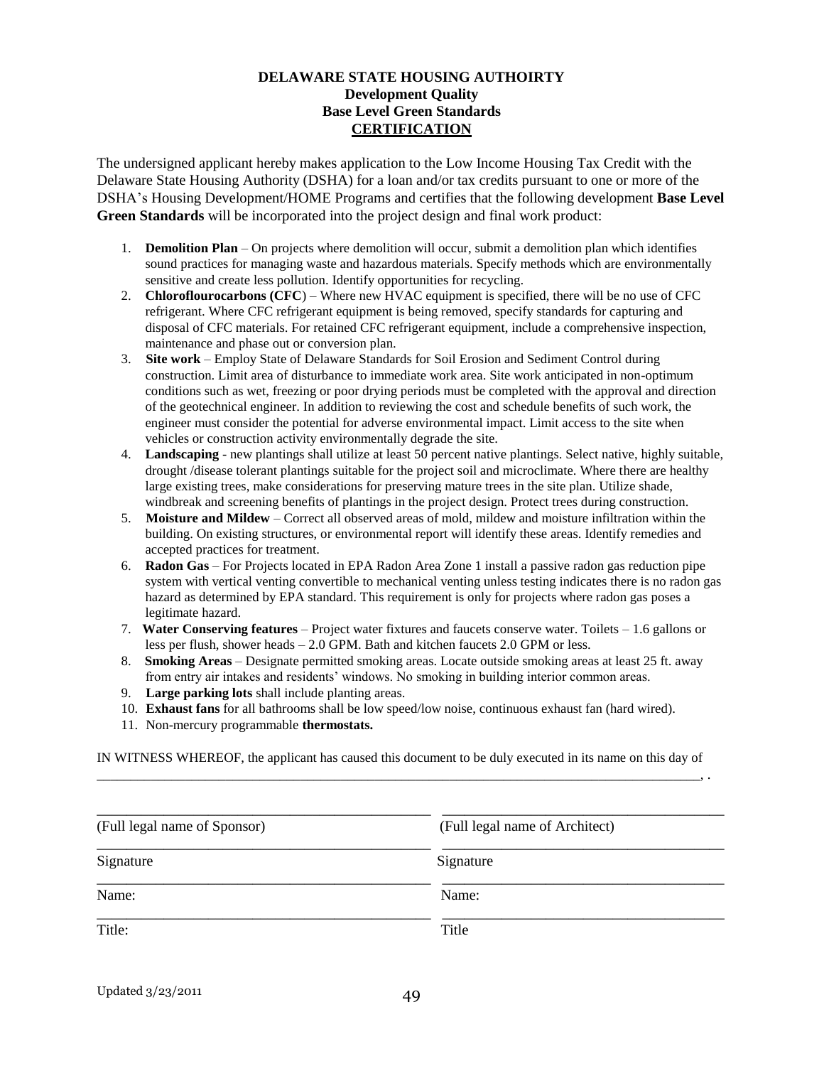**DELAWARE STATE HOUSING AUTHOIRTY**
**Development Quality**
**Base Level Green Standards**
**CERTIFICATION**

The undersigned applicant hereby makes application to the Low Income Housing Tax Credit with the Delaware State Housing Authority (DSHA) for a loan and/or tax credits pursuant to one or more of the DSHA's Housing Development/HOME Programs and certifies that the following development **Base Level Green Standards** will be incorporated into the project design and final work product:

1. **Demolition Plan** – On projects where demolition will occur, submit a demolition plan which identifies sound practices for managing waste and hazardous materials. Specify methods which are environmentally sensitive and create less pollution. Identify opportunities for recycling.
2. **Chloroflourocarbons (CFC**) – Where new HVAC equipment is specified, there will be no use of CFC refrigerant. Where CFC refrigerant equipment is being removed, specify standards for capturing and disposal of CFC materials. For retained CFC refrigerant equipment, include a comprehensive inspection, maintenance and phase out or conversion plan.
3. **Site work** – Employ State of Delaware Standards for Soil Erosion and Sediment Control during construction. Limit area of disturbance to immediate work area. Site work anticipated in non-optimum conditions such as wet, freezing or poor drying periods must be completed with the approval and direction of the geotechnical engineer. In addition to reviewing the cost and schedule benefits of such work, the engineer must consider the potential for adverse environmental impact. Limit access to the site when vehicles or construction activity environmentally degrade the site.
4. **Landscaping** - new plantings shall utilize at least 50 percent native plantings. Select native, highly suitable, drought /disease tolerant plantings suitable for the project soil and microclimate. Where there are healthy large existing trees, make considerations for preserving mature trees in the site plan. Utilize shade, windbreak and screening benefits of plantings in the project design. Protect trees during construction.
5. **Moisture and Mildew** – Correct all observed areas of mold, mildew and moisture infiltration within the building. On existing structures, or environmental report will identify these areas. Identify remedies and accepted practices for treatment.
6. **Radon Gas** – For Projects located in EPA Radon Area Zone 1 install a passive radon gas reduction pipe system with vertical venting convertible to mechanical venting unless testing indicates there is no radon gas hazard as determined by EPA standard. This requirement is only for projects where radon gas poses a legitimate hazard.
7. **Water Conserving features** – Project water fixtures and faucets conserve water. Toilets – 1.6 gallons or less per flush, shower heads – 2.0 GPM. Bath and kitchen faucets 2.0 GPM or less.
8. **Smoking Areas** – Designate permitted smoking areas. Locate outside smoking areas at least 25 ft. away from entry air intakes and residents' windows. No smoking in building interior common areas.
9. **Large parking lots** shall include planting areas.
10. **Exhaust fans** for all bathrooms shall be low speed/low noise, continuous exhaust fan (hard wired).
11. Non-mercury programmable **thermostats.**

IN WITNESS WHEREOF, the applicant has caused this document to be duly executed in its name on this day of \_\_\_\_\_\_\_\_\_\_\_\_\_\_\_\_\_\_\_\_\_\_\_\_\_\_\_\_\_\_\_\_\_\_\_\_\_\_\_\_\_\_\_\_\_\_\_\_, .

| | |
|---|---|
| \_\_\_\_\_\_\_\_\_\_\_\_\_\_\_\_\_\_\_\_\_\_\_\_\_\_\_\_ | \_\_\_\_\_\_\_\_\_\_\_\_\_\_\_\_\_\_\_\_\_\_\_\_\_\_\_\_ |
| (Full legal name of Sponsor) | (Full legal name of Architect) |
| Signature | Signature |
| Name: | Name: |
| Title: | Title |

Updated 3/23/2011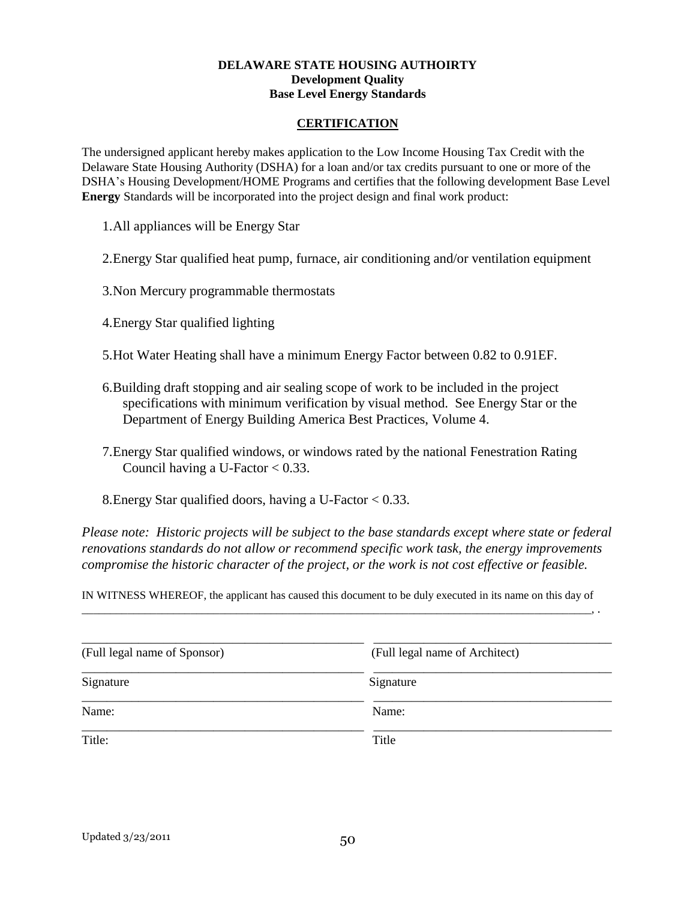**DELAWARE STATE HOUSING AUTHOIRTY**
**Development Quality**
**Base Level Energy Standards**

**CERTIFICATION**

The undersigned applicant hereby makes application to the Low Income Housing Tax Credit with the Delaware State Housing Authority (DSHA) for a loan and/or tax credits pursuant to one or more of the DSHA's Housing Development/HOME Programs and certifies that the following development Base Level **Energy** Standards will be incorporated into the project design and final work product:

1. All appliances will be Energy Star
2. Energy Star qualified heat pump, furnace, air conditioning and/or ventilation equipment
3. Non Mercury programmable thermostats
4. Energy Star qualified lighting
5. Hot Water Heating shall have a minimum Energy Factor between 0.82 to 0.91EF.
6. Building draft stopping and air sealing scope of work to be included in the project specifications with minimum verification by visual method. See Energy Star or the Department of Energy Building America Best Practices, Volume 4.
7. Energy Star qualified windows, or windows rated by the national Fenestration Rating Council having a U-Factor < 0.33.
8. Energy Star qualified doors, having a U-Factor < 0.33.

*Please note: Historic projects will be subject to the base standards except where state or federal renovations standards do not allow or recommend specific work task, the energy improvements compromise the historic character of the project, or the work is not cost effective or feasible.*

IN WITNESS WHEREOF, the applicant has caused this document to be duly executed in its name on this day of \_\_\_\_\_\_\_\_\_\_\_\_\_\_\_\_\_\_\_\_\_\_\_\_\_\_\_\_\_\_\_\_\_\_\_\_\_\_\_\_\_\_\_\_\_\_\_\_\_\_\_\_\_\_\_\_\_\_\_\_\_\_\_\_\_\_\_\_\_\_\_\_\_\_\_\_\_\_\_\_\_\_\_\_, .

| | |
|---|---|
| \_\_\_\_\_\_\_\_\_\_\_\_\_\_\_\_\_\_\_\_\_\_\_\_\_\_\_\_\_\_ | \_\_\_\_\_\_\_\_\_\_\_\_\_\_\_\_\_\_\_\_\_\_\_\_\_\_\_\_\_\_ |
| (Full legal name of Sponsor) | (Full legal name of Architect) |
| \_\_\_\_\_\_\_\_\_\_\_\_\_\_\_\_\_\_\_\_\_\_\_\_\_\_\_\_\_\_ | \_\_\_\_\_\_\_\_\_\_\_\_\_\_\_\_\_\_\_\_\_\_\_\_\_\_\_\_\_\_ |
| Signature | Signature |
| \_\_\_\_\_\_\_\_\_\_\_\_\_\_\_\_\_\_\_\_\_\_\_\_\_\_\_\_\_\_ | \_\_\_\_\_\_\_\_\_\_\_\_\_\_\_\_\_\_\_\_\_\_\_\_\_\_\_\_\_\_ |
| Name: | Name: |
| \_\_\_\_\_\_\_\_\_\_\_\_\_\_\_\_\_\_\_\_\_\_\_\_\_\_\_\_\_\_ | \_\_\_\_\_\_\_\_\_\_\_\_\_\_\_\_\_\_\_\_\_\_\_\_\_\_\_\_\_\_ |
| Title: | Title |

Updated 3/23/2011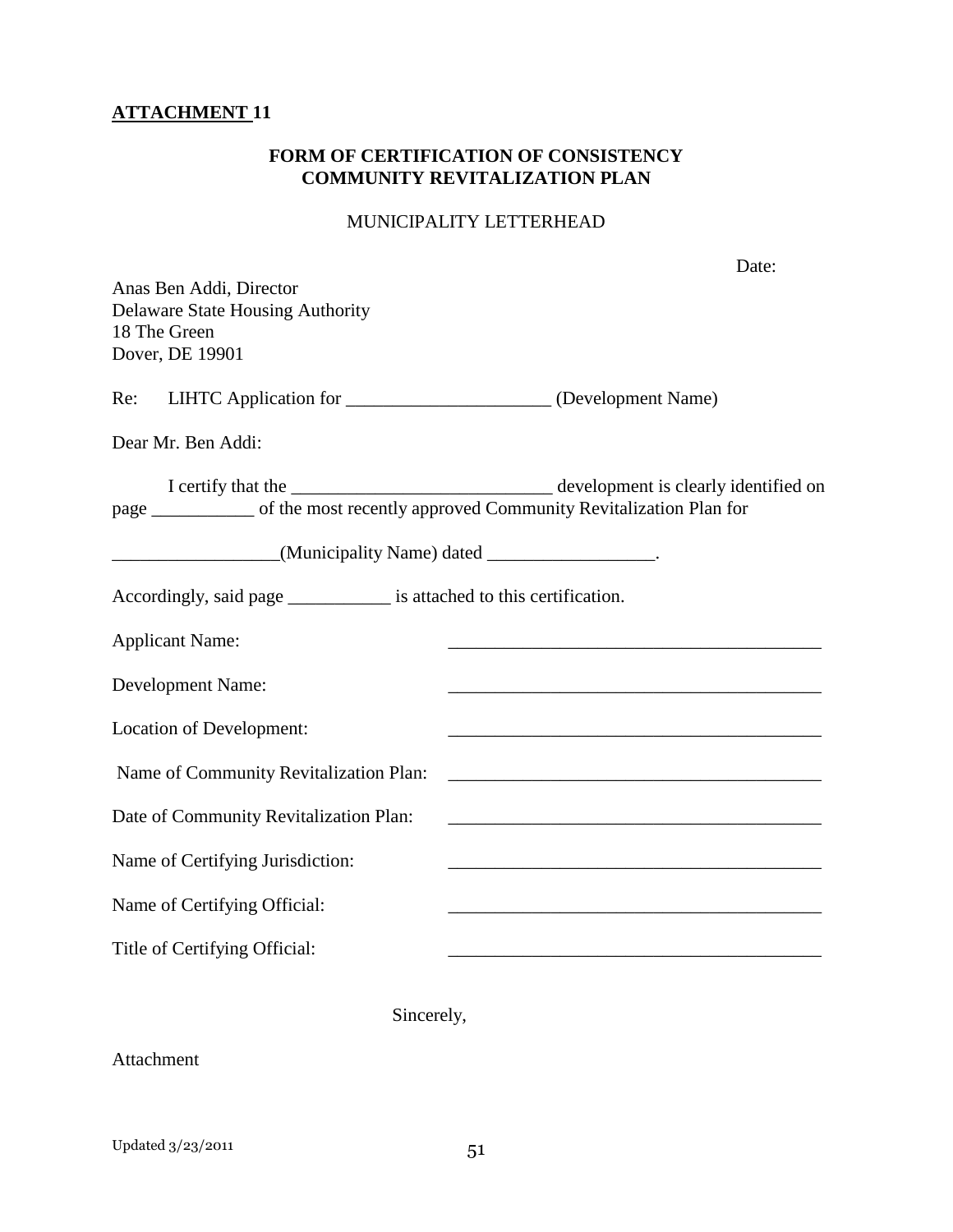**ATTACHMENT 11**

**FORM OF CERTIFICATION OF CONSISTENCY**
**COMMUNITY REVITALIZATION PLAN**

MUNICIPALITY LETTERHEAD

Date:

Anas Ben Addi, Director
Delaware State Housing Authority
18 The Green
Dover, DE 19901

Re: LIHTC Application for ______________________ (Development Name)

Dear Mr. Ben Addi:

I certify that the ____________________________ development is clearly identified on page ___________ of the most recently approved Community Revitalization Plan for

__________________(Municipality Name) dated __________________.

Accordingly, said page ___________ is attached to this certification.

Applicant Name: _________________________________________

Development Name: _________________________________________

Location of Development: _________________________________________

Name of Community Revitalization Plan: _________________________________________

Date of Community Revitalization Plan: _________________________________________

Name of Certifying Jurisdiction: _________________________________________

Name of Certifying Official: _________________________________________

Title of Certifying Official: _________________________________________

Sincerely,

Attachment

Updated 3/23/2011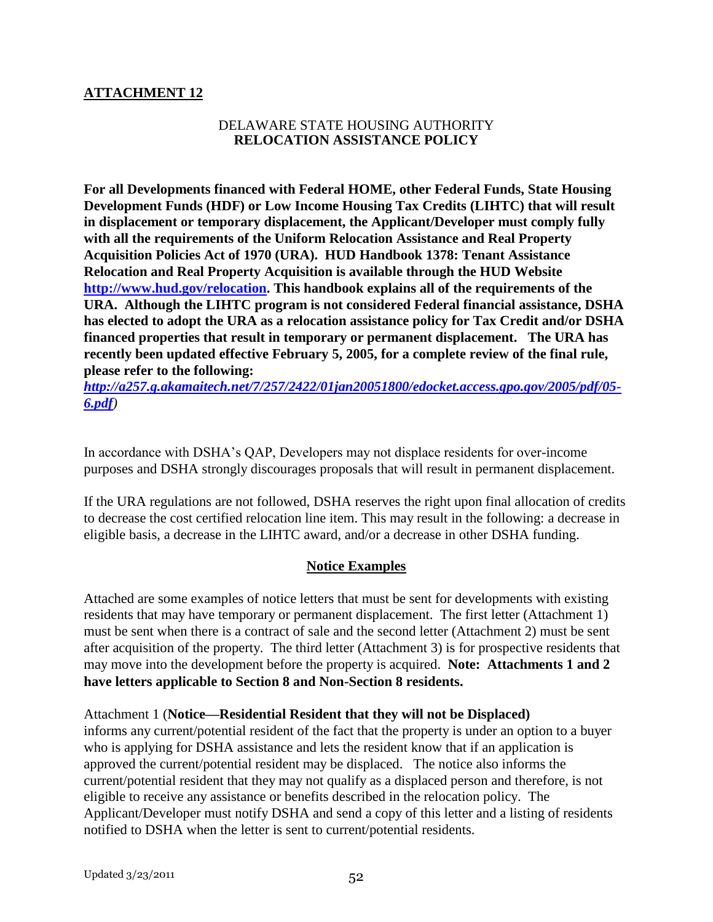**ATTACHMENT 12**

DELAWARE STATE HOUSING AUTHORITY
**RELOCATION ASSISTANCE POLICY**

**For all Developments financed with Federal HOME, other Federal Funds, State Housing Development Funds (HDF) or Low Income Housing Tax Credits (LIHTC) that will result in displacement or temporary displacement, the Applicant/Developer must comply fully with all the requirements of the Uniform Relocation Assistance and Real Property Acquisition Policies Act of 1970 (URA). HUD Handbook 1378: Tenant Assistance Relocation and Real Property Acquisition is available through the HUD Website [http://www.hud.gov/relocation](http://www.hud.gov/relocation). This handbook explains all of the requirements of the URA. Although the LIHTC program is not considered Federal financial assistance, DSHA has elected to adopt the URA as a relocation assistance policy for Tax Credit and/or DSHA financed properties that result in temporary or permanent displacement. The URA has recently been updated effective February 5, 2005, for a complete review of the final rule, please refer to the following:**
***[http://a257.g.akamaitech.net/7/257/2422/01jan20051800/edocket.access.gpo.gov/2005/pdf/05-6.pdf](http://a257.g.akamaitech.net/7/257/2422/01jan20051800/edocket.access.gpo.gov/2005/pdf/05-6.pdf)****)*

In accordance with DSHA's QAP, Developers may not displace residents for over-income purposes and DSHA strongly discourages proposals that will result in permanent displacement.

If the URA regulations are not followed, DSHA reserves the right upon final allocation of credits to decrease the cost certified relocation line item. This may result in the following: a decrease in eligible basis, a decrease in the LIHTC award, and/or a decrease in other DSHA funding.

**Notice Examples**

Attached are some examples of notice letters that must be sent for developments with existing residents that may have temporary or permanent displacement. The first letter (Attachment 1) must be sent when there is a contract of sale and the second letter (Attachment 2) must be sent after acquisition of the property. The third letter (Attachment 3) is for prospective residents that may move into the development before the property is acquired. **Note: Attachments 1 and 2 have letters applicable to Section 8 and Non-Section 8 residents.**

Attachment 1 (**Notice—Residential Resident that they will not be Displaced)** informs any current/potential resident of the fact that the property is under an option to a buyer who is applying for DSHA assistance and lets the resident know that if an application is approved the current/potential resident may be displaced. The notice also informs the current/potential resident that they may not qualify as a displaced person and therefore, is not eligible to receive any assistance or benefits described in the relocation policy. The Applicant/Developer must notify DSHA and send a copy of this letter and a listing of residents notified to DSHA when the letter is sent to current/potential residents.

Updated 3/23/2011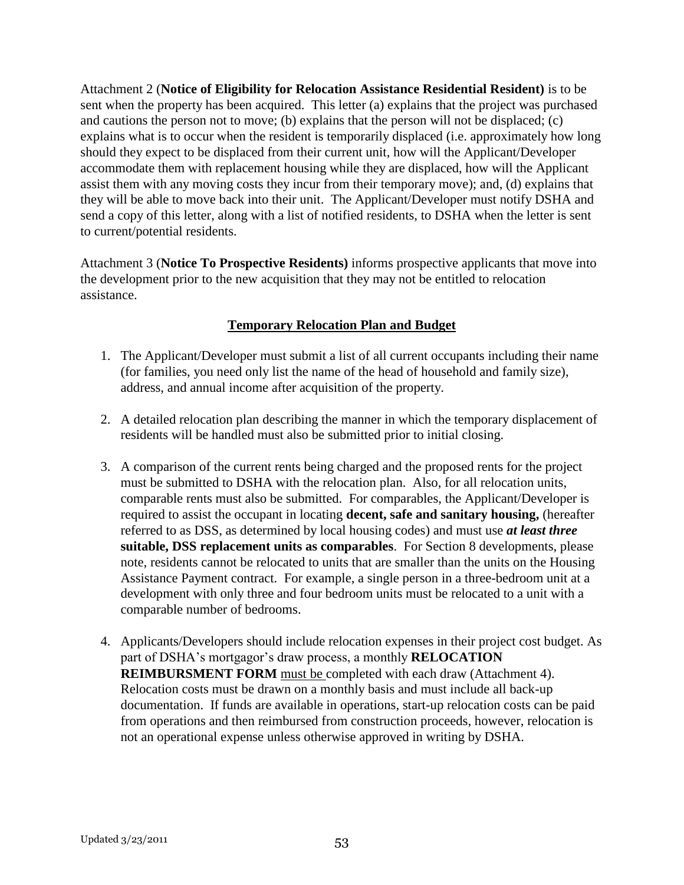Attachment 2 (**Notice of Eligibility for Relocation Assistance Residential Resident)** is to be sent when the property has been acquired. This letter (a) explains that the project was purchased and cautions the person not to move; (b) explains that the person will not be displaced; (c) explains what is to occur when the resident is temporarily displaced (i.e. approximately how long should they expect to be displaced from their current unit, how will the Applicant/Developer accommodate them with replacement housing while they are displaced, how will the Applicant assist them with any moving costs they incur from their temporary move); and, (d) explains that they will be able to move back into their unit. The Applicant/Developer must notify DSHA and send a copy of this letter, along with a list of notified residents, to DSHA when the letter is sent to current/potential residents.

Attachment 3 (**Notice To Prospective Residents)** informs prospective applicants that move into the development prior to the new acquisition that they may not be entitled to relocation assistance.

## Temporary Relocation Plan and Budget

1. The Applicant/Developer must submit a list of all current occupants including their name (for families, you need only list the name of the head of household and family size), address, and annual income after acquisition of the property.

2. A detailed relocation plan describing the manner in which the temporary displacement of residents will be handled must also be submitted prior to initial closing.

3. A comparison of the current rents being charged and the proposed rents for the project must be submitted to DSHA with the relocation plan. Also, for all relocation units, comparable rents must also be submitted. For comparables, the Applicant/Developer is required to assist the occupant in locating **decent, safe and sanitary housing,** (hereafter referred to as DSS, as determined by local housing codes) and must use ***at least three*** **suitable, DSS replacement units as comparables**. For Section 8 developments, please note, residents cannot be relocated to units that are smaller than the units on the Housing Assistance Payment contract. For example, a single person in a three-bedroom unit at a development with only three and four bedroom units must be relocated to a unit with a comparable number of bedrooms.

4. Applicants/Developers should include relocation expenses in their project cost budget. As part of DSHA's mortgagor's draw process, a monthly **RELOCATION REIMBURSMENT FORM** must be completed with each draw (Attachment 4). Relocation costs must be drawn on a monthly basis and must include all back-up documentation. If funds are available in operations, start-up relocation costs can be paid from operations and then reimbursed from construction proceeds, however, relocation is not an operational expense unless otherwise approved in writing by DSHA.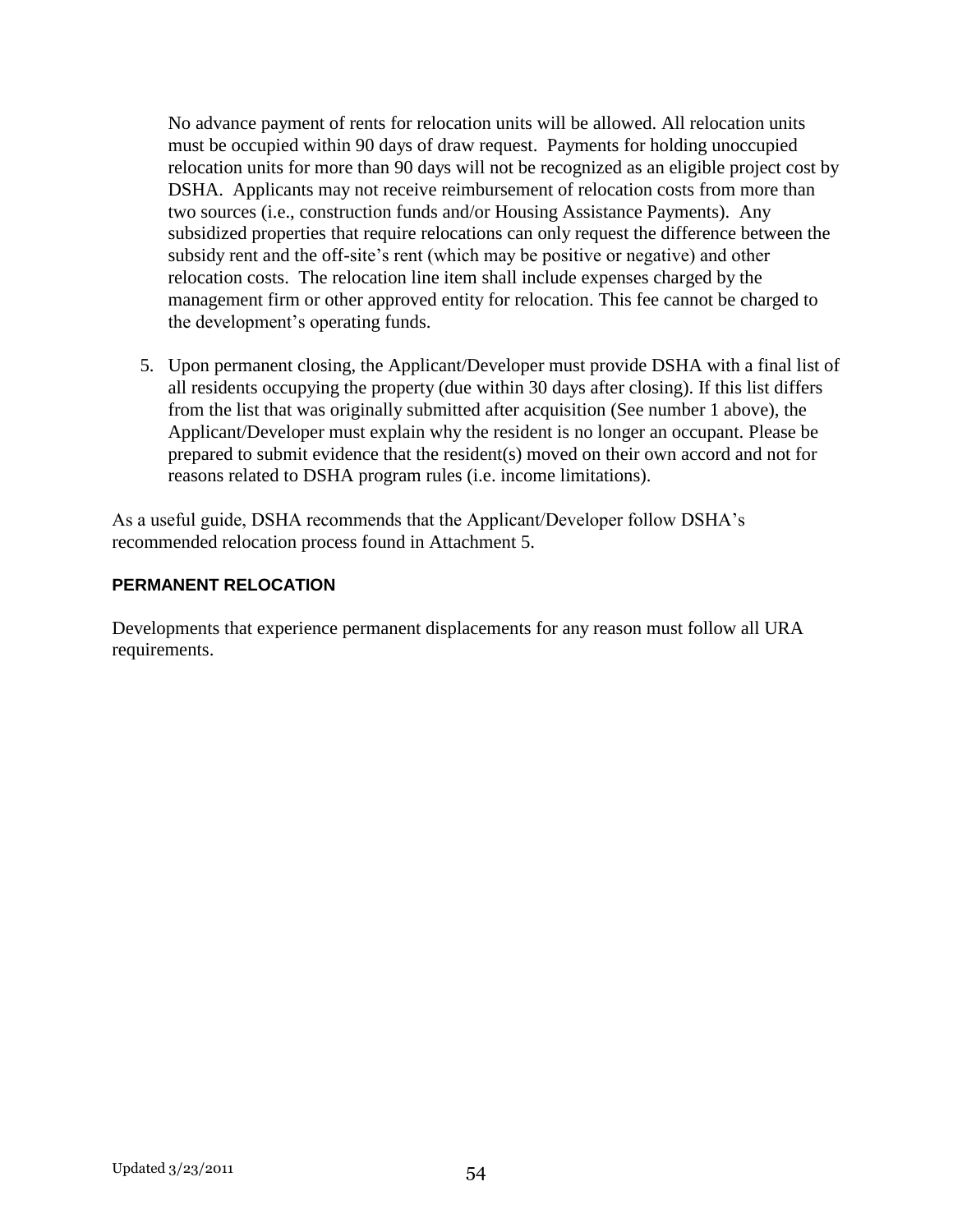No advance payment of rents for relocation units will be allowed. All relocation units must be occupied within 90 days of draw request. Payments for holding unoccupied relocation units for more than 90 days will not be recognized as an eligible project cost by DSHA. Applicants may not receive reimbursement of relocation costs from more than two sources (i.e., construction funds and/or Housing Assistance Payments). Any subsidized properties that require relocations can only request the difference between the subsidy rent and the off-site's rent (which may be positive or negative) and other relocation costs. The relocation line item shall include expenses charged by the management firm or other approved entity for relocation. This fee cannot be charged to the development's operating funds.

5. Upon permanent closing, the Applicant/Developer must provide DSHA with a final list of all residents occupying the property (due within 30 days after closing). If this list differs from the list that was originally submitted after acquisition (See number 1 above), the Applicant/Developer must explain why the resident is no longer an occupant. Please be prepared to submit evidence that the resident(s) moved on their own accord and not for reasons related to DSHA program rules (i.e. income limitations).

As a useful guide, DSHA recommends that the Applicant/Developer follow DSHA's recommended relocation process found in Attachment 5.

**PERMANENT RELOCATION**

Developments that experience permanent displacements for any reason must follow all URA requirements.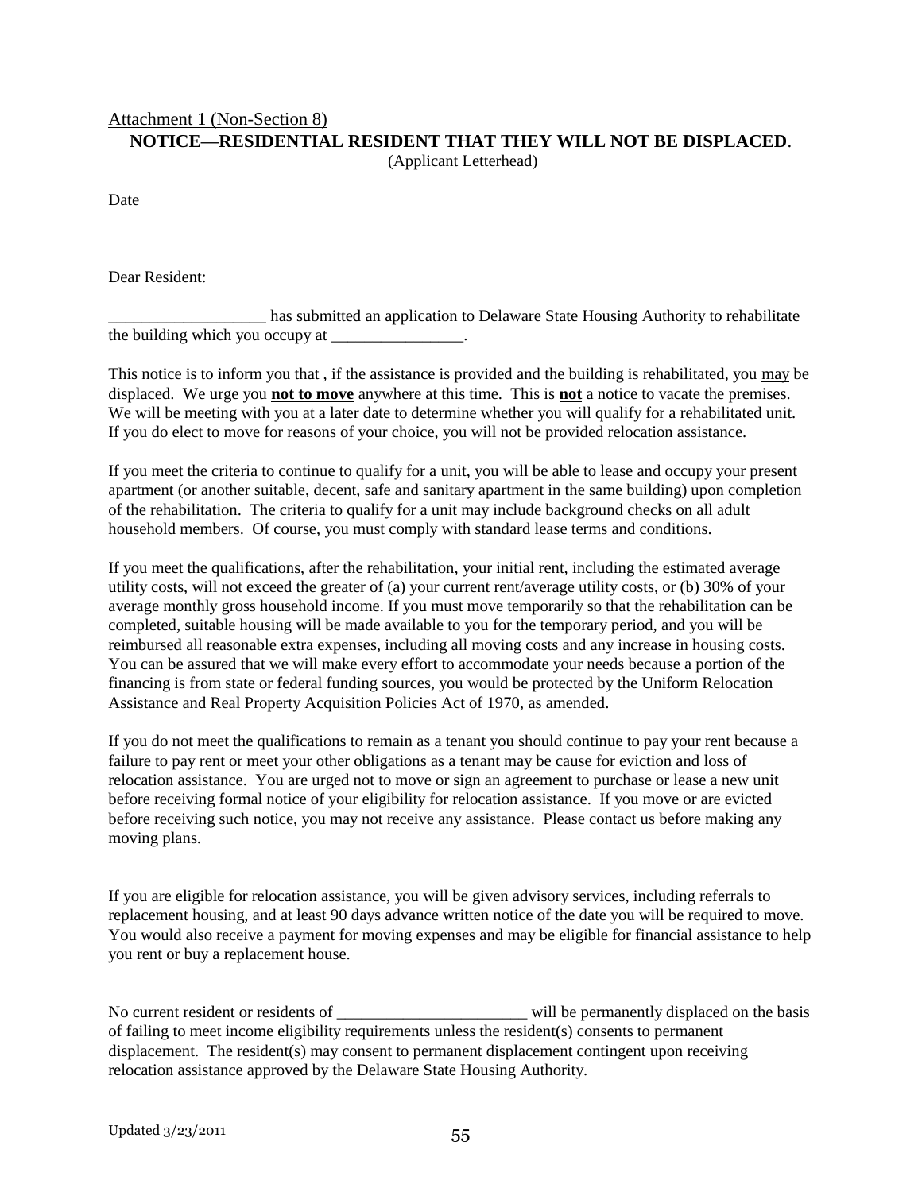Attachment 1 (Non-Section 8)

**NOTICE—RESIDENTIAL RESIDENT THAT THEY WILL NOT BE DISPLACED**.

(Applicant Letterhead)

Date

Dear Resident:

___________________ has submitted an application to Delaware State Housing Authority to rehabilitate the building which you occupy at ________________.

This notice is to inform you that , if the assistance is provided and the building is rehabilitated, you may be displaced. We urge you **not to move** anywhere at this time. This is **not** a notice to vacate the premises. We will be meeting with you at a later date to determine whether you will qualify for a rehabilitated unit. If you do elect to move for reasons of your choice, you will not be provided relocation assistance.

If you meet the criteria to continue to qualify for a unit, you will be able to lease and occupy your present apartment (or another suitable, decent, safe and sanitary apartment in the same building) upon completion of the rehabilitation. The criteria to qualify for a unit may include background checks on all adult household members. Of course, you must comply with standard lease terms and conditions.

If you meet the qualifications, after the rehabilitation, your initial rent, including the estimated average utility costs, will not exceed the greater of (a) your current rent/average utility costs, or (b) 30% of your average monthly gross household income. If you must move temporarily so that the rehabilitation can be completed, suitable housing will be made available to you for the temporary period, and you will be reimbursed all reasonable extra expenses, including all moving costs and any increase in housing costs. You can be assured that we will make every effort to accommodate your needs because a portion of the financing is from state or federal funding sources, you would be protected by the Uniform Relocation Assistance and Real Property Acquisition Policies Act of 1970, as amended.

If you do not meet the qualifications to remain as a tenant you should continue to pay your rent because a failure to pay rent or meet your other obligations as a tenant may be cause for eviction and loss of relocation assistance. You are urged not to move or sign an agreement to purchase or lease a new unit before receiving formal notice of your eligibility for relocation assistance. If you move or are evicted before receiving such notice, you may not receive any assistance. Please contact us before making any moving plans.

If you are eligible for relocation assistance, you will be given advisory services, including referrals to replacement housing, and at least 90 days advance written notice of the date you will be required to move. You would also receive a payment for moving expenses and may be eligible for financial assistance to help you rent or buy a replacement house.

No current resident or residents of _______________________ will be permanently displaced on the basis of failing to meet income eligibility requirements unless the resident(s) consents to permanent displacement. The resident(s) may consent to permanent displacement contingent upon receiving relocation assistance approved by the Delaware State Housing Authority.

Updated 3/23/2011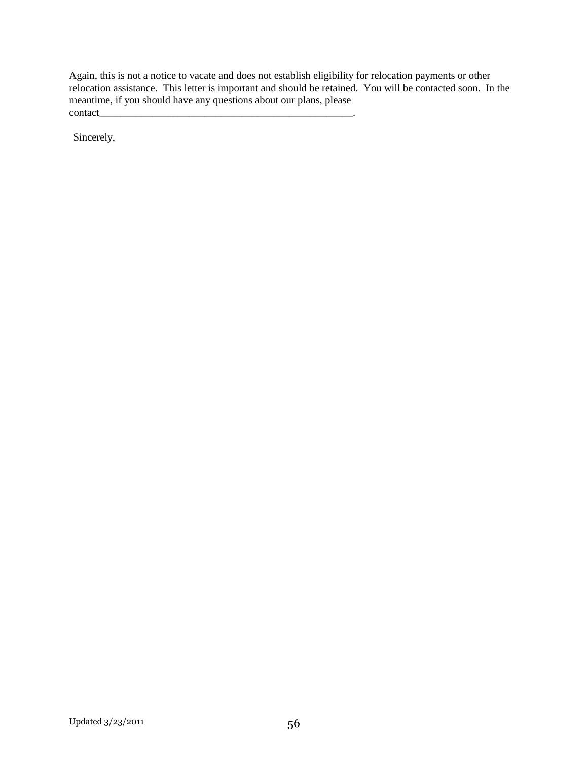Again, this is not a notice to vacate and does not establish eligibility for relocation payments or other relocation assistance. This letter is important and should be retained. You will be contacted soon. In the meantime, if you should have any questions about our plans, please contact__________________________________________________.

Sincerely,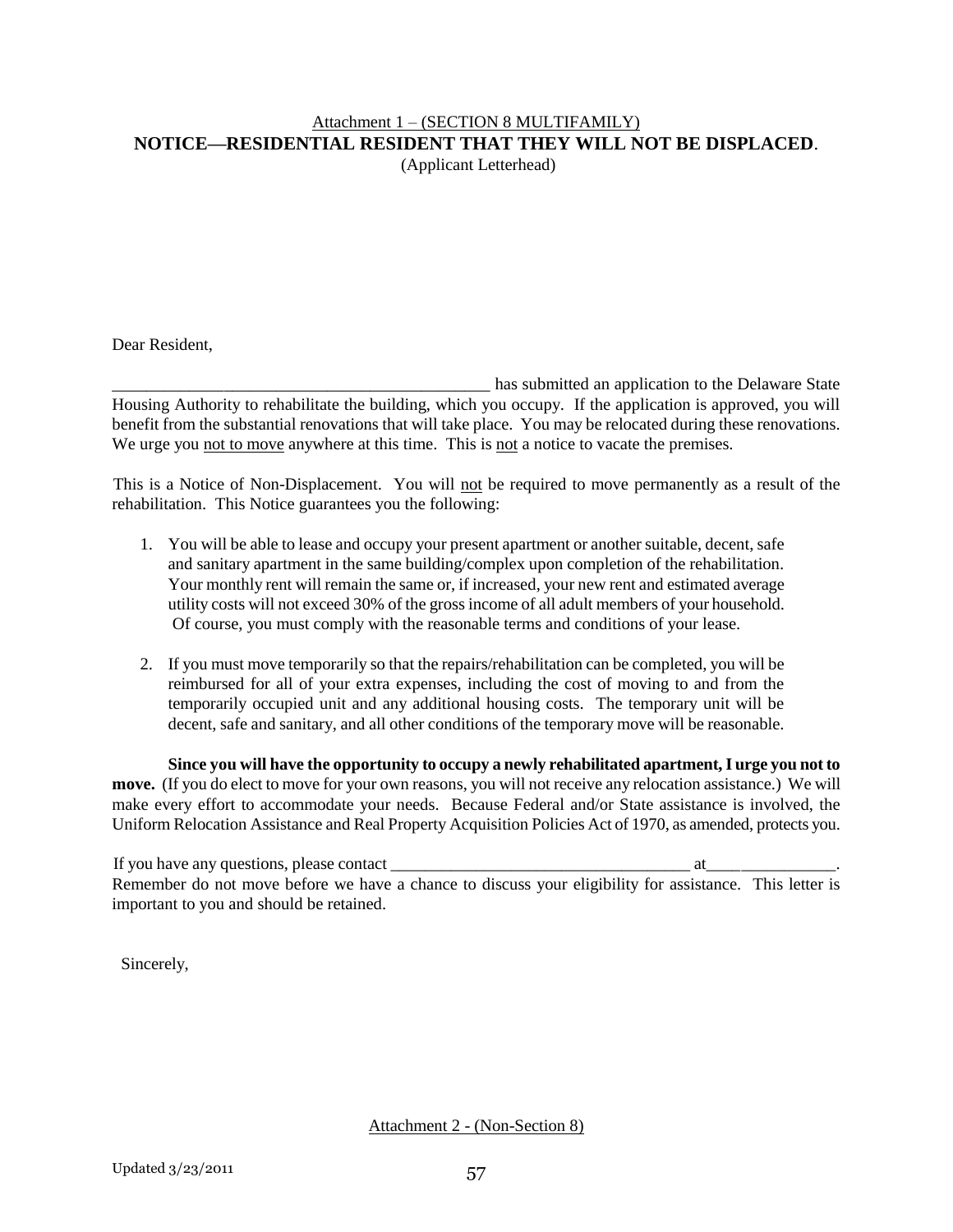Attachment 1 – (SECTION 8 MULTIFAMILY)

**NOTICE—RESIDENTIAL RESIDENT THAT THEY WILL NOT BE DISPLACED**.

(Applicant Letterhead)

Dear Resident,

_____________________________________________ has submitted an application to the Delaware State Housing Authority to rehabilitate the building, which you occupy. If the application is approved, you will benefit from the substantial renovations that will take place. You may be relocated during these renovations. We urge you not to move anywhere at this time. This is not a notice to vacate the premises.

This is a Notice of Non-Displacement. You will not be required to move permanently as a result of the rehabilitation. This Notice guarantees you the following:

1. You will be able to lease and occupy your present apartment or another suitable, decent, safe and sanitary apartment in the same building/complex upon completion of the rehabilitation. Your monthly rent will remain the same or, if increased, your new rent and estimated average utility costs will not exceed 30% of the gross income of all adult members of your household. Of course, you must comply with the reasonable terms and conditions of your lease.

2. If you must move temporarily so that the repairs/rehabilitation can be completed, you will be reimbursed for all of your extra expenses, including the cost of moving to and from the temporarily occupied unit and any additional housing costs. The temporary unit will be decent, safe and sanitary, and all other conditions of the temporary move will be reasonable.

**Since you will have the opportunity to occupy a newly rehabilitated apartment, I urge you not to move.** (If you do elect to move for your own reasons, you will not receive any relocation assistance.) We will make every effort to accommodate your needs. Because Federal and/or State assistance is involved, the Uniform Relocation Assistance and Real Property Acquisition Policies Act of 1970, as amended, protects you.

If you have any questions, please contact ___________________________________ at_______________. Remember do not move before we have a chance to discuss your eligibility for assistance. This letter is important to you and should be retained.

Sincerely,

Attachment 2 - (Non-Section 8)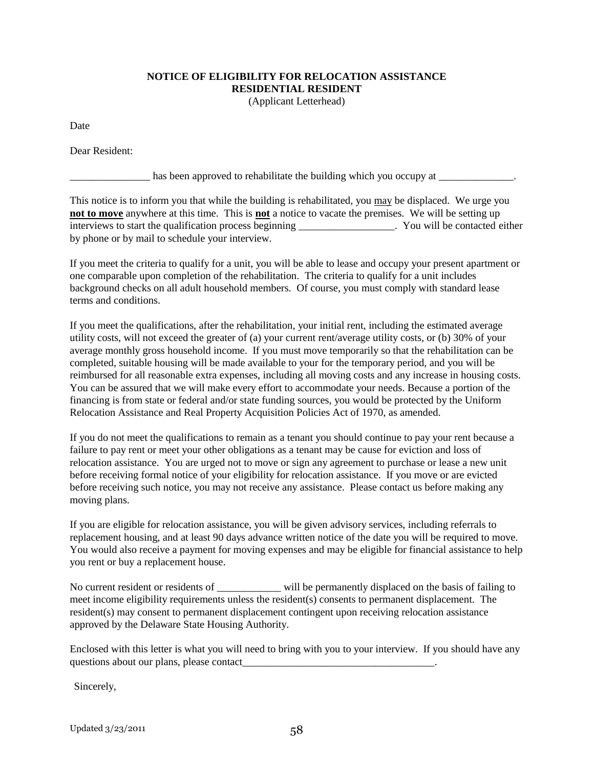**NOTICE OF ELIGIBILITY FOR RELOCATION ASSISTANCE**
**RESIDENTIAL RESIDENT**
(Applicant Letterhead)

Date

Dear Resident:

_______________ has been approved to rehabilitate the building which you occupy at ______________.

This notice is to inform you that while the building is rehabilitated, you may be displaced. We urge you **not to move** anywhere at this time. This is **not** a notice to vacate the premises. We will be setting up interviews to start the qualification process beginning __________________. You will be contacted either by phone or by mail to schedule your interview.

If you meet the criteria to qualify for a unit, you will be able to lease and occupy your present apartment or one comparable upon completion of the rehabilitation. The criteria to qualify for a unit includes background checks on all adult household members. Of course, you must comply with standard lease terms and conditions.

If you meet the qualifications, after the rehabilitation, your initial rent, including the estimated average utility costs, will not exceed the greater of (a) your current rent/average utility costs, or (b) 30% of your average monthly gross household income. If you must move temporarily so that the rehabilitation can be completed, suitable housing will be made available to your for the temporary period, and you will be reimbursed for all reasonable extra expenses, including all moving costs and any increase in housing costs. You can be assured that we will make every effort to accommodate your needs. Because a portion of the financing is from state or federal and/or state funding sources, you would be protected by the Uniform Relocation Assistance and Real Property Acquisition Policies Act of 1970, as amended.

If you do not meet the qualifications to remain as a tenant you should continue to pay your rent because a failure to pay rent or meet your other obligations as a tenant may be cause for eviction and loss of relocation assistance. You are urged not to move or sign any agreement to purchase or lease a new unit before receiving formal notice of your eligibility for relocation assistance. If you move or are evicted before receiving such notice, you may not receive any assistance. Please contact us before making any moving plans.

If you are eligible for relocation assistance, you will be given advisory services, including referrals to replacement housing, and at least 90 days advance written notice of the date you will be required to move. You would also receive a payment for moving expenses and may be eligible for financial assistance to help you rent or buy a replacement house.

No current resident or residents of ____________ will be permanently displaced on the basis of failing to meet income eligibility requirements unless the resident(s) consents to permanent displacement. The resident(s) may consent to permanent displacement contingent upon receiving relocation assistance approved by the Delaware State Housing Authority.

Enclosed with this letter is what you will need to bring with you to your interview. If you should have any questions about our plans, please contact____________________________________.

Sincerely,

Updated 3/23/2011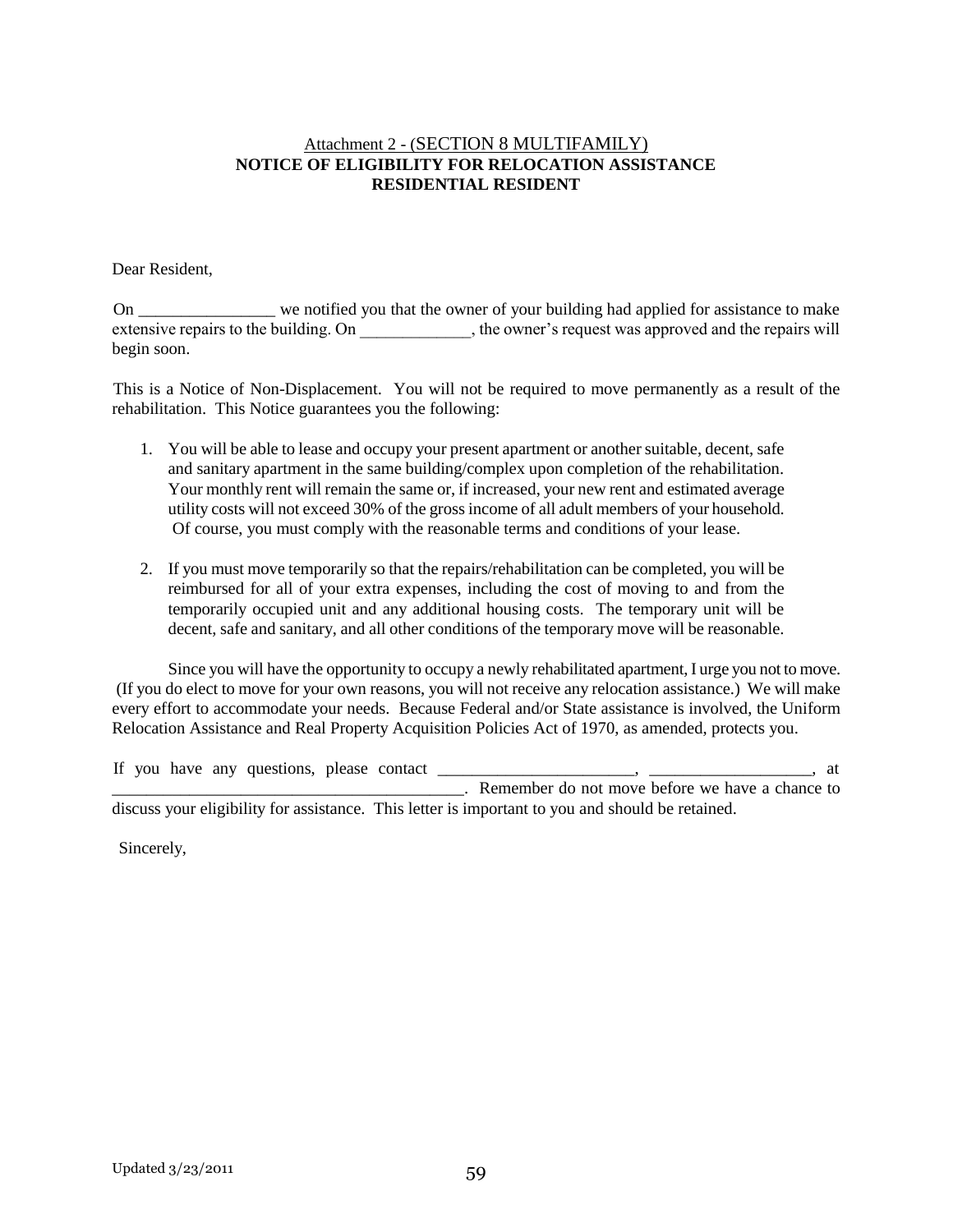Attachment 2 - (SECTION 8 MULTIFAMILY)

**NOTICE OF ELIGIBILITY FOR RELOCATION ASSISTANCE**
**RESIDENTIAL RESIDENT**

Dear Resident,

On ________________ we notified you that the owner of your building had applied for assistance to make extensive repairs to the building. On _____________, the owner's request was approved and the repairs will begin soon.

This is a Notice of Non-Displacement. You will not be required to move permanently as a result of the rehabilitation. This Notice guarantees you the following:

1. You will be able to lease and occupy your present apartment or another suitable, decent, safe and sanitary apartment in the same building/complex upon completion of the rehabilitation. Your monthly rent will remain the same or, if increased, your new rent and estimated average utility costs will not exceed 30% of the gross income of all adult members of your household. Of course, you must comply with the reasonable terms and conditions of your lease.

2. If you must move temporarily so that the repairs/rehabilitation can be completed, you will be reimbursed for all of your extra expenses, including the cost of moving to and from the temporarily occupied unit and any additional housing costs. The temporary unit will be decent, safe and sanitary, and all other conditions of the temporary move will be reasonable.

Since you will have the opportunity to occupy a newly rehabilitated apartment, I urge you not to move. (If you do elect to move for your own reasons, you will not receive any relocation assistance.) We will make every effort to accommodate your needs. Because Federal and/or State assistance is involved, the Uniform Relocation Assistance and Real Property Acquisition Policies Act of 1970, as amended, protects you.

If you have any questions, please contact _______________________, ___________________, at _________________________________________. Remember do not move before we have a chance to discuss your eligibility for assistance. This letter is important to you and should be retained.

Sincerely,

Updated 3/23/2011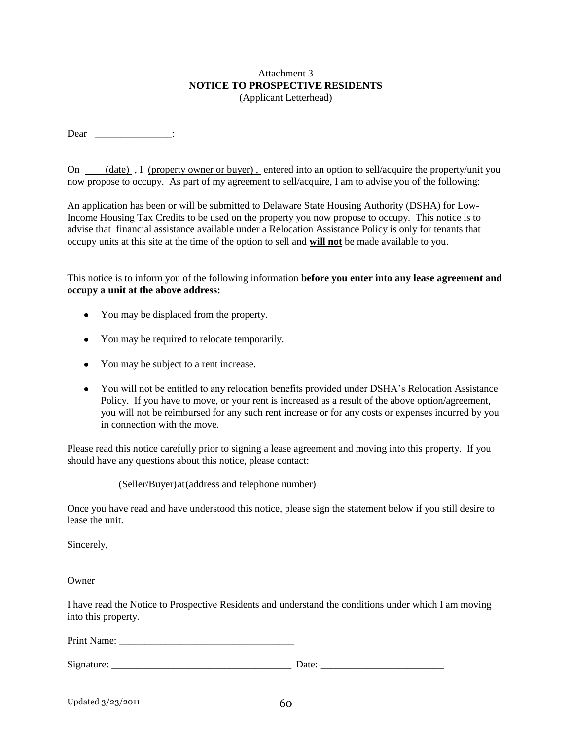Attachment 3

**NOTICE TO PROSPECTIVE RESIDENTS**

(Applicant Letterhead)

Dear _______________:

On ____(date)__ , I (property owner or buyer) , entered into an option to sell/acquire the property/unit you now propose to occupy. As part of my agreement to sell/acquire, I am to advise you of the following:

An application has been or will be submitted to Delaware State Housing Authority (DSHA) for Low-Income Housing Tax Credits to be used on the property you now propose to occupy. This notice is to advise that financial assistance available under a Relocation Assistance Policy is only for tenants that occupy units at this site at the time of the option to sell and **will not** be made available to you.

This notice is to inform you of the following information **before you enter into any lease agreement and occupy a unit at the above address:**

- You may be displaced from the property.
- You may be required to relocate temporarily.
- You may be subject to a rent increase.
- You will not be entitled to any relocation benefits provided under DSHA's Relocation Assistance Policy. If you have to move, or your rent is increased as a result of the above option/agreement, you will not be reimbursed for any such rent increase or for any costs or expenses incurred by you in connection with the move.

Please read this notice carefully prior to signing a lease agreement and moving into this property. If you should have any questions about this notice, please contact:

__________(Seller/Buyer) at (address and telephone number)

Once you have read and have understood this notice, please sign the statement below if you still desire to lease the unit.

Sincerely,

Owner

I have read the Notice to Prospective Residents and understand the conditions under which I am moving into this property.

Print Name: __________________________________

Signature: ___________________________________ Date: ________________________

Updated 3/23/2011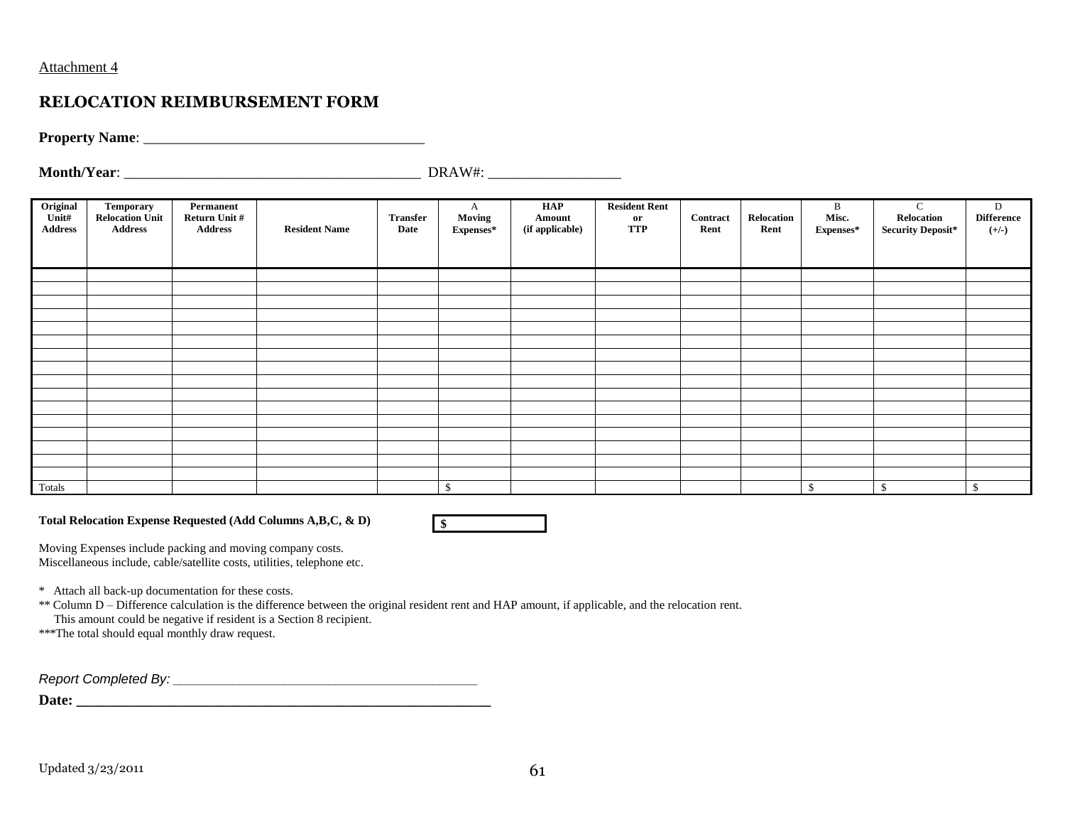Attachment 4

# RELOCATION REIMBURSEMENT FORM

**Property Name**: ______________________________________

**Month/Year**: ________________________________________ DRAW#: _________________

| Original Unit# Address | Temporary Relocation Unit Address | Permanent Return Unit # Address | Resident Name | Transfer Date | A Moving Expenses* | HAP Amount (if applicable) | Resident Rent or TTP | Contract Rent | Relocation Rent | B Misc. Expenses* | C Relocation Security Deposit* | D Difference (+/-) |
|---|---|---|---|---|---|---|---|---|---|---|---|---|
| | | | | | | | | | | | | |
| | | | | | | | | | | | | |
| | | | | | | | | | | | | |
| | | | | | | | | | | | | |
| | | | | | | | | | | | | |
| | | | | | | | | | | | | |
| | | | | | | | | | | | | |
| | | | | | | | | | | | | |
| | | | | | | | | | | | | |
| | | | | | | | | | | | | |
| | | | | | | | | | | | | |
| | | | | | | | | | | | | |
| | | | | | | | | | | | | |
| | | | | | | | | | | | | |
| | | | | | | | | | | | | |
| | | | | | | | | | | | | |
| Totals | | | | | $ | | | | | $ | $ | $ |

**Total Relocation Expense Requested (Add Columns A,B,C, & D)** **$** __________

Moving Expenses include packing and moving company costs.
Miscellaneous include, cable/satellite costs, utilities, telephone etc.

\* Attach all back-up documentation for these costs.
** Column D – Difference calculation is the difference between the original resident rent and HAP amount, if applicable, and the relocation rent. This amount could be negative if resident is a Section 8 recipient.
***The total should equal monthly draw request.

*Report Completed By:* ______________________________________________

**Date:** ________________________________________________________

Updated 3/23/2011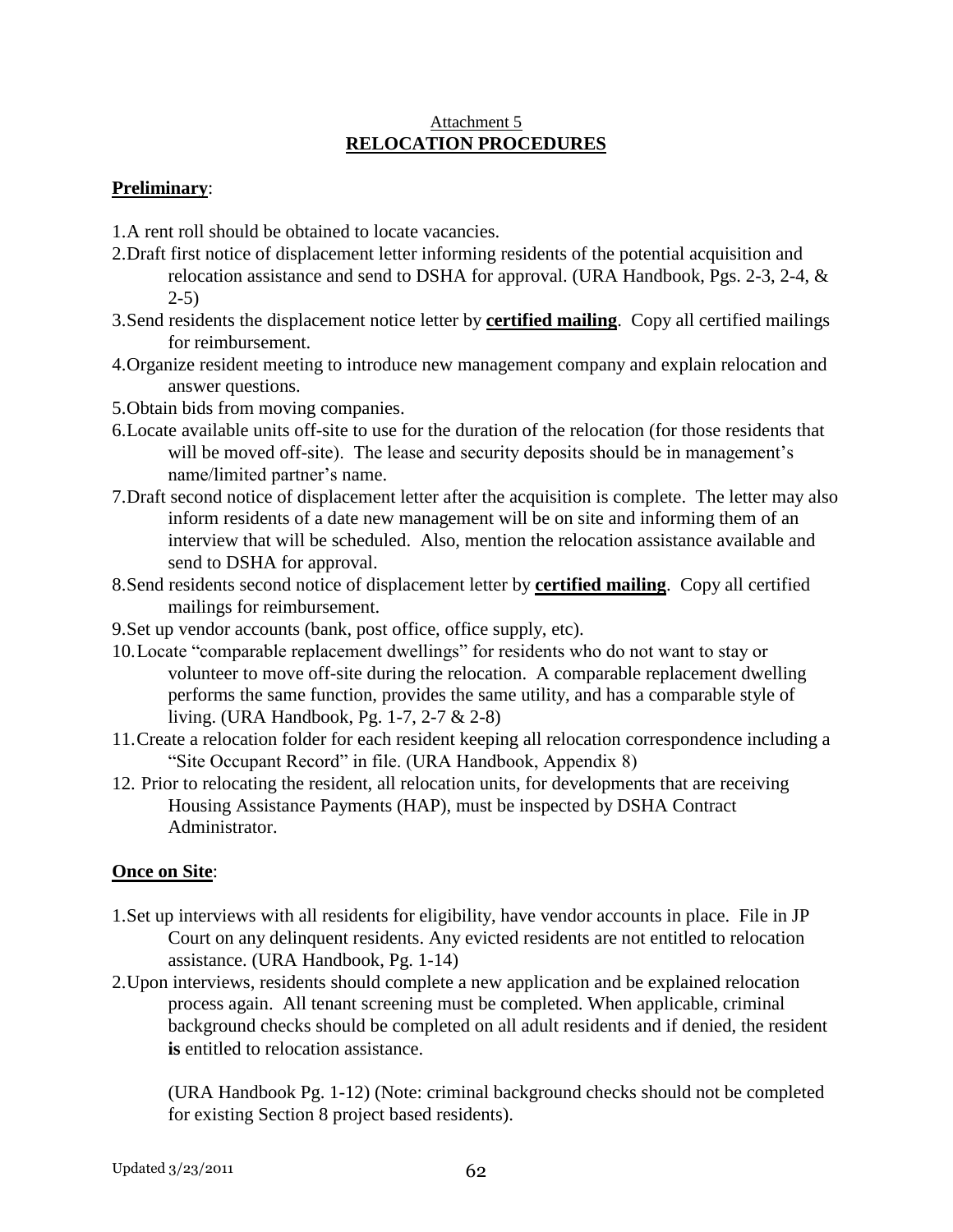Attachment 5

## RELOCATION PROCEDURES

**Preliminary**:

1. A rent roll should be obtained to locate vacancies.
2. Draft first notice of displacement letter informing residents of the potential acquisition and relocation assistance and send to DSHA for approval. (URA Handbook, Pgs. 2-3, 2-4, & 2-5)
3. Send residents the displacement notice letter by **certified mailing**. Copy all certified mailings for reimbursement.
4. Organize resident meeting to introduce new management company and explain relocation and answer questions.
5. Obtain bids from moving companies.
6. Locate available units off-site to use for the duration of the relocation (for those residents that will be moved off-site). The lease and security deposits should be in management's name/limited partner's name.
7. Draft second notice of displacement letter after the acquisition is complete. The letter may also inform residents of a date new management will be on site and informing them of an interview that will be scheduled. Also, mention the relocation assistance available and send to DSHA for approval.
8. Send residents second notice of displacement letter by **certified mailing**. Copy all certified mailings for reimbursement.
9. Set up vendor accounts (bank, post office, office supply, etc).
10. Locate "comparable replacement dwellings" for residents who do not want to stay or volunteer to move off-site during the relocation. A comparable replacement dwelling performs the same function, provides the same utility, and has a comparable style of living. (URA Handbook, Pg. 1-7, 2-7 & 2-8)
11. Create a relocation folder for each resident keeping all relocation correspondence including a "Site Occupant Record" in file. (URA Handbook, Appendix 8)
12. Prior to relocating the resident, all relocation units, for developments that are receiving Housing Assistance Payments (HAP), must be inspected by DSHA Contract Administrator.

**Once on Site**:

1. Set up interviews with all residents for eligibility, have vendor accounts in place. File in JP Court on any delinquent residents. Any evicted residents are not entitled to relocation assistance. (URA Handbook, Pg. 1-14)
2. Upon interviews, residents should complete a new application and be explained relocation process again. All tenant screening must be completed. When applicable, criminal background checks should be completed on all adult residents and if denied, the resident **is** entitled to relocation assistance.

   (URA Handbook Pg. 1-12) (Note: criminal background checks should not be completed for existing Section 8 project based residents).

Updated 3/23/2011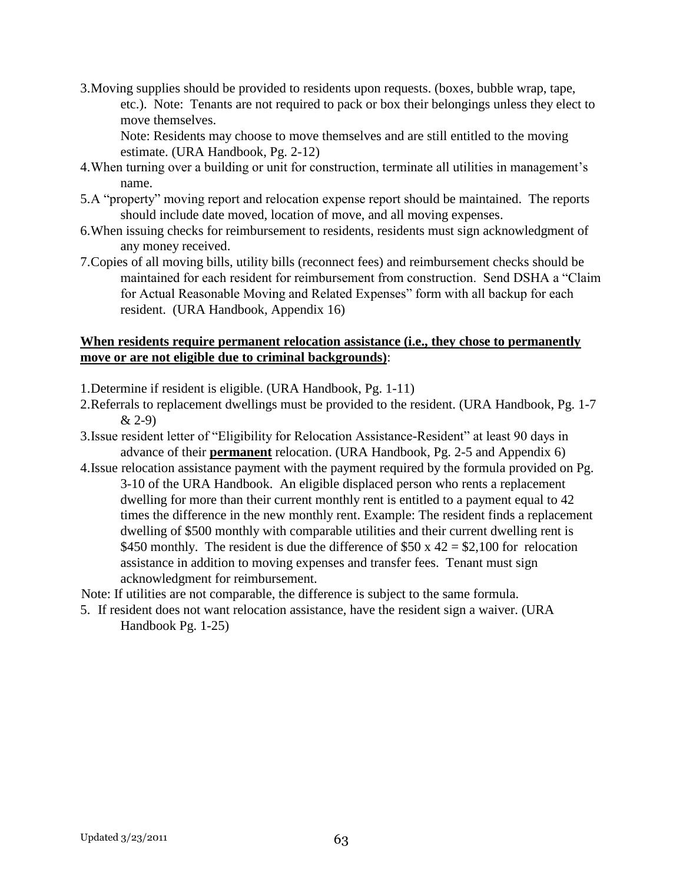3. Moving supplies should be provided to residents upon requests. (boxes, bubble wrap, tape, etc.). Note: Tenants are not required to pack or box their belongings unless they elect to move themselves.
   Note: Residents may choose to move themselves and are still entitled to the moving estimate. (URA Handbook, Pg. 2-12)
4. When turning over a building or unit for construction, terminate all utilities in management's name.
5. A "property" moving report and relocation expense report should be maintained. The reports should include date moved, location of move, and all moving expenses.
6. When issuing checks for reimbursement to residents, residents must sign acknowledgment of any money received.
7. Copies of all moving bills, utility bills (reconnect fees) and reimbursement checks should be maintained for each resident for reimbursement from construction. Send DSHA a "Claim for Actual Reasonable Moving and Related Expenses" form with all backup for each resident. (URA Handbook, Appendix 16)

**When residents require permanent relocation assistance (i.e., they chose to permanently move or are not eligible due to criminal backgrounds)**:

1. Determine if resident is eligible. (URA Handbook, Pg. 1-11)
2. Referrals to replacement dwellings must be provided to the resident. (URA Handbook, Pg. 1-7 & 2-9)
3. Issue resident letter of "Eligibility for Relocation Assistance-Resident" at least 90 days in advance of their **permanent** relocation. (URA Handbook, Pg. 2-5 and Appendix 6)
4. Issue relocation assistance payment with the payment required by the formula provided on Pg. 3-10 of the URA Handbook. An eligible displaced person who rents a replacement dwelling for more than their current monthly rent is entitled to a payment equal to 42 times the difference in the new monthly rent. Example: The resident finds a replacement dwelling of $500 monthly with comparable utilities and their current dwelling rent is $450 monthly. The resident is due the difference of $50 x 42 = $2,100 for relocation assistance in addition to moving expenses and transfer fees. Tenant must sign acknowledgment for reimbursement.

Note: If utilities are not comparable, the difference is subject to the same formula.

5. If resident does not want relocation assistance, have the resident sign a waiver. (URA Handbook Pg. 1-25)